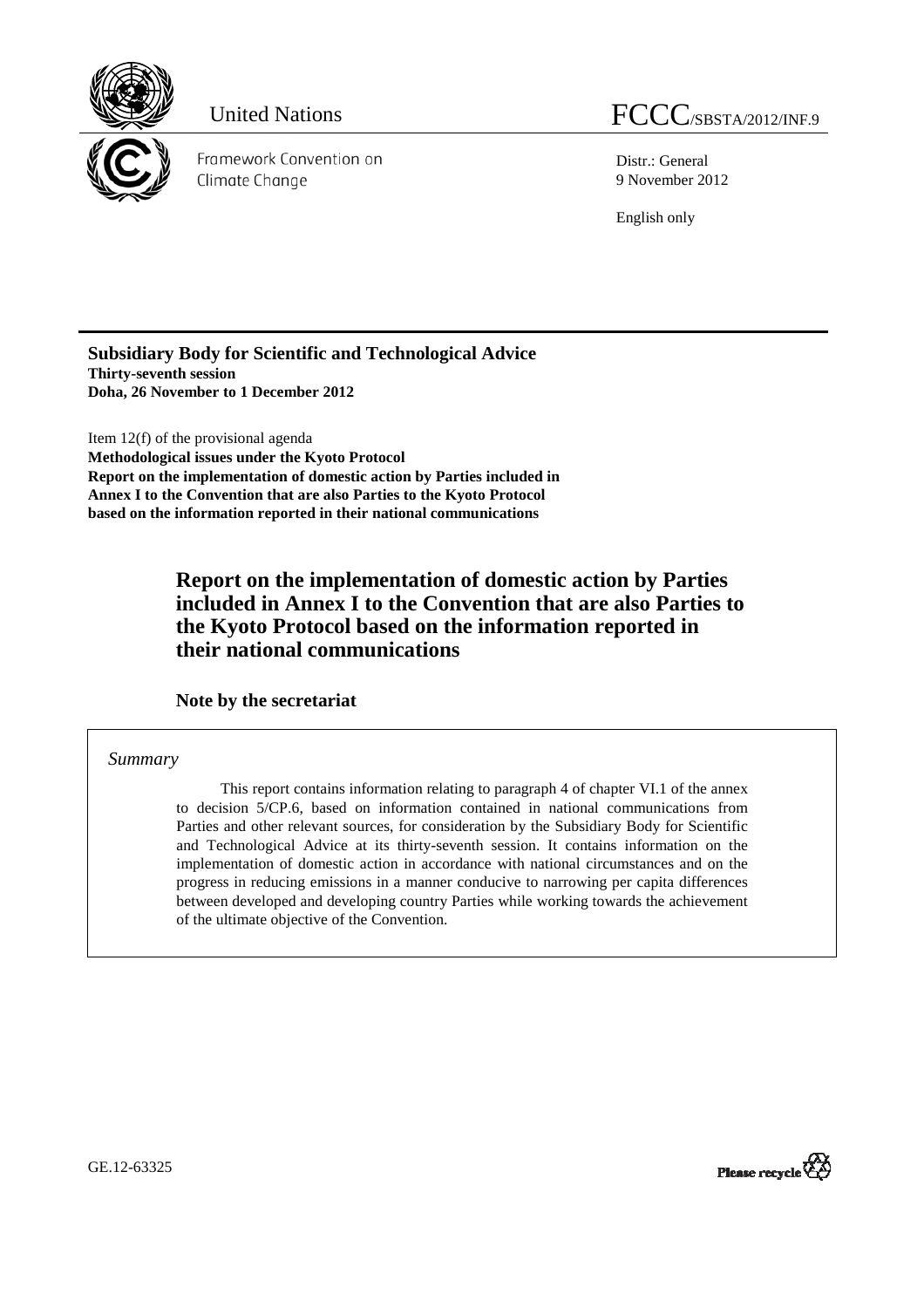United Nations

FCCC/SBSTA/2012/INF.9

Framework Convention on Climate Change

Distr.: General
9 November 2012

English only

**Subsidiary Body for Scientific and Technological Advice**
**Thirty-seventh session**
**Doha, 26 November to 1 December 2012**

Item 12(f) of the provisional agenda
**Methodological issues under the Kyoto Protocol**
**Report on the implementation of domestic action by Parties included in Annex I to the Convention that are also Parties to the Kyoto Protocol based on the information reported in their national communications**

# Report on the implementation of domestic action by Parties included in Annex I to the Convention that are also Parties to the Kyoto Protocol based on the information reported in their national communications

## Note by the secretariat

*Summary*

This report contains information relating to paragraph 4 of chapter VI.1 of the annex to decision 5/CP.6, based on information contained in national communications from Parties and other relevant sources, for consideration by the Subsidiary Body for Scientific and Technological Advice at its thirty-seventh session. It contains information on the implementation of domestic action in accordance with national circumstances and on the progress in reducing emissions in a manner conducive to narrowing per capita differences between developed and developing country Parties while working towards the achievement of the ultimate objective of the Convention.

GE.12-63325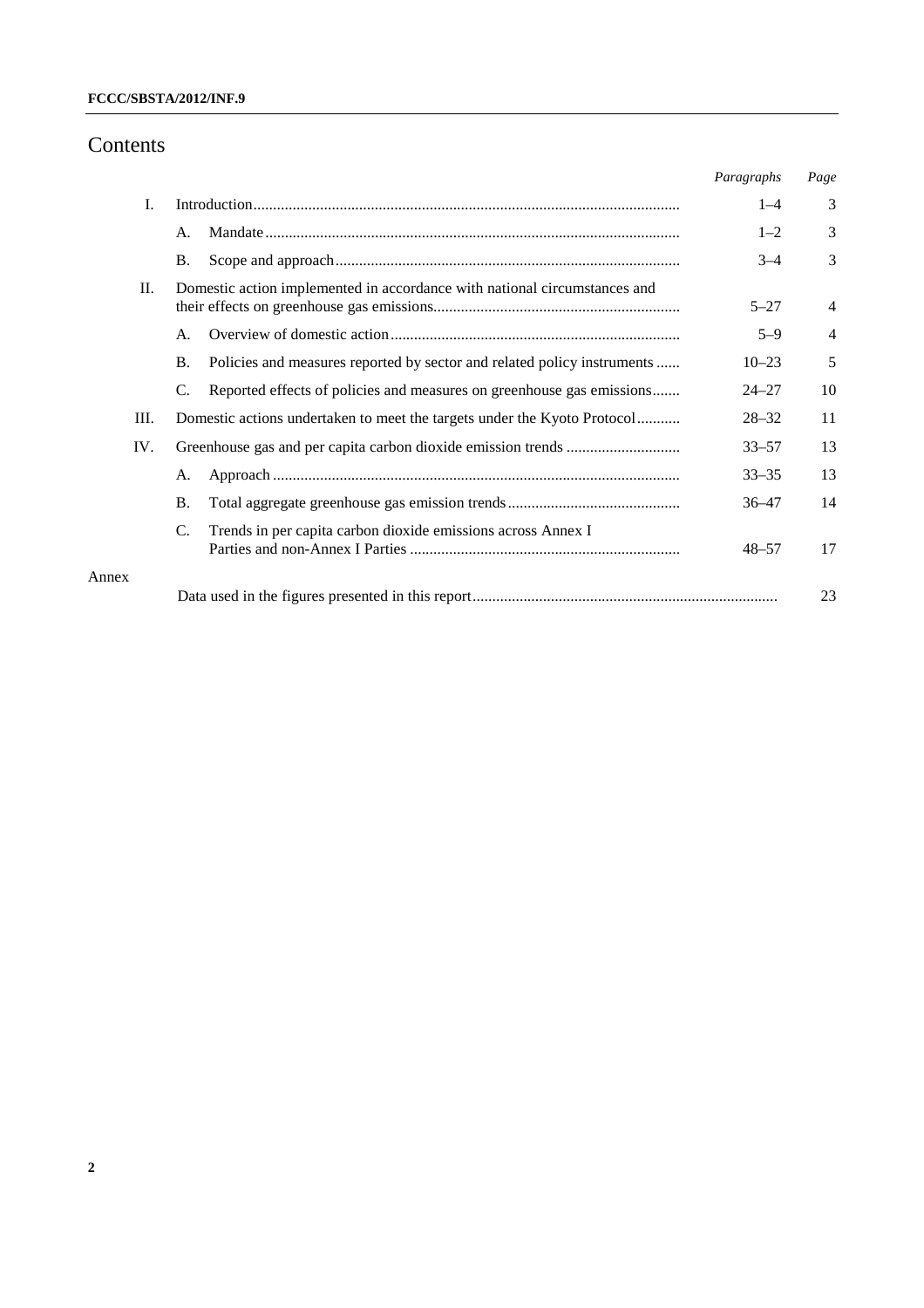# Contents

| | | | Paragraphs | Page |
|---|---|---|---|---|
| I. | Introduction | | 1–4 | 3 |
| | A. | Mandate | 1–2 | 3 |
| | B. | Scope and approach | 3–4 | 3 |
| II. | Domestic action implemented in accordance with national circumstances and their effects on greenhouse gas emissions | | 5–27 | 4 |
| | A. | Overview of domestic action | 5–9 | 4 |
| | B. | Policies and measures reported by sector and related policy instruments | 10–23 | 5 |
| | C. | Reported effects of policies and measures on greenhouse gas emissions | 24–27 | 10 |
| III. | Domestic actions undertaken to meet the targets under the Kyoto Protocol | | 28–32 | 11 |
| IV. | Greenhouse gas and per capita carbon dioxide emission trends | | 33–57 | 13 |
| | A. | Approach | 33–35 | 13 |
| | B. | Total aggregate greenhouse gas emission trends | 36–47 | 14 |
| | C. | Trends in per capita carbon dioxide emissions across Annex I Parties and non-Annex I Parties | 48–57 | 17 |
| Annex | | | | |
| | Data used in the figures presented in this report | | | 23 |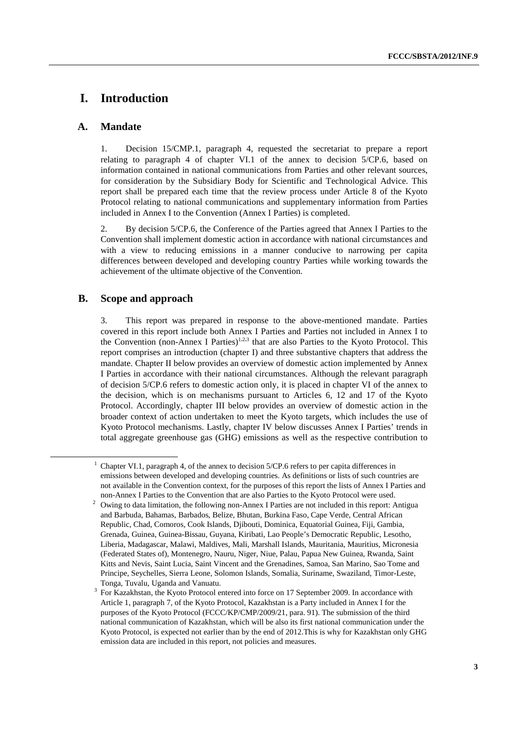# I. Introduction

## A. Mandate

1. Decision 15/CMP.1, paragraph 4, requested the secretariat to prepare a report relating to paragraph 4 of chapter VI.1 of the annex to decision 5/CP.6, based on information contained in national communications from Parties and other relevant sources, for consideration by the Subsidiary Body for Scientific and Technological Advice. This report shall be prepared each time that the review process under Article 8 of the Kyoto Protocol relating to national communications and supplementary information from Parties included in Annex I to the Convention (Annex I Parties) is completed.

2. By decision 5/CP.6, the Conference of the Parties agreed that Annex I Parties to the Convention shall implement domestic action in accordance with national circumstances and with a view to reducing emissions in a manner conducive to narrowing per capita differences between developed and developing country Parties while working towards the achievement of the ultimate objective of the Convention.

## B. Scope and approach

3. This report was prepared in response to the above-mentioned mandate. Parties covered in this report include both Annex I Parties and Parties not included in Annex I to the Convention (non-Annex I Parties)[1,2,3] that are also Parties to the Kyoto Protocol. This report comprises an introduction (chapter I) and three substantive chapters that address the mandate. Chapter II below provides an overview of domestic action implemented by Annex I Parties in accordance with their national circumstances. Although the relevant paragraph of decision 5/CP.6 refers to domestic action only, it is placed in chapter VI of the annex to the decision, which is on mechanisms pursuant to Articles 6, 12 and 17 of the Kyoto Protocol. Accordingly, chapter III below provides an overview of domestic action in the broader context of action undertaken to meet the Kyoto targets, which includes the use of Kyoto Protocol mechanisms. Lastly, chapter IV below discusses Annex I Parties' trends in total aggregate greenhouse gas (GHG) emissions as well as the respective contribution to

---

[1] Chapter VI.1, paragraph 4, of the annex to decision 5/CP.6 refers to per capita differences in emissions between developed and developing countries. As definitions or lists of such countries are not available in the Convention context, for the purposes of this report the lists of Annex I Parties and non-Annex I Parties to the Convention that are also Parties to the Kyoto Protocol were used.

[2] Owing to data limitation, the following non-Annex I Parties are not included in this report: Antigua and Barbuda, Bahamas, Barbados, Belize, Bhutan, Burkina Faso, Cape Verde, Central African Republic, Chad, Comoros, Cook Islands, Djibouti, Dominica, Equatorial Guinea, Fiji, Gambia, Grenada, Guinea, Guinea-Bissau, Guyana, Kiribati, Lao People's Democratic Republic, Lesotho, Liberia, Madagascar, Malawi, Maldives, Mali, Marshall Islands, Mauritania, Mauritius, Micronesia (Federated States of), Montenegro, Nauru, Niger, Niue, Palau, Papua New Guinea, Rwanda, Saint Kitts and Nevis, Saint Lucia, Saint Vincent and the Grenadines, Samoa, San Marino, Sao Tome and Principe, Seychelles, Sierra Leone, Solomon Islands, Somalia, Suriname, Swaziland, Timor-Leste, Tonga, Tuvalu, Uganda and Vanuatu.

[3] For Kazakhstan, the Kyoto Protocol entered into force on 17 September 2009. In accordance with Article 1, paragraph 7, of the Kyoto Protocol, Kazakhstan is a Party included in Annex I for the purposes of the Kyoto Protocol (FCCC/KP/CMP/2009/21, para. 91). The submission of the third national communication of Kazakhstan, which will be also its first national communication under the Kyoto Protocol, is expected not earlier than by the end of 2012.This is why for Kazakhstan only GHG emission data are included in this report, not policies and measures.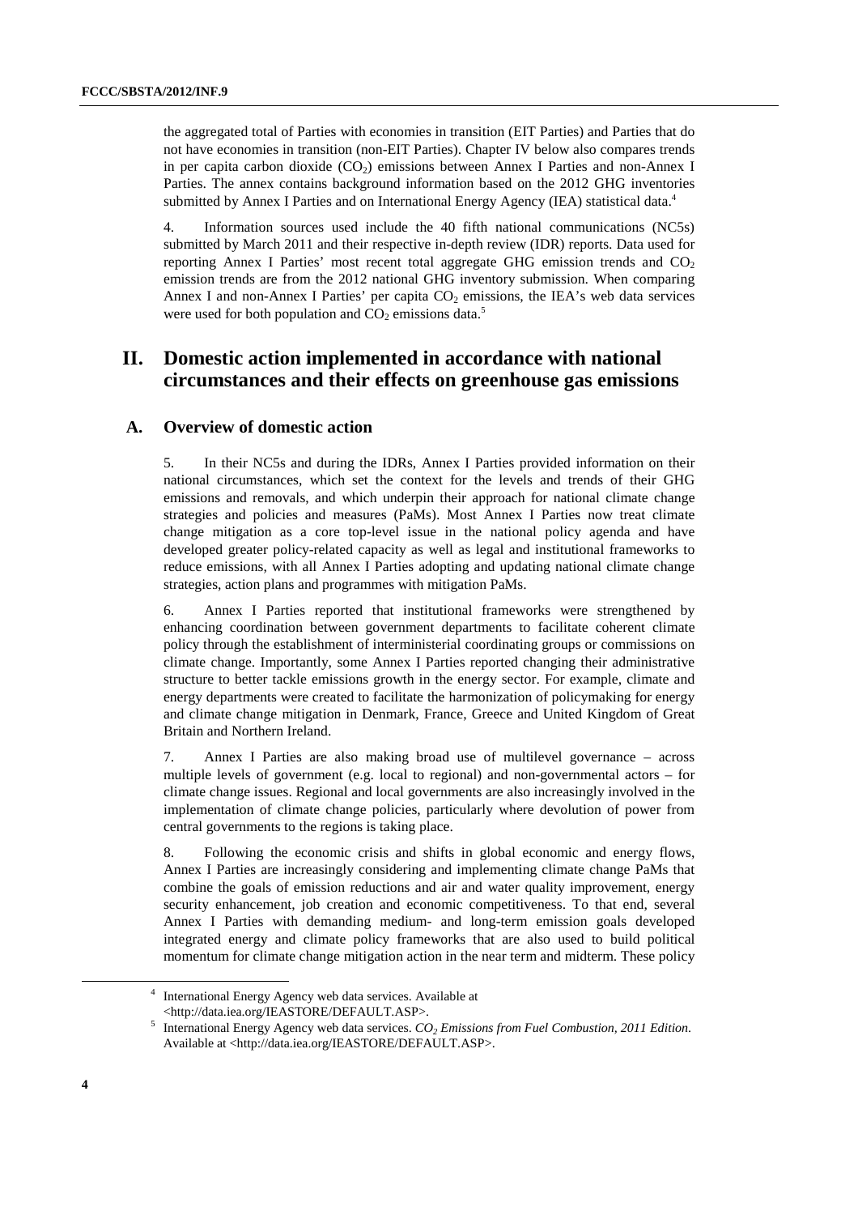the aggregated total of Parties with economies in transition (EIT Parties) and Parties that do not have economies in transition (non-EIT Parties). Chapter IV below also compares trends in per capita carbon dioxide ($CO_2$) emissions between Annex I Parties and non-Annex I Parties. The annex contains background information based on the 2012 GHG inventories submitted by Annex I Parties and on International Energy Agency (IEA) statistical data.[4]

4. Information sources used include the 40 fifth national communications (NC5s) submitted by March 2011 and their respective in-depth review (IDR) reports. Data used for reporting Annex I Parties' most recent total aggregate GHG emission trends and $CO_2$ emission trends are from the 2012 national GHG inventory submission. When comparing Annex I and non-Annex I Parties' per capita $CO_2$ emissions, the IEA's web data services were used for both population and $CO_2$ emissions data.[5]

# II. Domestic action implemented in accordance with national circumstances and their effects on greenhouse gas emissions

## A. Overview of domestic action

5. In their NC5s and during the IDRs, Annex I Parties provided information on their national circumstances, which set the context for the levels and trends of their GHG emissions and removals, and which underpin their approach for national climate change strategies and policies and measures (PaMs). Most Annex I Parties now treat climate change mitigation as a core top-level issue in the national policy agenda and have developed greater policy-related capacity as well as legal and institutional frameworks to reduce emissions, with all Annex I Parties adopting and updating national climate change strategies, action plans and programmes with mitigation PaMs.

6. Annex I Parties reported that institutional frameworks were strengthened by enhancing coordination between government departments to facilitate coherent climate policy through the establishment of interministerial coordinating groups or commissions on climate change. Importantly, some Annex I Parties reported changing their administrative structure to better tackle emissions growth in the energy sector. For example, climate and energy departments were created to facilitate the harmonization of policymaking for energy and climate change mitigation in Denmark, France, Greece and United Kingdom of Great Britain and Northern Ireland.

7. Annex I Parties are also making broad use of multilevel governance – across multiple levels of government (e.g. local to regional) and non-governmental actors – for climate change issues. Regional and local governments are also increasingly involved in the implementation of climate change policies, particularly where devolution of power from central governments to the regions is taking place.

8. Following the economic crisis and shifts in global economic and energy flows, Annex I Parties are increasingly considering and implementing climate change PaMs that combine the goals of emission reductions and air and water quality improvement, energy security enhancement, job creation and economic competitiveness. To that end, several Annex I Parties with demanding medium- and long-term emission goals developed integrated energy and climate policy frameworks that are also used to build political momentum for climate change mitigation action in the near term and midterm. These policy

[4] International Energy Agency web data services. Available at <http://data.iea.org/IEASTORE/DEFAULT.ASP>.

[5] International Energy Agency web data services. *$CO_2$ Emissions from Fuel Combustion, 2011 Edition*. Available at <http://data.iea.org/IEASTORE/DEFAULT.ASP>.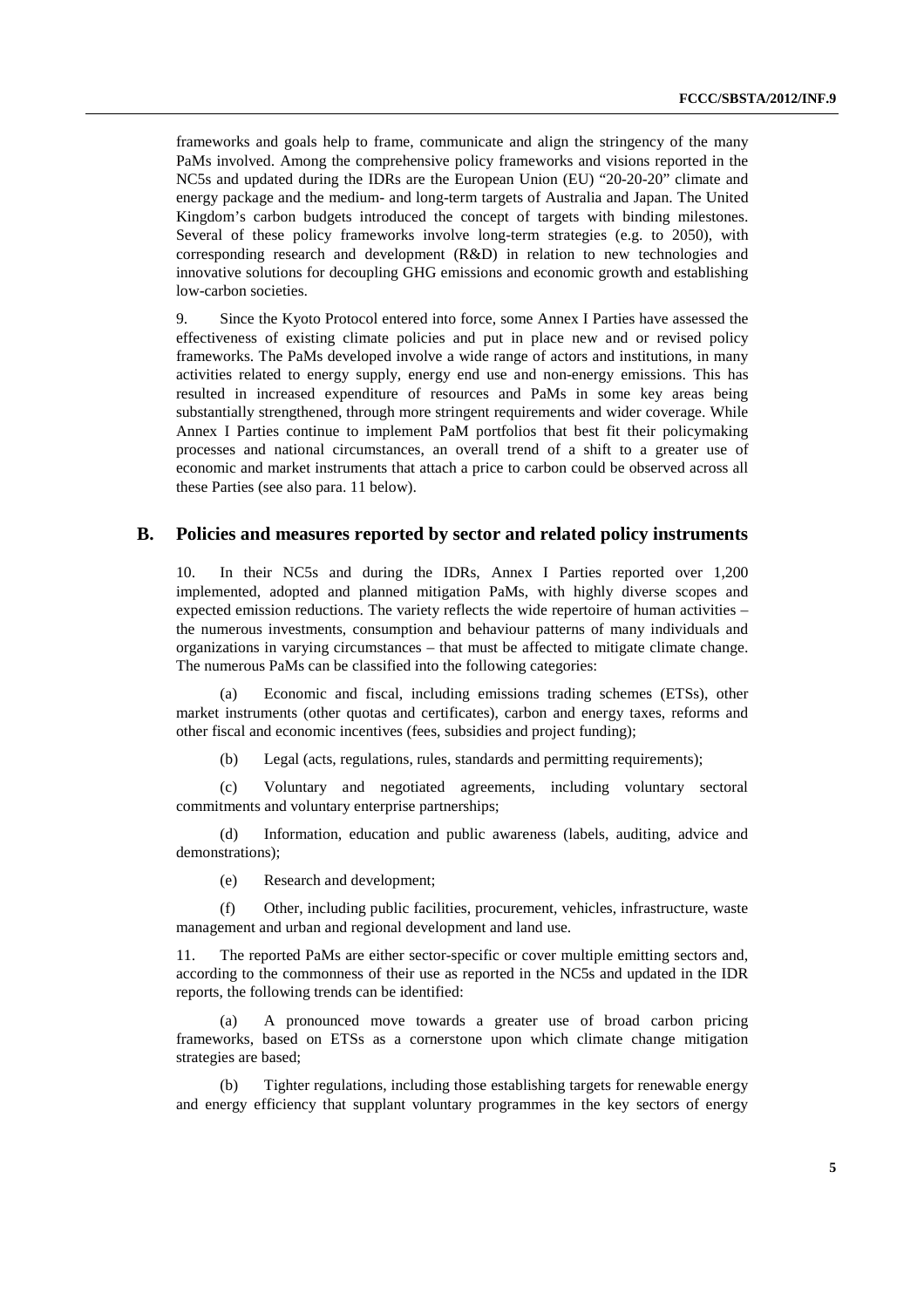frameworks and goals help to frame, communicate and align the stringency of the many PaMs involved. Among the comprehensive policy frameworks and visions reported in the NC5s and updated during the IDRs are the European Union (EU) "20-20-20" climate and energy package and the medium- and long-term targets of Australia and Japan. The United Kingdom's carbon budgets introduced the concept of targets with binding milestones. Several of these policy frameworks involve long-term strategies (e.g. to 2050), with corresponding research and development (R&D) in relation to new technologies and innovative solutions for decoupling GHG emissions and economic growth and establishing low-carbon societies.

9. Since the Kyoto Protocol entered into force, some Annex I Parties have assessed the effectiveness of existing climate policies and put in place new and or revised policy frameworks. The PaMs developed involve a wide range of actors and institutions, in many activities related to energy supply, energy end use and non-energy emissions. This has resulted in increased expenditure of resources and PaMs in some key areas being substantially strengthened, through more stringent requirements and wider coverage. While Annex I Parties continue to implement PaM portfolios that best fit their policymaking processes and national circumstances, an overall trend of a shift to a greater use of economic and market instruments that attach a price to carbon could be observed across all these Parties (see also para. 11 below).

## B. Policies and measures reported by sector and related policy instruments

10. In their NC5s and during the IDRs, Annex I Parties reported over 1,200 implemented, adopted and planned mitigation PaMs, with highly diverse scopes and expected emission reductions. The variety reflects the wide repertoire of human activities – the numerous investments, consumption and behaviour patterns of many individuals and organizations in varying circumstances – that must be affected to mitigate climate change. The numerous PaMs can be classified into the following categories:

(a) Economic and fiscal, including emissions trading schemes (ETSs), other market instruments (other quotas and certificates), carbon and energy taxes, reforms and other fiscal and economic incentives (fees, subsidies and project funding);

(b) Legal (acts, regulations, rules, standards and permitting requirements);

(c) Voluntary and negotiated agreements, including voluntary sectoral commitments and voluntary enterprise partnerships;

(d) Information, education and public awareness (labels, auditing, advice and demonstrations);

(e) Research and development;

(f) Other, including public facilities, procurement, vehicles, infrastructure, waste management and urban and regional development and land use.

11. The reported PaMs are either sector-specific or cover multiple emitting sectors and, according to the commonness of their use as reported in the NC5s and updated in the IDR reports, the following trends can be identified:

(a) A pronounced move towards a greater use of broad carbon pricing frameworks, based on ETSs as a cornerstone upon which climate change mitigation strategies are based;

(b) Tighter regulations, including those establishing targets for renewable energy and energy efficiency that supplant voluntary programmes in the key sectors of energy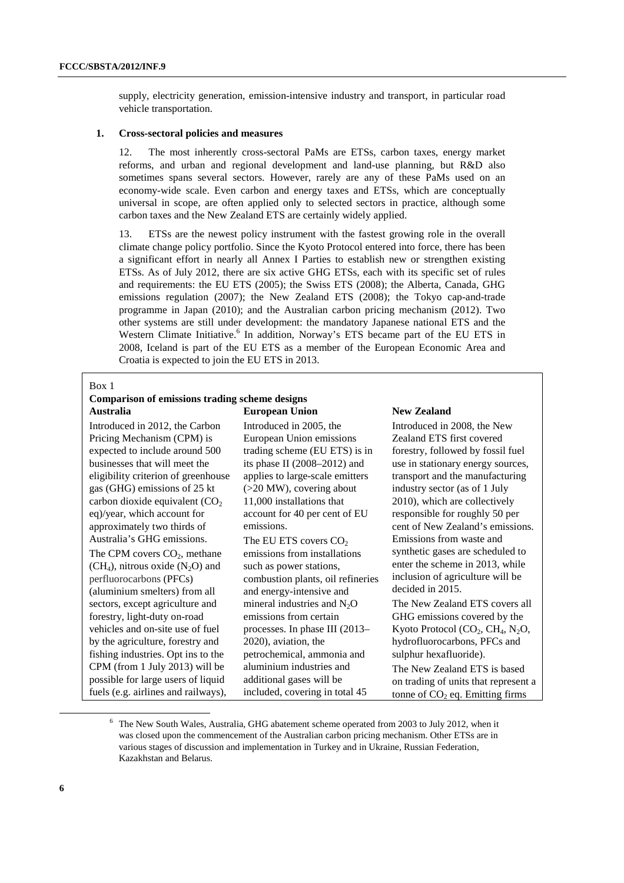supply, electricity generation, emission-intensive industry and transport, in particular road vehicle transportation.

### 1. Cross-sectoral policies and measures

12. The most inherently cross-sectoral PaMs are ETSs, carbon taxes, energy market reforms, and urban and regional development and land-use planning, but R&D also sometimes spans several sectors. However, rarely are any of these PaMs used on an economy-wide scale. Even carbon and energy taxes and ETSs, which are conceptually universal in scope, are often applied only to selected sectors in practice, although some carbon taxes and the New Zealand ETS are certainly widely applied.

13. ETSs are the newest policy instrument with the fastest growing role in the overall climate change policy portfolio. Since the Kyoto Protocol entered into force, there has been a significant effort in nearly all Annex I Parties to establish new or strengthen existing ETSs. As of July 2012, there are six active GHG ETSs, each with its specific set of rules and requirements: the EU ETS (2005); the Swiss ETS (2008); the Alberta, Canada, GHG emissions regulation (2007); the New Zealand ETS (2008); the Tokyo cap-and-trade programme in Japan (2010); and the Australian carbon pricing mechanism (2012). Two other systems are still under development: the mandatory Japanese national ETS and the Western Climate Initiative.[6] In addition, Norway's ETS became part of the EU ETS in 2008, Iceland is part of the EU ETS as a member of the European Economic Area and Croatia is expected to join the EU ETS in 2013.

Box 1

**Comparison of emissions trading scheme designs**

| Australia | European Union | New Zealand |
|---|---|---|
| Introduced in 2012, the Carbon Pricing Mechanism (CPM) is expected to include around 500 businesses that will meet the eligibility criterion of greenhouse gas (GHG) emissions of 25 kt carbon dioxide equivalent ($CO_2$ eq)/year, which account for approximately two thirds of Australia's GHG emissions.<br>The CPM covers $CO_2$, methane ($CH_4$), nitrous oxide ($N_2O$) and perfluorocarbons (PFCs) (aluminium smelters) from all sectors, except agriculture and forestry, light-duty on-road vehicles and on-site use of fuel by the agriculture, forestry and fishing industries. Opt ins to the CPM (from 1 July 2013) will be possible for large users of liquid fuels (e.g. airlines and railways), | Introduced in 2005, the European Union emissions trading scheme (EU ETS) is in its phase II (2008–2012) and applies to large-scale emitters (>20 MW), covering about 11,000 installations that account for 40 per cent of EU emissions.<br>The EU ETS covers $CO_2$ emissions from installations such as power stations, combustion plants, oil refineries and energy-intensive and mineral industries and $N_2O$ emissions from certain processes. In phase III (2013–2020), aviation, the petrochemical, ammonia and aluminium industries and additional gases will be included, covering in total 45 | Introduced in 2008, the New Zealand ETS first covered forestry, followed by fossil fuel use in stationary energy sources, transport and the manufacturing industry sector (as of 1 July 2010), which are collectively responsible for roughly 50 per cent of New Zealand's emissions. Emissions from waste and synthetic gases are scheduled to enter the scheme in 2013, while inclusion of agriculture will be decided in 2015.<br>The New Zealand ETS covers all GHG emissions covered by the Kyoto Protocol ($CO_2$, $CH_4$, $N_2O$, hydrofluorocarbons, PFCs and sulphur hexafluoride).<br>The New Zealand ETS is based on trading of units that represent a tonne of $CO_2$ eq. Emitting firms |

[6] The New South Wales, Australia, GHG abatement scheme operated from 2003 to July 2012, when it was closed upon the commencement of the Australian carbon pricing mechanism. Other ETSs are in various stages of discussion and implementation in Turkey and in Ukraine, Russian Federation, Kazakhstan and Belarus.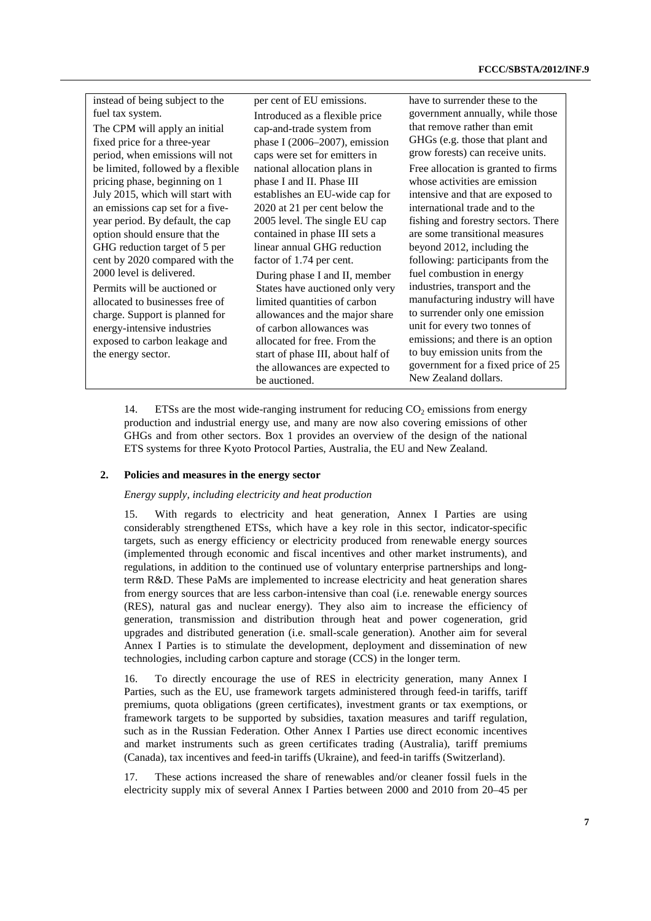| | | |
|---|---|---|
| instead of being subject to the fuel tax system.<br>The CPM will apply an initial fixed price for a three-year period, when emissions will not be limited, followed by a flexible pricing phase, beginning on 1 July 2015, which will start with an emissions cap set for a five-year period. By default, the cap option should ensure that the GHG reduction target of 5 per cent by 2020 compared with the 2000 level is delivered.<br>Permits will be auctioned or allocated to businesses free of charge. Support is planned for energy-intensive industries exposed to carbon leakage and the energy sector. | per cent of EU emissions.<br>Introduced as a flexible price cap-and-trade system from phase I (2006–2007), emission caps were set for emitters in national allocation plans in phase I and II. Phase III establishes an EU-wide cap for 2020 at 21 per cent below the 2005 level. The single EU cap contained in phase III sets a linear annual GHG reduction factor of 1.74 per cent.<br>During phase I and II, member States have auctioned only very limited quantities of carbon allowances and the major share of carbon allowances was allocated for free. From the start of phase III, about half of the allowances are expected to be auctioned. | have to surrender these to the government annually, while those that remove rather than emit GHGs (e.g. those that plant and grow forests) can receive units.<br>Free allocation is granted to firms whose activities are emission intensive and that are exposed to international trade and to the fishing and forestry sectors. There are some transitional measures beyond 2012, including the following: participants from the fuel combustion in energy industries, transport and the manufacturing industry will have to surrender only one emission unit for every two tonnes of emissions; and there is an option to buy emission units from the government for a fixed price of 25 New Zealand dollars. |

14. ETSs are the most wide-ranging instrument for reducing $CO_2$ emissions from energy production and industrial energy use, and many are now also covering emissions of other GHGs and from other sectors. Box 1 provides an overview of the design of the national ETS systems for three Kyoto Protocol Parties, Australia, the EU and New Zealand.

## 2. Policies and measures in the energy sector

*Energy supply, including electricity and heat production*

15. With regards to electricity and heat generation, Annex I Parties are using considerably strengthened ETSs, which have a key role in this sector, indicator-specific targets, such as energy efficiency or electricity produced from renewable energy sources (implemented through economic and fiscal incentives and other market instruments), and regulations, in addition to the continued use of voluntary enterprise partnerships and long-term R&D. These PaMs are implemented to increase electricity and heat generation shares from energy sources that are less carbon-intensive than coal (i.e. renewable energy sources (RES), natural gas and nuclear energy). They also aim to increase the efficiency of generation, transmission and distribution through heat and power cogeneration, grid upgrades and distributed generation (i.e. small-scale generation). Another aim for several Annex I Parties is to stimulate the development, deployment and dissemination of new technologies, including carbon capture and storage (CCS) in the longer term.

16. To directly encourage the use of RES in electricity generation, many Annex I Parties, such as the EU, use framework targets administered through feed-in tariffs, tariff premiums, quota obligations (green certificates), investment grants or tax exemptions, or framework targets to be supported by subsidies, taxation measures and tariff regulation, such as in the Russian Federation. Other Annex I Parties use direct economic incentives and market instruments such as green certificates trading (Australia), tariff premiums (Canada), tax incentives and feed-in tariffs (Ukraine), and feed-in tariffs (Switzerland).

17. These actions increased the share of renewables and/or cleaner fossil fuels in the electricity supply mix of several Annex I Parties between 2000 and 2010 from 20–45 per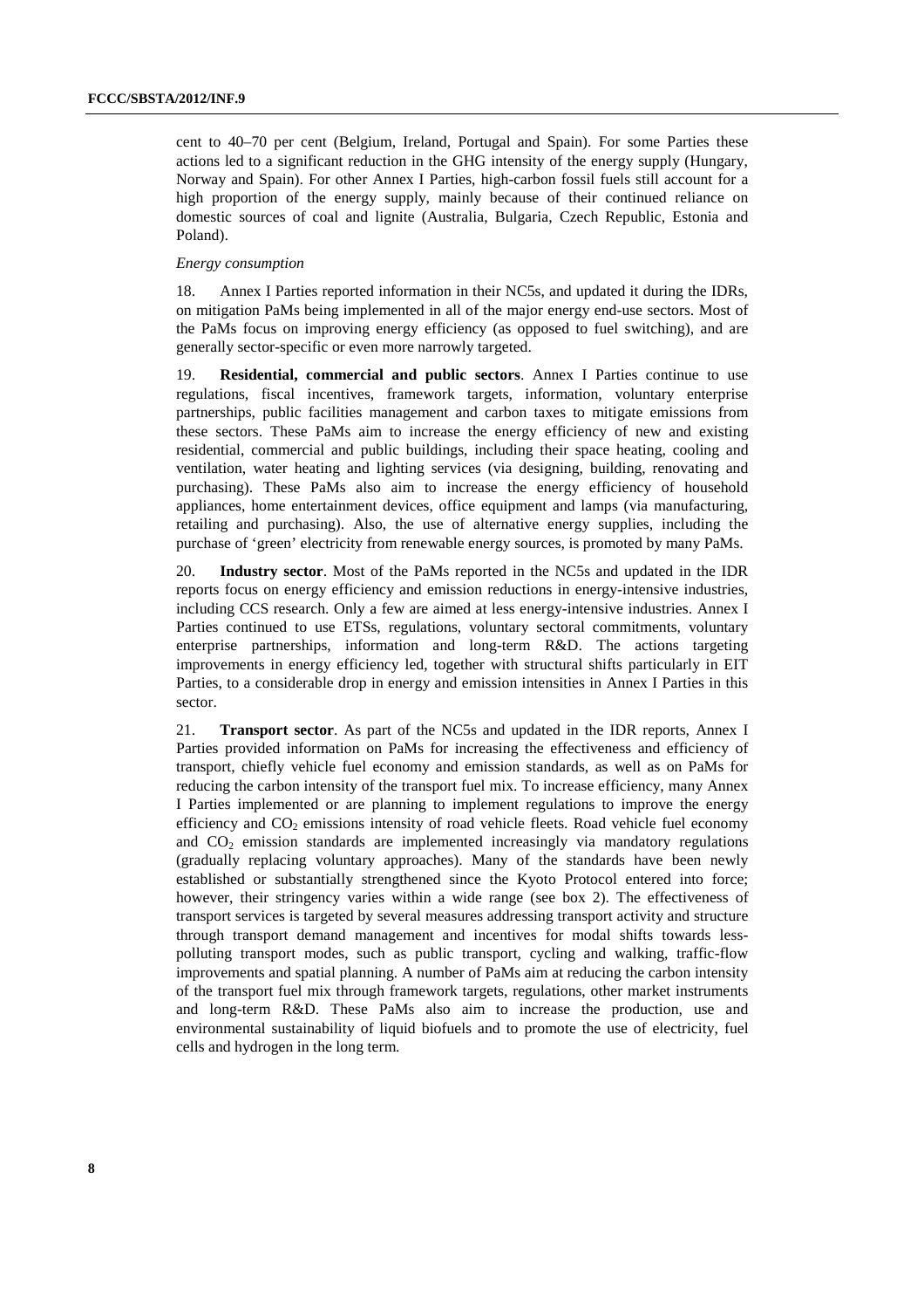cent to 40–70 per cent (Belgium, Ireland, Portugal and Spain). For some Parties these actions led to a significant reduction in the GHG intensity of the energy supply (Hungary, Norway and Spain). For other Annex I Parties, high-carbon fossil fuels still account for a high proportion of the energy supply, mainly because of their continued reliance on domestic sources of coal and lignite (Australia, Bulgaria, Czech Republic, Estonia and Poland).

*Energy consumption*

18. Annex I Parties reported information in their NC5s, and updated it during the IDRs, on mitigation PaMs being implemented in all of the major energy end-use sectors. Most of the PaMs focus on improving energy efficiency (as opposed to fuel switching), and are generally sector-specific or even more narrowly targeted.

19. **Residential, commercial and public sectors**. Annex I Parties continue to use regulations, fiscal incentives, framework targets, information, voluntary enterprise partnerships, public facilities management and carbon taxes to mitigate emissions from these sectors. These PaMs aim to increase the energy efficiency of new and existing residential, commercial and public buildings, including their space heating, cooling and ventilation, water heating and lighting services (via designing, building, renovating and purchasing). These PaMs also aim to increase the energy efficiency of household appliances, home entertainment devices, office equipment and lamps (via manufacturing, retailing and purchasing). Also, the use of alternative energy supplies, including the purchase of 'green' electricity from renewable energy sources, is promoted by many PaMs.

20. **Industry sector**. Most of the PaMs reported in the NC5s and updated in the IDR reports focus on energy efficiency and emission reductions in energy-intensive industries, including CCS research. Only a few are aimed at less energy-intensive industries. Annex I Parties continued to use ETSs, regulations, voluntary sectoral commitments, voluntary enterprise partnerships, information and long-term R&D. The actions targeting improvements in energy efficiency led, together with structural shifts particularly in EIT Parties, to a considerable drop in energy and emission intensities in Annex I Parties in this sector.

21. **Transport sector**. As part of the NC5s and updated in the IDR reports, Annex I Parties provided information on PaMs for increasing the effectiveness and efficiency of transport, chiefly vehicle fuel economy and emission standards, as well as on PaMs for reducing the carbon intensity of the transport fuel mix. To increase efficiency, many Annex I Parties implemented or are planning to implement regulations to improve the energy efficiency and $CO_2$ emissions intensity of road vehicle fleets. Road vehicle fuel economy and $CO_2$ emission standards are implemented increasingly via mandatory regulations (gradually replacing voluntary approaches). Many of the standards have been newly established or substantially strengthened since the Kyoto Protocol entered into force; however, their stringency varies within a wide range (see box 2). The effectiveness of transport services is targeted by several measures addressing transport activity and structure through transport demand management and incentives for modal shifts towards less-polluting transport modes, such as public transport, cycling and walking, traffic-flow improvements and spatial planning. A number of PaMs aim at reducing the carbon intensity of the transport fuel mix through framework targets, regulations, other market instruments and long-term R&D. These PaMs also aim to increase the production, use and environmental sustainability of liquid biofuels and to promote the use of electricity, fuel cells and hydrogen in the long term.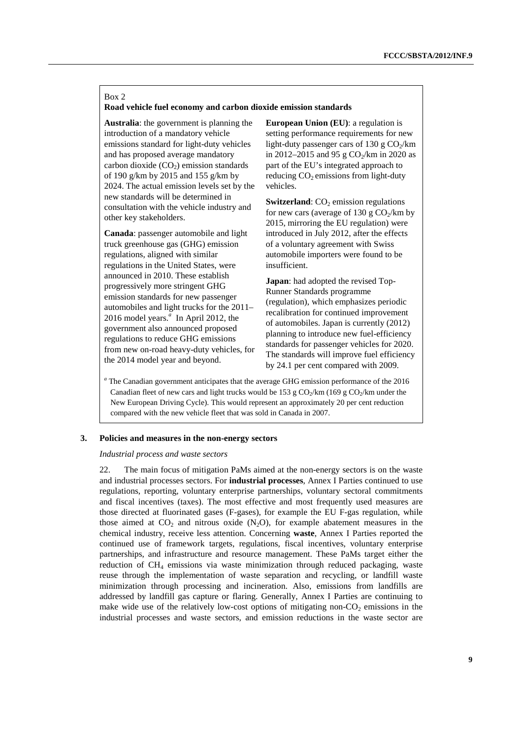Box 2

**Road vehicle fuel economy and carbon dioxide emission standards**

**Australia**: the government is planning the introduction of a mandatory vehicle emissions standard for light-duty vehicles and has proposed average mandatory carbon dioxide ($CO_2$) emission standards of 190 g/km by 2015 and 155 g/km by 2024. The actual emission levels set by the new standards will be determined in consultation with the vehicle industry and other key stakeholders.

**Canada**: passenger automobile and light truck greenhouse gas (GHG) emission regulations, aligned with similar regulations in the United States, were announced in 2010. These establish progressively more stringent GHG emission standards for new passenger automobiles and light trucks for the 2011–2016 model years.[a] In April 2012, the government also announced proposed regulations to reduce GHG emissions from new on-road heavy-duty vehicles, for the 2014 model year and beyond.

**European Union (EU)**: a regulation is setting performance requirements for new light-duty passenger cars of 130 g $CO_2$/km in 2012–2015 and 95 g $CO_2$/km in 2020 as part of the EU's integrated approach to reducing $CO_2$ emissions from light-duty vehicles.

**Switzerland**: $CO_2$ emission regulations for new cars (average of 130 g $CO_2$/km by 2015, mirroring the EU regulation) were introduced in July 2012, after the effects of a voluntary agreement with Swiss automobile importers were found to be insufficient.

**Japan**: had adopted the revised Top-Runner Standards programme (regulation), which emphasizes periodic recalibration for continued improvement of automobiles. Japan is currently (2012) planning to introduce new fuel-efficiency standards for passenger vehicles for 2020. The standards will improve fuel efficiency by 24.1 per cent compared with 2009.

[a] The Canadian government anticipates that the average GHG emission performance of the 2016 Canadian fleet of new cars and light trucks would be 153 g $CO_2$/km (169 g $CO_2$/km under the New European Driving Cycle). This would represent an approximately 20 per cent reduction compared with the new vehicle fleet that was sold in Canada in 2007.

### 3. Policies and measures in the non-energy sectors

*Industrial process and waste sectors*

22. The main focus of mitigation PaMs aimed at the non-energy sectors is on the waste and industrial processes sectors. For **industrial processes**, Annex I Parties continued to use regulations, reporting, voluntary enterprise partnerships, voluntary sectoral commitments and fiscal incentives (taxes). The most effective and most frequently used measures are those directed at fluorinated gases (F-gases), for example the EU F-gas regulation, while those aimed at $CO_2$ and nitrous oxide ($N_2O$), for example abatement measures in the chemical industry, receive less attention. Concerning **waste**, Annex I Parties reported the continued use of framework targets, regulations, fiscal incentives, voluntary enterprise partnerships, and infrastructure and resource management. These PaMs target either the reduction of $CH_4$ emissions via waste minimization through reduced packaging, waste reuse through the implementation of waste separation and recycling, or landfill waste minimization through processing and incineration. Also, emissions from landfills are addressed by landfill gas capture or flaring. Generally, Annex I Parties are continuing to make wide use of the relatively low-cost options of mitigating non-$CO_2$ emissions in the industrial processes and waste sectors, and emission reductions in the waste sector are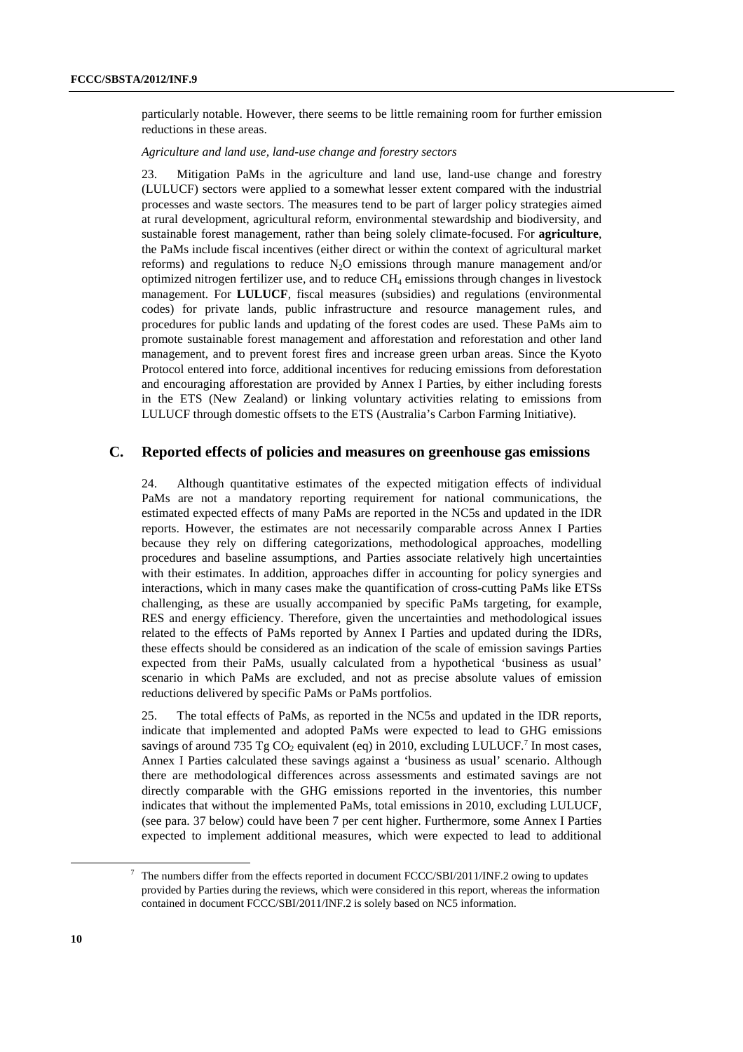particularly notable. However, there seems to be little remaining room for further emission reductions in these areas.

*Agriculture and land use, land-use change and forestry sectors*

23. Mitigation PaMs in the agriculture and land use, land-use change and forestry (LULUCF) sectors were applied to a somewhat lesser extent compared with the industrial processes and waste sectors. The measures tend to be part of larger policy strategies aimed at rural development, agricultural reform, environmental stewardship and biodiversity, and sustainable forest management, rather than being solely climate-focused. For **agriculture**, the PaMs include fiscal incentives (either direct or within the context of agricultural market reforms) and regulations to reduce $N_2O$ emissions through manure management and/or optimized nitrogen fertilizer use, and to reduce $CH_4$ emissions through changes in livestock management. For **LULUCF**, fiscal measures (subsidies) and regulations (environmental codes) for private lands, public infrastructure and resource management rules, and procedures for public lands and updating of the forest codes are used. These PaMs aim to promote sustainable forest management and afforestation and reforestation and other land management, and to prevent forest fires and increase green urban areas. Since the Kyoto Protocol entered into force, additional incentives for reducing emissions from deforestation and encouraging afforestation are provided by Annex I Parties, by either including forests in the ETS (New Zealand) or linking voluntary activities relating to emissions from LULUCF through domestic offsets to the ETS (Australia's Carbon Farming Initiative).

## C. Reported effects of policies and measures on greenhouse gas emissions

24. Although quantitative estimates of the expected mitigation effects of individual PaMs are not a mandatory reporting requirement for national communications, the estimated expected effects of many PaMs are reported in the NC5s and updated in the IDR reports. However, the estimates are not necessarily comparable across Annex I Parties because they rely on differing categorizations, methodological approaches, modelling procedures and baseline assumptions, and Parties associate relatively high uncertainties with their estimates. In addition, approaches differ in accounting for policy synergies and interactions, which in many cases make the quantification of cross-cutting PaMs like ETSs challenging, as these are usually accompanied by specific PaMs targeting, for example, RES and energy efficiency. Therefore, given the uncertainties and methodological issues related to the effects of PaMs reported by Annex I Parties and updated during the IDRs, these effects should be considered as an indication of the scale of emission savings Parties expected from their PaMs, usually calculated from a hypothetical 'business as usual' scenario in which PaMs are excluded, and not as precise absolute values of emission reductions delivered by specific PaMs or PaMs portfolios.

25. The total effects of PaMs, as reported in the NC5s and updated in the IDR reports, indicate that implemented and adopted PaMs were expected to lead to GHG emissions savings of around 735 Tg $CO_2$ equivalent (eq) in 2010, excluding LULUCF.[7] In most cases, Annex I Parties calculated these savings against a 'business as usual' scenario. Although there are methodological differences across assessments and estimated savings are not directly comparable with the GHG emissions reported in the inventories, this number indicates that without the implemented PaMs, total emissions in 2010, excluding LULUCF, (see para. 37 below) could have been 7 per cent higher. Furthermore, some Annex I Parties expected to implement additional measures, which were expected to lead to additional

[7] The numbers differ from the effects reported in document FCCC/SBI/2011/INF.2 owing to updates provided by Parties during the reviews, which were considered in this report, whereas the information contained in document FCCC/SBI/2011/INF.2 is solely based on NC5 information.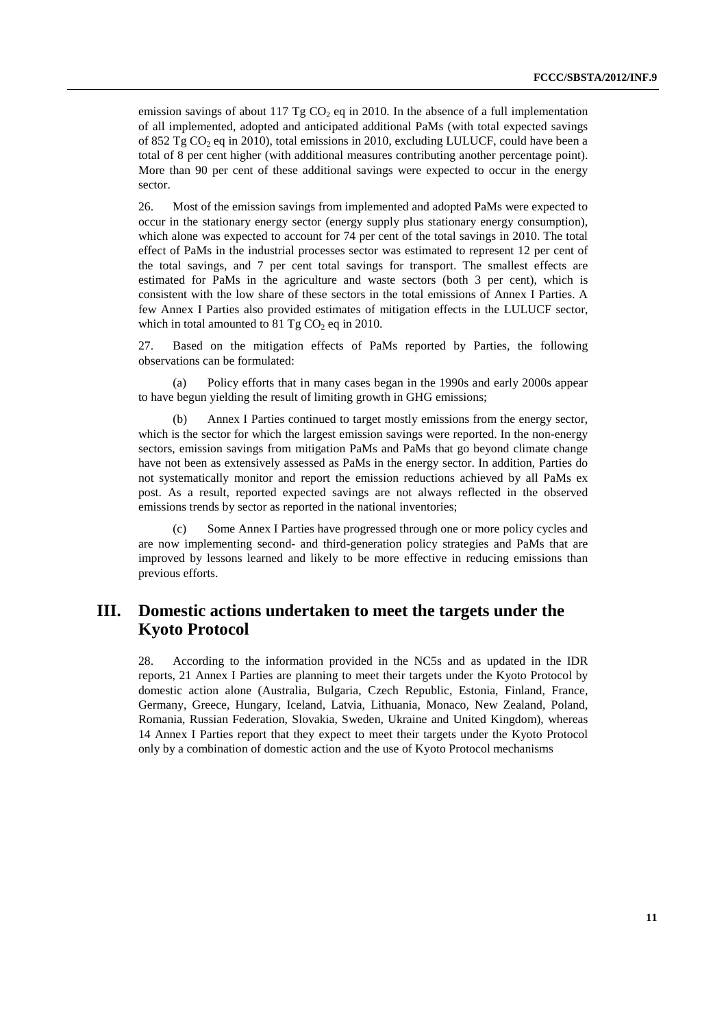emission savings of about 117 Tg $CO_2$ eq in 2010. In the absence of a full implementation of all implemented, adopted and anticipated additional PaMs (with total expected savings of 852 Tg $CO_2$ eq in 2010), total emissions in 2010, excluding LULUCF, could have been a total of 8 per cent higher (with additional measures contributing another percentage point). More than 90 per cent of these additional savings were expected to occur in the energy sector.

26. Most of the emission savings from implemented and adopted PaMs were expected to occur in the stationary energy sector (energy supply plus stationary energy consumption), which alone was expected to account for 74 per cent of the total savings in 2010. The total effect of PaMs in the industrial processes sector was estimated to represent 12 per cent of the total savings, and 7 per cent total savings for transport. The smallest effects are estimated for PaMs in the agriculture and waste sectors (both 3 per cent), which is consistent with the low share of these sectors in the total emissions of Annex I Parties. A few Annex I Parties also provided estimates of mitigation effects in the LULUCF sector, which in total amounted to 81 Tg $CO_2$ eq in 2010.

27. Based on the mitigation effects of PaMs reported by Parties, the following observations can be formulated:

(a) Policy efforts that in many cases began in the 1990s and early 2000s appear to have begun yielding the result of limiting growth in GHG emissions;

(b) Annex I Parties continued to target mostly emissions from the energy sector, which is the sector for which the largest emission savings were reported. In the non-energy sectors, emission savings from mitigation PaMs and PaMs that go beyond climate change have not been as extensively assessed as PaMs in the energy sector. In addition, Parties do not systematically monitor and report the emission reductions achieved by all PaMs ex post. As a result, reported expected savings are not always reflected in the observed emissions trends by sector as reported in the national inventories;

(c) Some Annex I Parties have progressed through one or more policy cycles and are now implementing second- and third-generation policy strategies and PaMs that are improved by lessons learned and likely to be more effective in reducing emissions than previous efforts.

## III. Domestic actions undertaken to meet the targets under the Kyoto Protocol

28. According to the information provided in the NC5s and as updated in the IDR reports, 21 Annex I Parties are planning to meet their targets under the Kyoto Protocol by domestic action alone (Australia, Bulgaria, Czech Republic, Estonia, Finland, France, Germany, Greece, Hungary, Iceland, Latvia, Lithuania, Monaco, New Zealand, Poland, Romania, Russian Federation, Slovakia, Sweden, Ukraine and United Kingdom), whereas 14 Annex I Parties report that they expect to meet their targets under the Kyoto Protocol only by a combination of domestic action and the use of Kyoto Protocol mechanisms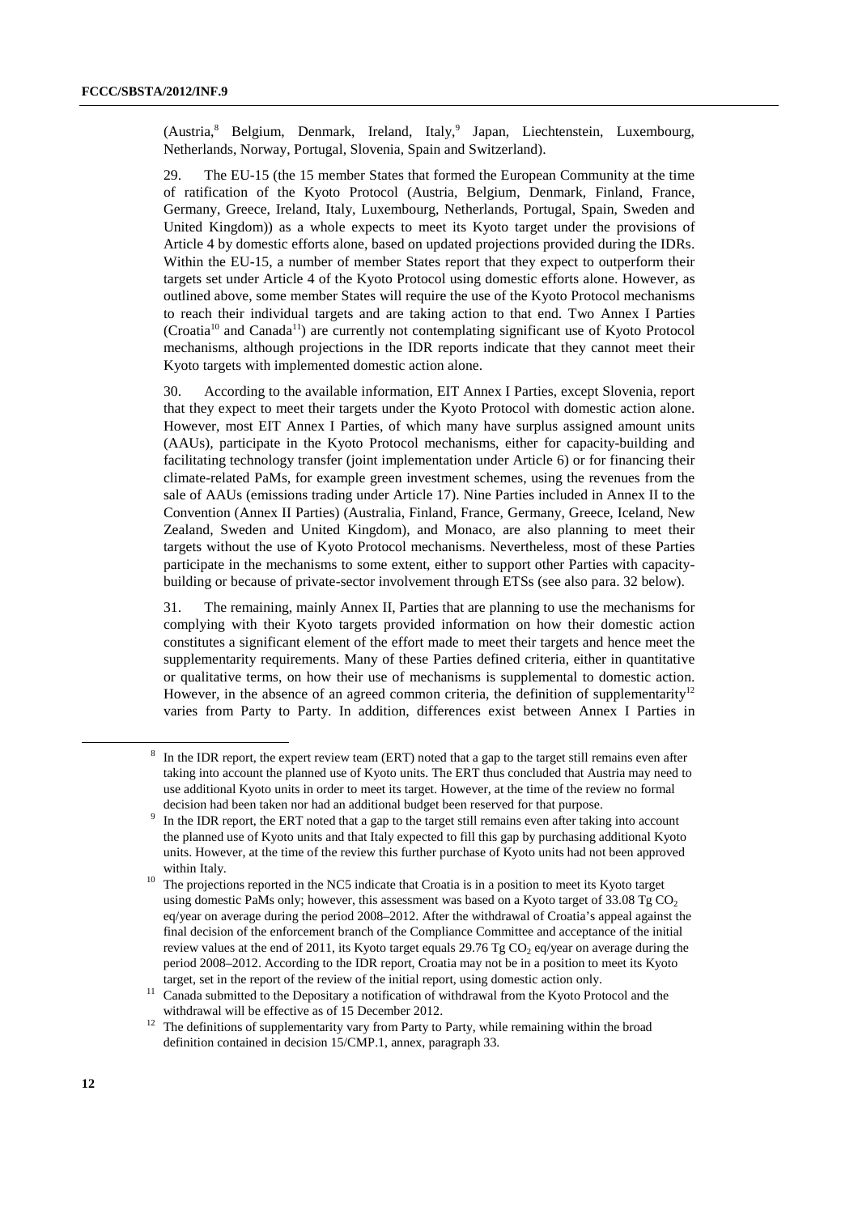(Austria,[8] Belgium, Denmark, Ireland, Italy,[9] Japan, Liechtenstein, Luxembourg, Netherlands, Norway, Portugal, Slovenia, Spain and Switzerland).

29. The EU-15 (the 15 member States that formed the European Community at the time of ratification of the Kyoto Protocol (Austria, Belgium, Denmark, Finland, France, Germany, Greece, Ireland, Italy, Luxembourg, Netherlands, Portugal, Spain, Sweden and United Kingdom)) as a whole expects to meet its Kyoto target under the provisions of Article 4 by domestic efforts alone, based on updated projections provided during the IDRs. Within the EU-15, a number of member States report that they expect to outperform their targets set under Article 4 of the Kyoto Protocol using domestic efforts alone. However, as outlined above, some member States will require the use of the Kyoto Protocol mechanisms to reach their individual targets and are taking action to that end. Two Annex I Parties (Croatia[10] and Canada[11]) are currently not contemplating significant use of Kyoto Protocol mechanisms, although projections in the IDR reports indicate that they cannot meet their Kyoto targets with implemented domestic action alone.

30. According to the available information, EIT Annex I Parties, except Slovenia, report that they expect to meet their targets under the Kyoto Protocol with domestic action alone. However, most EIT Annex I Parties, of which many have surplus assigned amount units (AAUs), participate in the Kyoto Protocol mechanisms, either for capacity-building and facilitating technology transfer (joint implementation under Article 6) or for financing their climate-related PaMs, for example green investment schemes, using the revenues from the sale of AAUs (emissions trading under Article 17). Nine Parties included in Annex II to the Convention (Annex II Parties) (Australia, Finland, France, Germany, Greece, Iceland, New Zealand, Sweden and United Kingdom), and Monaco, are also planning to meet their targets without the use of Kyoto Protocol mechanisms. Nevertheless, most of these Parties participate in the mechanisms to some extent, either to support other Parties with capacity-building or because of private-sector involvement through ETSs (see also para. 32 below).

31. The remaining, mainly Annex II, Parties that are planning to use the mechanisms for complying with their Kyoto targets provided information on how their domestic action constitutes a significant element of the effort made to meet their targets and hence meet the supplementarity requirements. Many of these Parties defined criteria, either in quantitative or qualitative terms, on how their use of mechanisms is supplemental to domestic action. However, in the absence of an agreed common criteria, the definition of supplementarity[12] varies from Party to Party. In addition, differences exist between Annex I Parties in

---

[8] In the IDR report, the expert review team (ERT) noted that a gap to the target still remains even after taking into account the planned use of Kyoto units. The ERT thus concluded that Austria may need to use additional Kyoto units in order to meet its target. However, at the time of the review no formal decision had been taken nor had an additional budget been reserved for that purpose.

[9] In the IDR report, the ERT noted that a gap to the target still remains even after taking into account the planned use of Kyoto units and that Italy expected to fill this gap by purchasing additional Kyoto units. However, at the time of the review this further purchase of Kyoto units had not been approved within Italy.

[10] The projections reported in the NC5 indicate that Croatia is in a position to meet its Kyoto target using domestic PaMs only; however, this assessment was based on a Kyoto target of 33.08 Tg $CO_2$ eq/year on average during the period 2008–2012. After the withdrawal of Croatia's appeal against the final decision of the enforcement branch of the Compliance Committee and acceptance of the initial review values at the end of 2011, its Kyoto target equals 29.76 Tg $CO_2$ eq/year on average during the period 2008–2012. According to the IDR report, Croatia may not be in a position to meet its Kyoto target, set in the report of the review of the initial report, using domestic action only.

[11] Canada submitted to the Depositary a notification of withdrawal from the Kyoto Protocol and the withdrawal will be effective as of 15 December 2012.

[12] The definitions of supplementarity vary from Party to Party, while remaining within the broad definition contained in decision 15/CMP.1, annex, paragraph 33.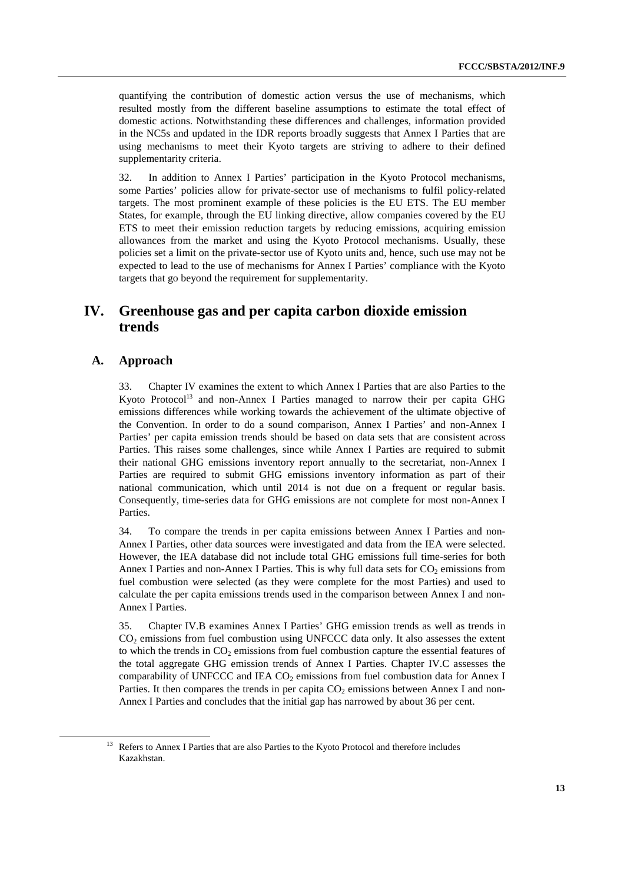quantifying the contribution of domestic action versus the use of mechanisms, which resulted mostly from the different baseline assumptions to estimate the total effect of domestic actions. Notwithstanding these differences and challenges, information provided in the NC5s and updated in the IDR reports broadly suggests that Annex I Parties that are using mechanisms to meet their Kyoto targets are striving to adhere to their defined supplementarity criteria.

32. In addition to Annex I Parties' participation in the Kyoto Protocol mechanisms, some Parties' policies allow for private-sector use of mechanisms to fulfil policy-related targets. The most prominent example of these policies is the EU ETS. The EU member States, for example, through the EU linking directive, allow companies covered by the EU ETS to meet their emission reduction targets by reducing emissions, acquiring emission allowances from the market and using the Kyoto Protocol mechanisms. Usually, these policies set a limit on the private-sector use of Kyoto units and, hence, such use may not be expected to lead to the use of mechanisms for Annex I Parties' compliance with the Kyoto targets that go beyond the requirement for supplementarity.

# IV. Greenhouse gas and per capita carbon dioxide emission trends

## A. Approach

33. Chapter IV examines the extent to which Annex I Parties that are also Parties to the Kyoto Protocol[13] and non-Annex I Parties managed to narrow their per capita GHG emissions differences while working towards the achievement of the ultimate objective of the Convention. In order to do a sound comparison, Annex I Parties' and non-Annex I Parties' per capita emission trends should be based on data sets that are consistent across Parties. This raises some challenges, since while Annex I Parties are required to submit their national GHG emissions inventory report annually to the secretariat, non-Annex I Parties are required to submit GHG emissions inventory information as part of their national communication, which until 2014 is not due on a frequent or regular basis. Consequently, time-series data for GHG emissions are not complete for most non-Annex I Parties.

34. To compare the trends in per capita emissions between Annex I Parties and non-Annex I Parties, other data sources were investigated and data from the IEA were selected. However, the IEA database did not include total GHG emissions full time-series for both Annex I Parties and non-Annex I Parties. This is why full data sets for $CO_2$ emissions from fuel combustion were selected (as they were complete for the most Parties) and used to calculate the per capita emissions trends used in the comparison between Annex I and non-Annex I Parties.

35. Chapter IV.B examines Annex I Parties' GHG emission trends as well as trends in $CO_2$ emissions from fuel combustion using UNFCCC data only. It also assesses the extent to which the trends in $CO_2$ emissions from fuel combustion capture the essential features of the total aggregate GHG emission trends of Annex I Parties. Chapter IV.C assesses the comparability of UNFCCC and IEA $CO_2$ emissions from fuel combustion data for Annex I Parties. It then compares the trends in per capita $CO_2$ emissions between Annex I and non-Annex I Parties and concludes that the initial gap has narrowed by about 36 per cent.

[13] Refers to Annex I Parties that are also Parties to the Kyoto Protocol and therefore includes Kazakhstan.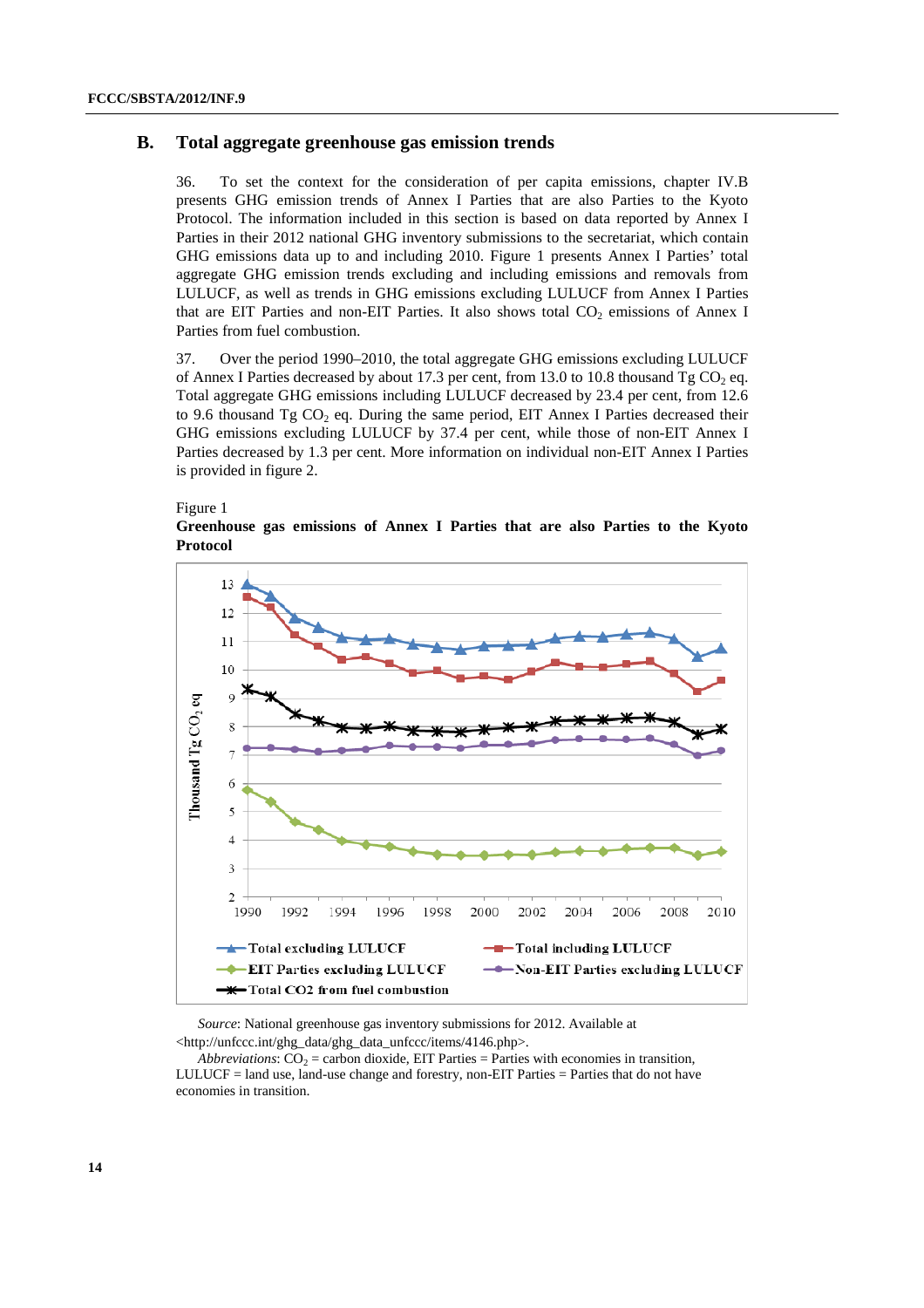## B. Total aggregate greenhouse gas emission trends

36. To set the context for the consideration of per capita emissions, chapter IV.B presents GHG emission trends of Annex I Parties that are also Parties to the Kyoto Protocol. The information included in this section is based on data reported by Annex I Parties in their 2012 national GHG inventory submissions to the secretariat, which contain GHG emissions data up to and including 2010. Figure 1 presents Annex I Parties' total aggregate GHG emission trends excluding and including emissions and removals from LULUCF, as well as trends in GHG emissions excluding LULUCF from Annex I Parties that are EIT Parties and non-EIT Parties. It also shows total $CO_2$ emissions of Annex I Parties from fuel combustion.

37. Over the period 1990–2010, the total aggregate GHG emissions excluding LULUCF of Annex I Parties decreased by about 17.3 per cent, from 13.0 to 10.8 thousand Tg $CO_2$ eq. Total aggregate GHG emissions including LULUCF decreased by 23.4 per cent, from 12.6 to 9.6 thousand Tg $CO_2$ eq. During the same period, EIT Annex I Parties decreased their GHG emissions excluding LULUCF by 37.4 per cent, while those of non-EIT Annex I Parties decreased by 1.3 per cent. More information on individual non-EIT Annex I Parties is provided in figure 2.

Figure 1
**Greenhouse gas emissions of Annex I Parties that are also Parties to the Kyoto Protocol**

*Source*: National greenhouse gas inventory submissions for 2012. Available at <http://unfccc.int/ghg_data/ghg_data_unfccc/items/4146.php>.

*Abbreviations*: $CO_2$ = carbon dioxide, EIT Parties = Parties with economies in transition, LULUCF = land use, land-use change and forestry, non-EIT Parties = Parties that do not have economies in transition.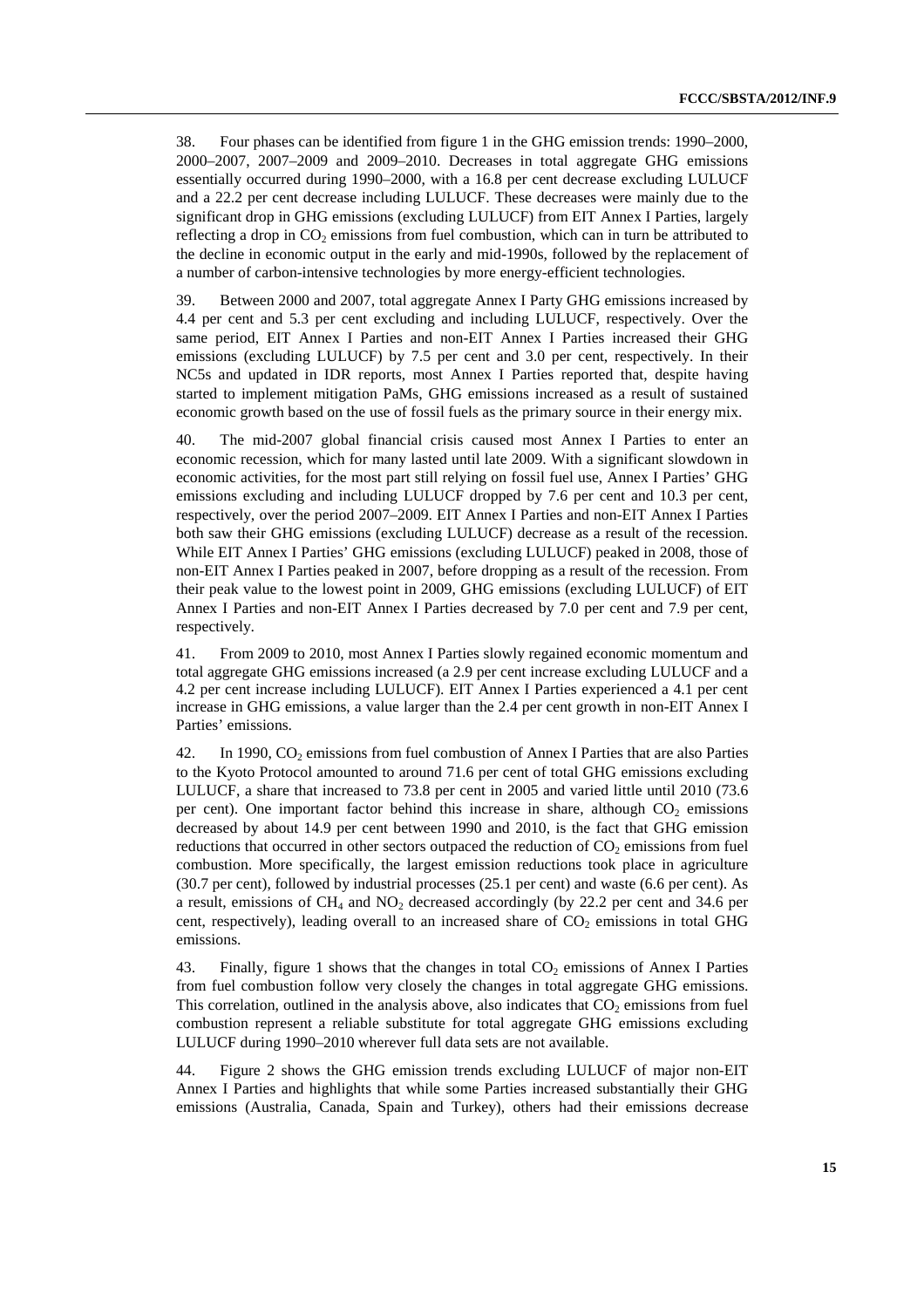38. Four phases can be identified from figure 1 in the GHG emission trends: 1990–2000, 2000–2007, 2007–2009 and 2009–2010. Decreases in total aggregate GHG emissions essentially occurred during 1990–2000, with a 16.8 per cent decrease excluding LULUCF and a 22.2 per cent decrease including LULUCF. These decreases were mainly due to the significant drop in GHG emissions (excluding LULUCF) from EIT Annex I Parties, largely reflecting a drop in $CO_2$ emissions from fuel combustion, which can in turn be attributed to the decline in economic output in the early and mid-1990s, followed by the replacement of a number of carbon-intensive technologies by more energy-efficient technologies.

39. Between 2000 and 2007, total aggregate Annex I Party GHG emissions increased by 4.4 per cent and 5.3 per cent excluding and including LULUCF, respectively. Over the same period, EIT Annex I Parties and non-EIT Annex I Parties increased their GHG emissions (excluding LULUCF) by 7.5 per cent and 3.0 per cent, respectively. In their NC5s and updated in IDR reports, most Annex I Parties reported that, despite having started to implement mitigation PaMs, GHG emissions increased as a result of sustained economic growth based on the use of fossil fuels as the primary source in their energy mix.

40. The mid-2007 global financial crisis caused most Annex I Parties to enter an economic recession, which for many lasted until late 2009. With a significant slowdown in economic activities, for the most part still relying on fossil fuel use, Annex I Parties' GHG emissions excluding and including LULUCF dropped by 7.6 per cent and 10.3 per cent, respectively, over the period 2007–2009. EIT Annex I Parties and non-EIT Annex I Parties both saw their GHG emissions (excluding LULUCF) decrease as a result of the recession. While EIT Annex I Parties' GHG emissions (excluding LULUCF) peaked in 2008, those of non-EIT Annex I Parties peaked in 2007, before dropping as a result of the recession. From their peak value to the lowest point in 2009, GHG emissions (excluding LULUCF) of EIT Annex I Parties and non-EIT Annex I Parties decreased by 7.0 per cent and 7.9 per cent, respectively.

41. From 2009 to 2010, most Annex I Parties slowly regained economic momentum and total aggregate GHG emissions increased (a 2.9 per cent increase excluding LULUCF and a 4.2 per cent increase including LULUCF). EIT Annex I Parties experienced a 4.1 per cent increase in GHG emissions, a value larger than the 2.4 per cent growth in non-EIT Annex I Parties' emissions.

42. In 1990, $CO_2$ emissions from fuel combustion of Annex I Parties that are also Parties to the Kyoto Protocol amounted to around 71.6 per cent of total GHG emissions excluding LULUCF, a share that increased to 73.8 per cent in 2005 and varied little until 2010 (73.6 per cent). One important factor behind this increase in share, although $CO_2$ emissions decreased by about 14.9 per cent between 1990 and 2010, is the fact that GHG emission reductions that occurred in other sectors outpaced the reduction of $CO_2$ emissions from fuel combustion. More specifically, the largest emission reductions took place in agriculture (30.7 per cent), followed by industrial processes (25.1 per cent) and waste (6.6 per cent). As a result, emissions of $CH_4$ and $NO_2$ decreased accordingly (by 22.2 per cent and 34.6 per cent, respectively), leading overall to an increased share of $CO_2$ emissions in total GHG emissions.

43. Finally, figure 1 shows that the changes in total $CO_2$ emissions of Annex I Parties from fuel combustion follow very closely the changes in total aggregate GHG emissions. This correlation, outlined in the analysis above, also indicates that $CO_2$ emissions from fuel combustion represent a reliable substitute for total aggregate GHG emissions excluding LULUCF during 1990–2010 wherever full data sets are not available.

44. Figure 2 shows the GHG emission trends excluding LULUCF of major non-EIT Annex I Parties and highlights that while some Parties increased substantially their GHG emissions (Australia, Canada, Spain and Turkey), others had their emissions decrease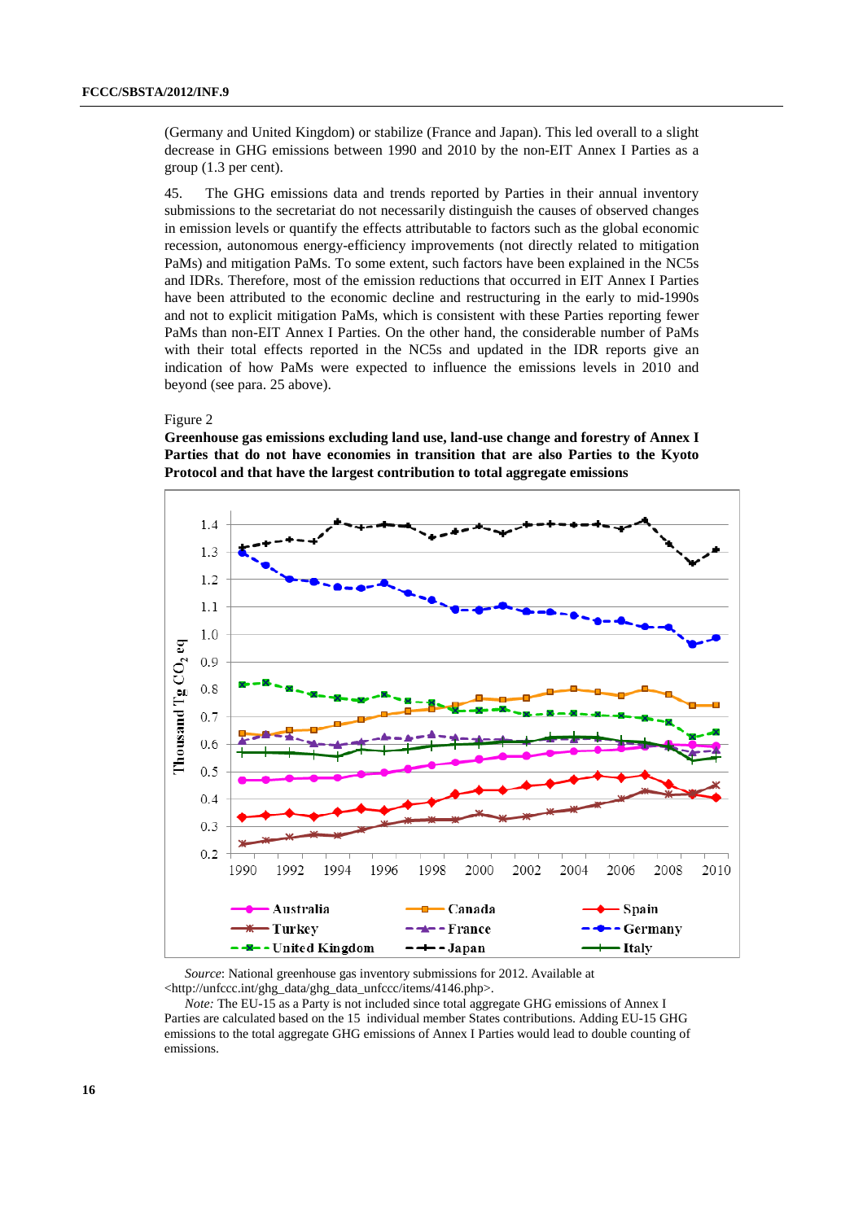(Germany and United Kingdom) or stabilize (France and Japan). This led overall to a slight decrease in GHG emissions between 1990 and 2010 by the non-EIT Annex I Parties as a group (1.3 per cent).

45. The GHG emissions data and trends reported by Parties in their annual inventory submissions to the secretariat do not necessarily distinguish the causes of observed changes in emission levels or quantify the effects attributable to factors such as the global economic recession, autonomous energy-efficiency improvements (not directly related to mitigation PaMs) and mitigation PaMs. To some extent, such factors have been explained in the NC5s and IDRs. Therefore, most of the emission reductions that occurred in EIT Annex I Parties have been attributed to the economic decline and restructuring in the early to mid-1990s and not to explicit mitigation PaMs, which is consistent with these Parties reporting fewer PaMs than non-EIT Annex I Parties. On the other hand, the considerable number of PaMs with their total effects reported in the NC5s and updated in the IDR reports give an indication of how PaMs were expected to influence the emissions levels in 2010 and beyond (see para. 25 above).

Figure 2

**Greenhouse gas emissions excluding land use, land-use change and forestry of Annex I Parties that do not have economies in transition that are also Parties to the Kyoto Protocol and that have the largest contribution to total aggregate emissions**

*Source*: National greenhouse gas inventory submissions for 2012. Available at <http://unfccc.int/ghg_data/ghg_data_unfccc/items/4146.php>.

*Note:* The EU-15 as a Party is not included since total aggregate GHG emissions of Annex I Parties are calculated based on the 15 individual member States contributions. Adding EU-15 GHG emissions to the total aggregate GHG emissions of Annex I Parties would lead to double counting of emissions.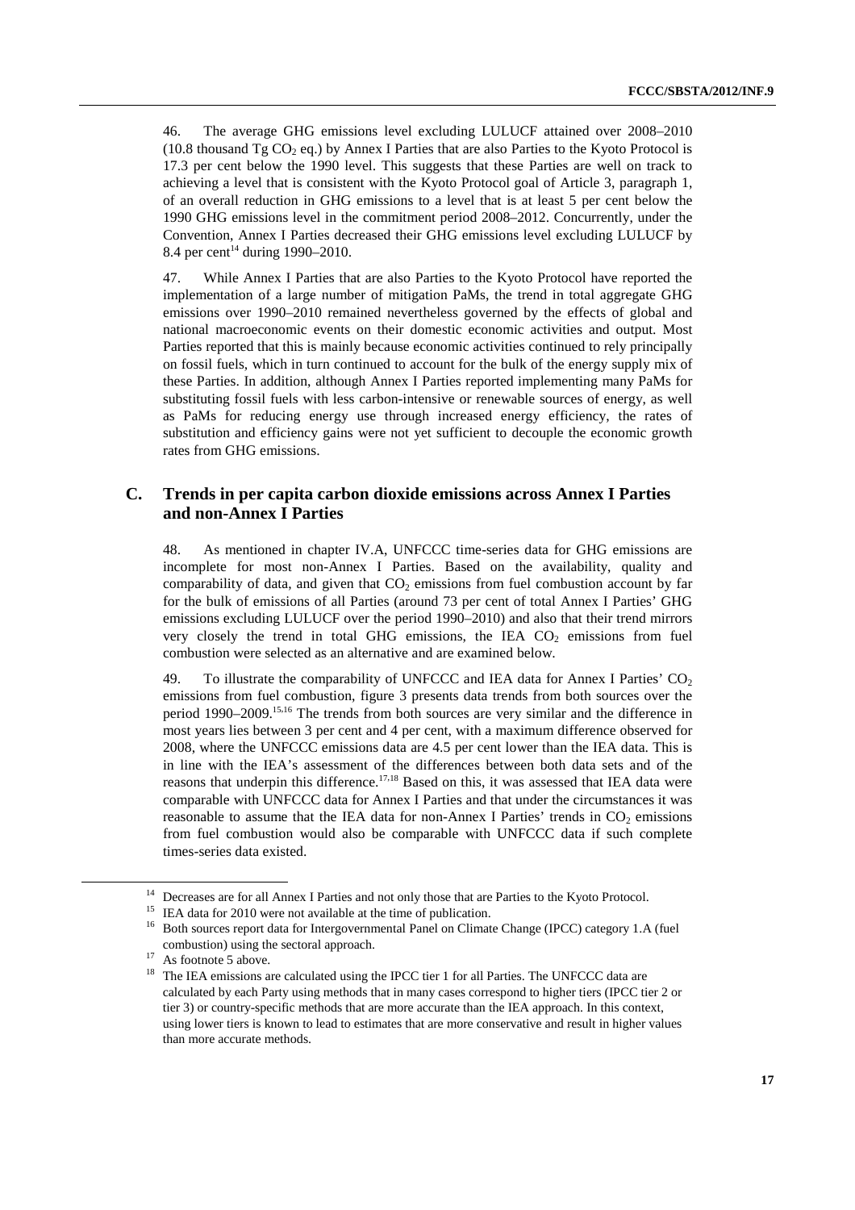46. The average GHG emissions level excluding LULUCF attained over 2008–2010 (10.8 thousand Tg $CO_2$ eq.) by Annex I Parties that are also Parties to the Kyoto Protocol is 17.3 per cent below the 1990 level. This suggests that these Parties are well on track to achieving a level that is consistent with the Kyoto Protocol goal of Article 3, paragraph 1, of an overall reduction in GHG emissions to a level that is at least 5 per cent below the 1990 GHG emissions level in the commitment period 2008–2012. Concurrently, under the Convention, Annex I Parties decreased their GHG emissions level excluding LULUCF by 8.4 per cent[14] during 1990–2010.

47. While Annex I Parties that are also Parties to the Kyoto Protocol have reported the implementation of a large number of mitigation PaMs, the trend in total aggregate GHG emissions over 1990–2010 remained nevertheless governed by the effects of global and national macroeconomic events on their domestic economic activities and output. Most Parties reported that this is mainly because economic activities continued to rely principally on fossil fuels, which in turn continued to account for the bulk of the energy supply mix of these Parties. In addition, although Annex I Parties reported implementing many PaMs for substituting fossil fuels with less carbon-intensive or renewable sources of energy, as well as PaMs for reducing energy use through increased energy efficiency, the rates of substitution and efficiency gains were not yet sufficient to decouple the economic growth rates from GHG emissions.

## C. Trends in per capita carbon dioxide emissions across Annex I Parties and non-Annex I Parties

48. As mentioned in chapter IV.A, UNFCCC time-series data for GHG emissions are incomplete for most non-Annex I Parties. Based on the availability, quality and comparability of data, and given that $CO_2$ emissions from fuel combustion account by far for the bulk of emissions of all Parties (around 73 per cent of total Annex I Parties' GHG emissions excluding LULUCF over the period 1990–2010) and also that their trend mirrors very closely the trend in total GHG emissions, the IEA $CO_2$ emissions from fuel combustion were selected as an alternative and are examined below.

49. To illustrate the comparability of UNFCCC and IEA data for Annex I Parties' $CO_2$ emissions from fuel combustion, figure 3 presents data trends from both sources over the period 1990–2009.[15,16] The trends from both sources are very similar and the difference in most years lies between 3 per cent and 4 per cent, with a maximum difference observed for 2008, where the UNFCCC emissions data are 4.5 per cent lower than the IEA data. This is in line with the IEA's assessment of the differences between both data sets and of the reasons that underpin this difference.[17,18] Based on this, it was assessed that IEA data were comparable with UNFCCC data for Annex I Parties and that under the circumstances it was reasonable to assume that the IEA data for non-Annex I Parties' trends in $CO_2$ emissions from fuel combustion would also be comparable with UNFCCC data if such complete times-series data existed.

---

[14] Decreases are for all Annex I Parties and not only those that are Parties to the Kyoto Protocol.

[15] IEA data for 2010 were not available at the time of publication.

[16] Both sources report data for Intergovernmental Panel on Climate Change (IPCC) category 1.A (fuel combustion) using the sectoral approach.

[17] As footnote 5 above.

[18] The IEA emissions are calculated using the IPCC tier 1 for all Parties. The UNFCCC data are calculated by each Party using methods that in many cases correspond to higher tiers (IPCC tier 2 or tier 3) or country-specific methods that are more accurate than the IEA approach. In this context, using lower tiers is known to lead to estimates that are more conservative and result in higher values than more accurate methods.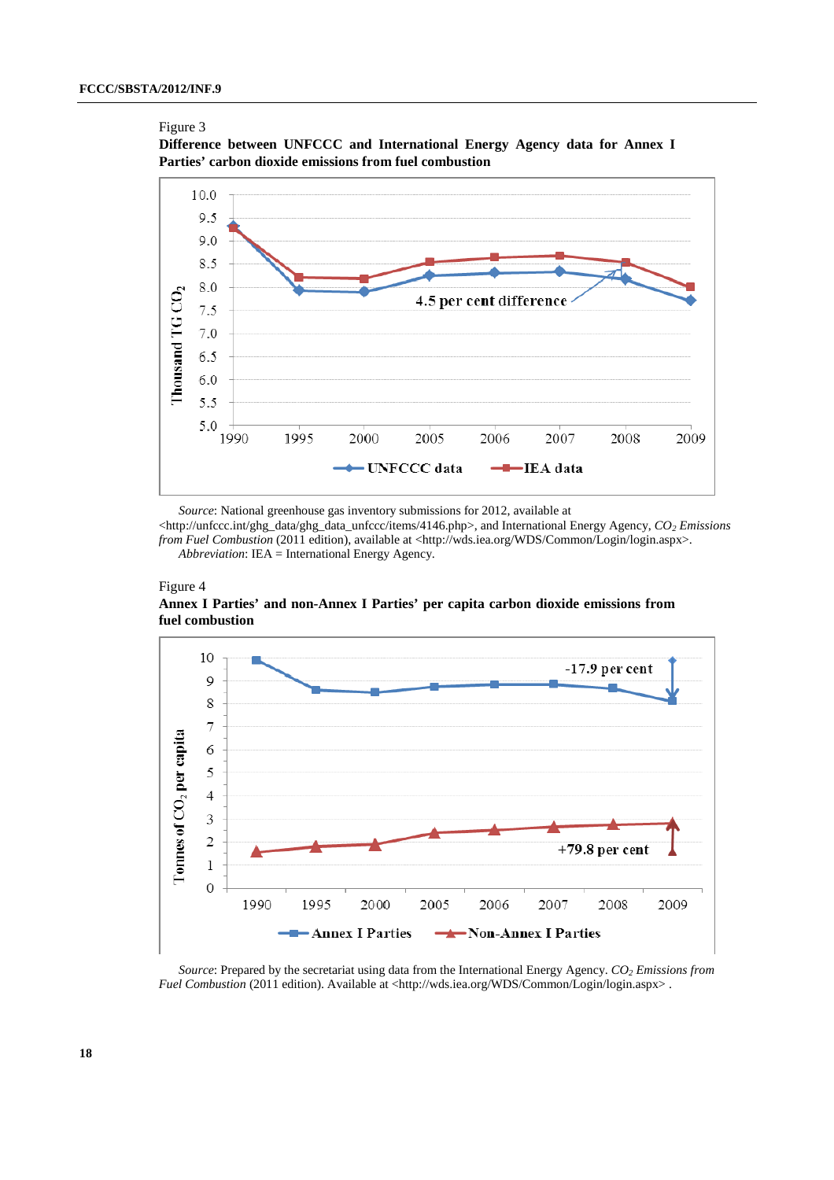Figure 3

**Difference between UNFCCC and International Energy Agency data for Annex I Parties' carbon dioxide emissions from fuel combustion**

*Source*: National greenhouse gas inventory submissions for 2012, available at <http://unfccc.int/ghg_data/ghg_data_unfccc/items/4146.php>, and International Energy Agency, *$CO_2$ Emissions from Fuel Combustion* (2011 edition), available at <http://wds.iea.org/WDS/Common/Login/login.aspx>.

*Abbreviation*: IEA = International Energy Agency.

Figure 4

**Annex I Parties' and non-Annex I Parties' per capita carbon dioxide emissions from fuel combustion**

*Source*: Prepared by the secretariat using data from the International Energy Agency. *$CO_2$ Emissions from Fuel Combustion* (2011 edition). Available at <http://wds.iea.org/WDS/Common/Login/login.aspx> .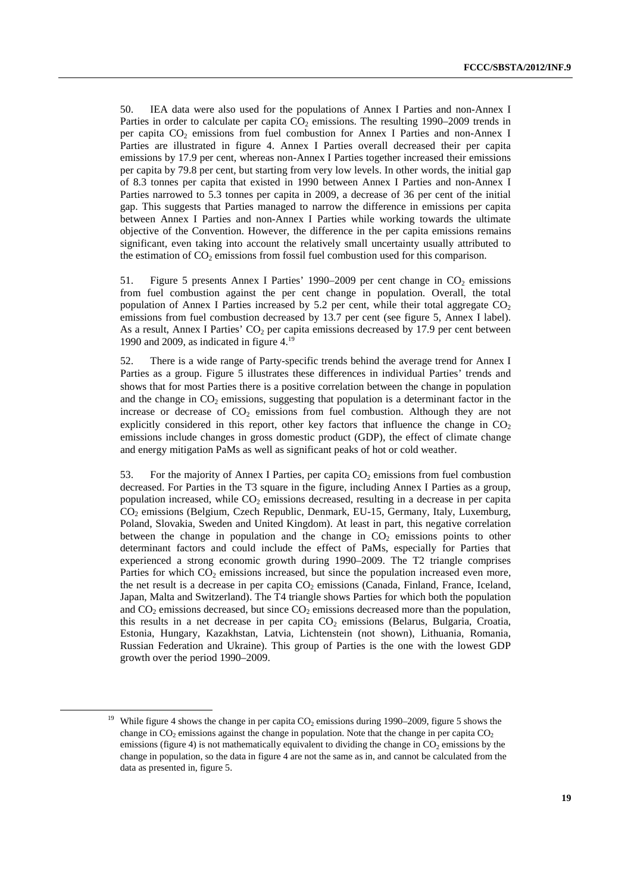50. IEA data were also used for the populations of Annex I Parties and non-Annex I Parties in order to calculate per capita $CO_2$ emissions. The resulting 1990–2009 trends in per capita $CO_2$ emissions from fuel combustion for Annex I Parties and non-Annex I Parties are illustrated in figure 4. Annex I Parties overall decreased their per capita emissions by 17.9 per cent, whereas non-Annex I Parties together increased their emissions per capita by 79.8 per cent, but starting from very low levels. In other words, the initial gap of 8.3 tonnes per capita that existed in 1990 between Annex I Parties and non-Annex I Parties narrowed to 5.3 tonnes per capita in 2009, a decrease of 36 per cent of the initial gap. This suggests that Parties managed to narrow the difference in emissions per capita between Annex I Parties and non-Annex I Parties while working towards the ultimate objective of the Convention. However, the difference in the per capita emissions remains significant, even taking into account the relatively small uncertainty usually attributed to the estimation of $CO_2$ emissions from fossil fuel combustion used for this comparison.

51. Figure 5 presents Annex I Parties' 1990–2009 per cent change in $CO_2$ emissions from fuel combustion against the per cent change in population. Overall, the total population of Annex I Parties increased by 5.2 per cent, while their total aggregate $CO_2$ emissions from fuel combustion decreased by 13.7 per cent (see figure 5, Annex I label). As a result, Annex I Parties' $CO_2$ per capita emissions decreased by 17.9 per cent between 1990 and 2009, as indicated in figure 4.[19]

52. There is a wide range of Party-specific trends behind the average trend for Annex I Parties as a group. Figure 5 illustrates these differences in individual Parties' trends and shows that for most Parties there is a positive correlation between the change in population and the change in $CO_2$ emissions, suggesting that population is a determinant factor in the increase or decrease of $CO_2$ emissions from fuel combustion. Although they are not explicitly considered in this report, other key factors that influence the change in $CO_2$ emissions include changes in gross domestic product (GDP), the effect of climate change and energy mitigation PaMs as well as significant peaks of hot or cold weather.

53. For the majority of Annex I Parties, per capita $CO_2$ emissions from fuel combustion decreased. For Parties in the T3 square in the figure, including Annex I Parties as a group, population increased, while $CO_2$ emissions decreased, resulting in a decrease in per capita $CO_2$ emissions (Belgium, Czech Republic, Denmark, EU-15, Germany, Italy, Luxemburg, Poland, Slovakia, Sweden and United Kingdom). At least in part, this negative correlation between the change in population and the change in $CO_2$ emissions points to other determinant factors and could include the effect of PaMs, especially for Parties that experienced a strong economic growth during 1990–2009. The T2 triangle comprises Parties for which $CO_2$ emissions increased, but since the population increased even more, the net result is a decrease in per capita $CO_2$ emissions (Canada, Finland, France, Iceland, Japan, Malta and Switzerland). The T4 triangle shows Parties for which both the population and $CO_2$ emissions decreased, but since $CO_2$ emissions decreased more than the population, this results in a net decrease in per capita $CO_2$ emissions (Belarus, Bulgaria, Croatia, Estonia, Hungary, Kazakhstan, Latvia, Lichtenstein (not shown), Lithuania, Romania, Russian Federation and Ukraine). This group of Parties is the one with the lowest GDP growth over the period 1990–2009.

[19] While figure 4 shows the change in per capita $CO_2$ emissions during 1990–2009, figure 5 shows the change in $CO_2$ emissions against the change in population. Note that the change in per capita $CO_2$ emissions (figure 4) is not mathematically equivalent to dividing the change in $CO_2$ emissions by the change in population, so the data in figure 4 are not the same as in, and cannot be calculated from the data as presented in, figure 5.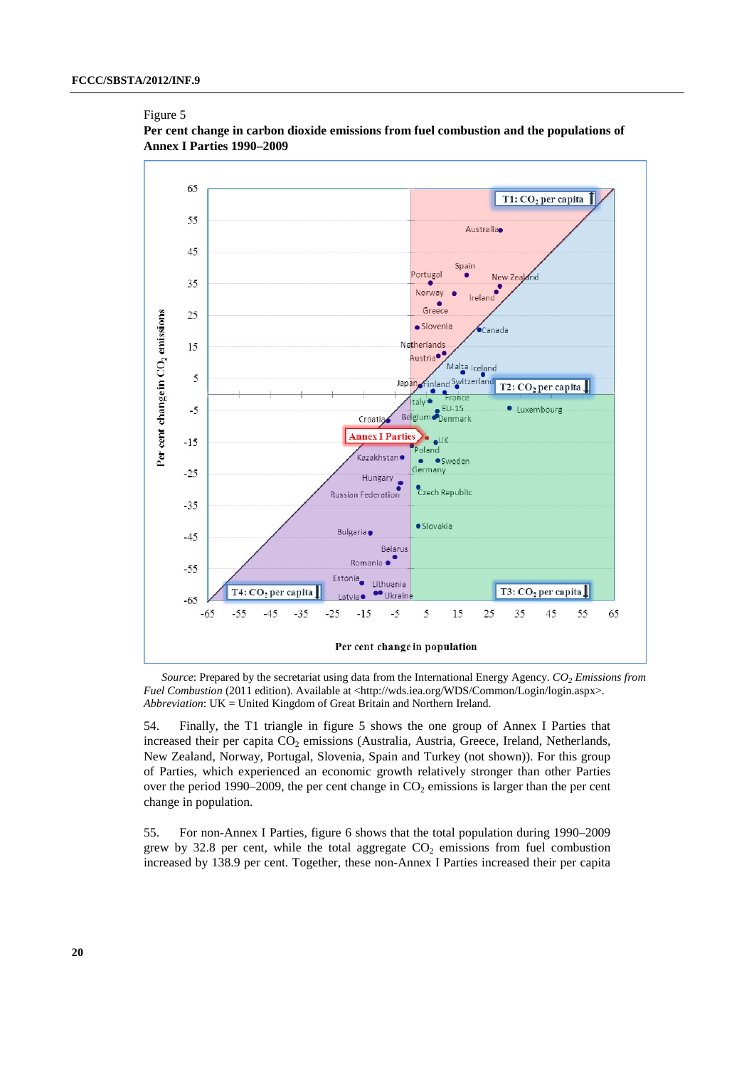Figure 5

**Per cent change in carbon dioxide emissions from fuel combustion and the populations of Annex I Parties 1990–2009**

*Source*: Prepared by the secretariat using data from the International Energy Agency. *$CO_2$ Emissions from Fuel Combustion* (2011 edition). Available at <http://wds.iea.org/WDS/Common/Login/login.aspx>.
*Abbreviation*: UK = United Kingdom of Great Britain and Northern Ireland.

54. Finally, the T1 triangle in figure 5 shows the one group of Annex I Parties that increased their per capita $CO_2$ emissions (Australia, Austria, Greece, Ireland, Netherlands, New Zealand, Norway, Portugal, Slovenia, Spain and Turkey (not shown)). For this group of Parties, which experienced an economic growth relatively stronger than other Parties over the period 1990–2009, the per cent change in $CO_2$ emissions is larger than the per cent change in population.

55. For non-Annex I Parties, figure 6 shows that the total population during 1990–2009 grew by 32.8 per cent, while the total aggregate $CO_2$ emissions from fuel combustion increased by 138.9 per cent. Together, these non-Annex I Parties increased their per capita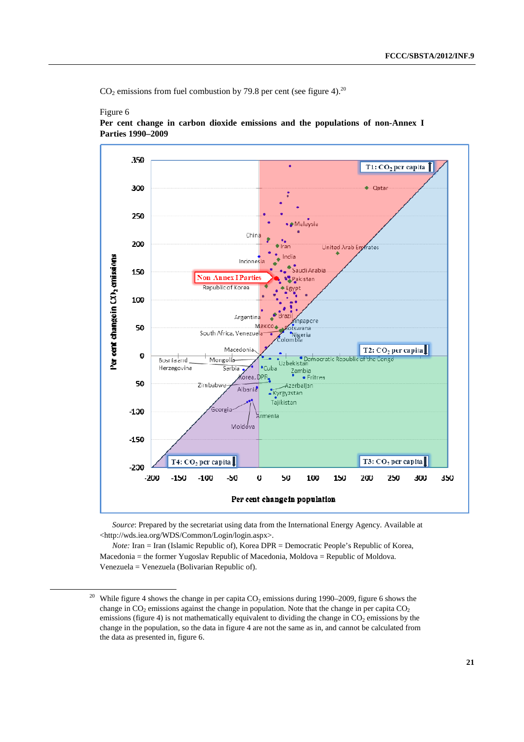$CO_2$ emissions from fuel combustion by 79.8 per cent (see figure 4).[20]

Figure 6

**Per cent change in carbon dioxide emissions and the populations of non-Annex I Parties 1990–2009**

*Source*: Prepared by the secretariat using data from the International Energy Agency. Available at <http://wds.iea.org/WDS/Common/Login/login.aspx>.

*Note:* Iran = Iran (Islamic Republic of), Korea DPR = Democratic People's Republic of Korea, Macedonia = the former Yugoslav Republic of Macedonia, Moldova = Republic of Moldova. Venezuela = Venezuela (Bolivarian Republic of).

[20] While figure 4 shows the change in per capita $CO_2$ emissions during 1990–2009, figure 6 shows the change in $CO_2$ emissions against the change in population. Note that the change in per capita $CO_2$ emissions (figure 4) is not mathematically equivalent to dividing the change in $CO_2$ emissions by the change in the population, so the data in figure 4 are not the same as in, and cannot be calculated from the data as presented in, figure 6.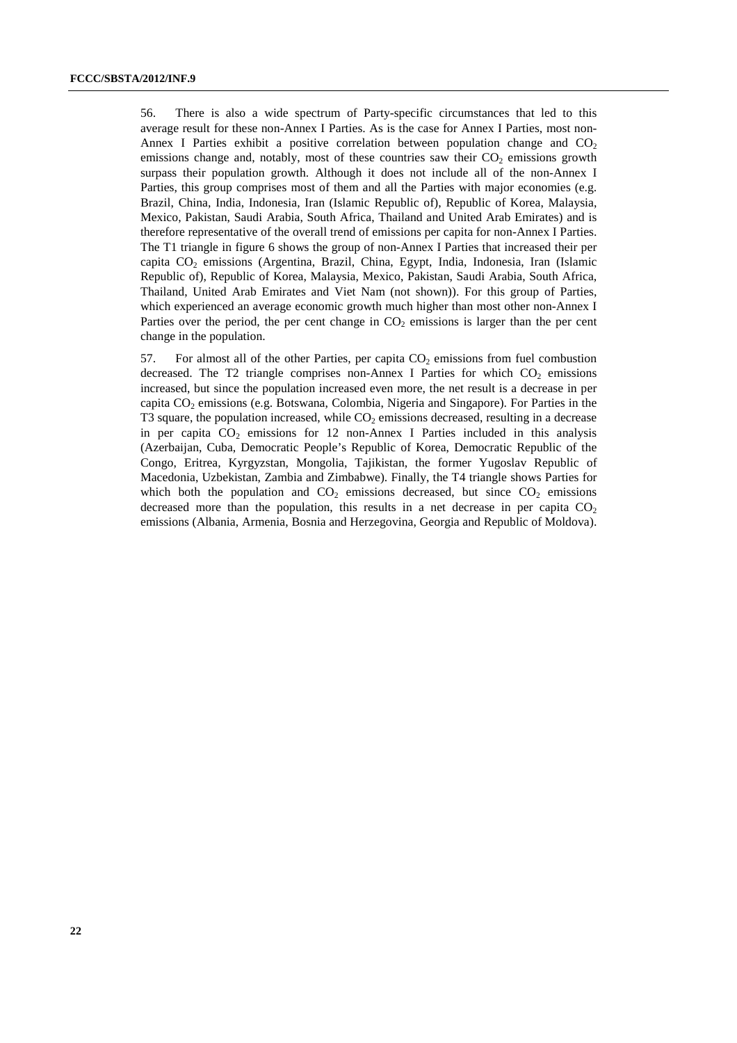56. There is also a wide spectrum of Party-specific circumstances that led to this average result for these non-Annex I Parties. As is the case for Annex I Parties, most non-Annex I Parties exhibit a positive correlation between population change and $CO_2$ emissions change and, notably, most of these countries saw their $CO_2$ emissions growth surpass their population growth. Although it does not include all of the non-Annex I Parties, this group comprises most of them and all the Parties with major economies (e.g. Brazil, China, India, Indonesia, Iran (Islamic Republic of), Republic of Korea, Malaysia, Mexico, Pakistan, Saudi Arabia, South Africa, Thailand and United Arab Emirates) and is therefore representative of the overall trend of emissions per capita for non-Annex I Parties. The T1 triangle in figure 6 shows the group of non-Annex I Parties that increased their per capita $CO_2$ emissions (Argentina, Brazil, China, Egypt, India, Indonesia, Iran (Islamic Republic of), Republic of Korea, Malaysia, Mexico, Pakistan, Saudi Arabia, South Africa, Thailand, United Arab Emirates and Viet Nam (not shown)). For this group of Parties, which experienced an average economic growth much higher than most other non-Annex I Parties over the period, the per cent change in $CO_2$ emissions is larger than the per cent change in the population.

57. For almost all of the other Parties, per capita $CO_2$ emissions from fuel combustion decreased. The T2 triangle comprises non-Annex I Parties for which $CO_2$ emissions increased, but since the population increased even more, the net result is a decrease in per capita $CO_2$ emissions (e.g. Botswana, Colombia, Nigeria and Singapore). For Parties in the T3 square, the population increased, while $CO_2$ emissions decreased, resulting in a decrease in per capita $CO_2$ emissions for 12 non-Annex I Parties included in this analysis (Azerbaijan, Cuba, Democratic People's Republic of Korea, Democratic Republic of the Congo, Eritrea, Kyrgyzstan, Mongolia, Tajikistan, the former Yugoslav Republic of Macedonia, Uzbekistan, Zambia and Zimbabwe). Finally, the T4 triangle shows Parties for which both the population and $CO_2$ emissions decreased, but since $CO_2$ emissions decreased more than the population, this results in a net decrease in per capita $CO_2$ emissions (Albania, Armenia, Bosnia and Herzegovina, Georgia and Republic of Moldova).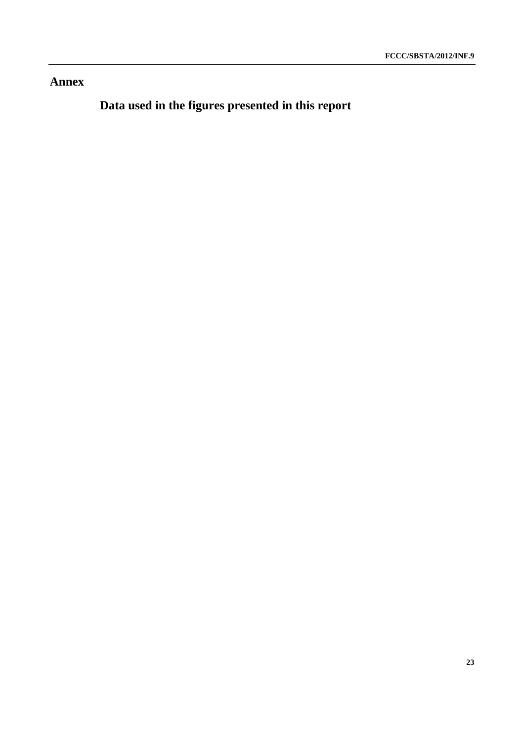# Annex

## Data used in the figures presented in this report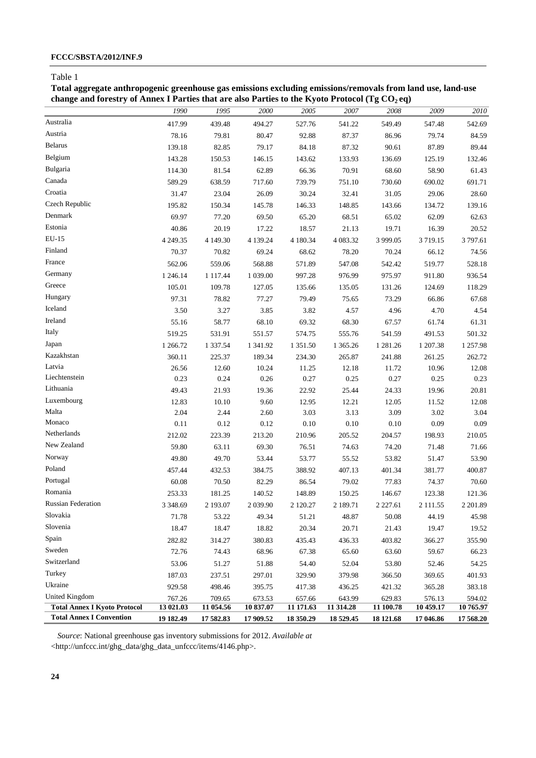Table 1

**Total aggregate anthropogenic greenhouse gas emissions excluding emissions/removals from land use, land-use change and forestry of Annex I Parties that are also Parties to the Kyoto Protocol (Tg $CO_2$ eq)**

| | *1990* | *1995* | *2000* | *2005* | *2007* | *2008* | *2009* | *2010* |
|---|---|---|---|---|---|---|---|---|
| Australia | 417.99 | 439.48 | 494.27 | 527.76 | 541.22 | 549.49 | 547.48 | 542.69 |
| Austria | 78.16 | 79.81 | 80.47 | 92.88 | 87.37 | 86.96 | 79.74 | 84.59 |
| Belarus | 139.18 | 82.85 | 79.17 | 84.18 | 87.32 | 90.61 | 87.89 | 89.44 |
| Belgium | 143.28 | 150.53 | 146.15 | 143.62 | 133.93 | 136.69 | 125.19 | 132.46 |
| Bulgaria | 114.30 | 81.54 | 62.89 | 66.36 | 70.91 | 68.60 | 58.90 | 61.43 |
| Canada | 589.29 | 638.59 | 717.60 | 739.79 | 751.10 | 730.60 | 690.02 | 691.71 |
| Croatia | 31.47 | 23.04 | 26.09 | 30.24 | 32.41 | 31.05 | 29.06 | 28.60 |
| Czech Republic | 195.82 | 150.34 | 145.78 | 146.33 | 148.85 | 143.66 | 134.72 | 139.16 |
| Denmark | 69.97 | 77.20 | 69.50 | 65.20 | 68.51 | 65.02 | 62.09 | 62.63 |
| Estonia | 40.86 | 20.19 | 17.22 | 18.57 | 21.13 | 19.71 | 16.39 | 20.52 |
| EU-15 | 4 249.35 | 4 149.30 | 4 139.24 | 4 180.34 | 4 083.32 | 3 999.05 | 3 719.15 | 3 797.61 |
| Finland | 70.37 | 70.82 | 69.24 | 68.62 | 78.20 | 70.24 | 66.12 | 74.56 |
| France | 562.06 | 559.06 | 568.88 | 571.89 | 547.08 | 542.42 | 519.77 | 528.18 |
| Germany | 1 246.14 | 1 117.44 | 1 039.00 | 997.28 | 976.99 | 975.97 | 911.80 | 936.54 |
| Greece | 105.01 | 109.78 | 127.05 | 135.66 | 135.05 | 131.26 | 124.69 | 118.29 |
| Hungary | 97.31 | 78.82 | 77.27 | 79.49 | 75.65 | 73.29 | 66.86 | 67.68 |
| Iceland | 3.50 | 3.27 | 3.85 | 3.82 | 4.57 | 4.96 | 4.70 | 4.54 |
| Ireland | 55.16 | 58.77 | 68.10 | 69.32 | 68.30 | 67.57 | 61.74 | 61.31 |
| Italy | 519.25 | 531.91 | 551.57 | 574.75 | 555.76 | 541.59 | 491.53 | 501.32 |
| Japan | 1 266.72 | 1 337.54 | 1 341.92 | 1 351.50 | 1 365.26 | 1 281.26 | 1 207.38 | 1 257.98 |
| Kazakhstan | 360.11 | 225.37 | 189.34 | 234.30 | 265.87 | 241.88 | 261.25 | 262.72 |
| Latvia | 26.56 | 12.60 | 10.24 | 11.25 | 12.18 | 11.72 | 10.96 | 12.08 |
| Liechtenstein | 0.23 | 0.24 | 0.26 | 0.27 | 0.25 | 0.27 | 0.25 | 0.23 |
| Lithuania | 49.43 | 21.93 | 19.36 | 22.92 | 25.44 | 24.33 | 19.96 | 20.81 |
| Luxembourg | 12.83 | 10.10 | 9.60 | 12.95 | 12.21 | 12.05 | 11.52 | 12.08 |
| Malta | 2.04 | 2.44 | 2.60 | 3.03 | 3.13 | 3.09 | 3.02 | 3.04 |
| Monaco | 0.11 | 0.12 | 0.12 | 0.10 | 0.10 | 0.10 | 0.09 | 0.09 |
| Netherlands | 212.02 | 223.39 | 213.20 | 210.96 | 205.52 | 204.57 | 198.93 | 210.05 |
| New Zealand | 59.80 | 63.11 | 69.30 | 76.51 | 74.63 | 74.20 | 71.48 | 71.66 |
| Norway | 49.80 | 49.70 | 53.44 | 53.77 | 55.52 | 53.82 | 51.47 | 53.90 |
| Poland | 457.44 | 432.53 | 384.75 | 388.92 | 407.13 | 401.34 | 381.77 | 400.87 |
| Portugal | 60.08 | 70.50 | 82.29 | 86.54 | 79.02 | 77.83 | 74.37 | 70.60 |
| Romania | 253.33 | 181.25 | 140.52 | 148.89 | 150.25 | 146.67 | 123.38 | 121.36 |
| Russian Federation | 3 348.69 | 2 193.07 | 2 039.90 | 2 120.27 | 2 189.71 | 2 227.61 | 2 111.55 | 2 201.89 |
| Slovakia | 71.78 | 53.22 | 49.34 | 51.21 | 48.87 | 50.08 | 44.19 | 45.98 |
| Slovenia | 18.47 | 18.47 | 18.82 | 20.34 | 20.71 | 21.43 | 19.47 | 19.52 |
| Spain | 282.82 | 314.27 | 380.83 | 435.43 | 436.33 | 403.82 | 366.27 | 355.90 |
| Sweden | 72.76 | 74.43 | 68.96 | 67.38 | 65.60 | 63.60 | 59.67 | 66.23 |
| Switzerland | 53.06 | 51.27 | 51.88 | 54.40 | 52.04 | 53.80 | 52.46 | 54.25 |
| Turkey | 187.03 | 237.51 | 297.01 | 329.90 | 379.98 | 366.50 | 369.65 | 401.93 |
| Ukraine | 929.58 | 498.46 | 395.75 | 417.38 | 436.25 | 421.32 | 365.28 | 383.18 |
| United Kingdom | 767.26 | 709.65 | 673.53 | 657.66 | 643.99 | 629.83 | 576.13 | 594.02 |
| **Total Annex I Kyoto Protocol** | **13 021.03** | **11 054.56** | **10 837.07** | **11 171.63** | **11 314.28** | **11 100.78** | **10 459.17** | **10 765.97** |
| **Total Annex I Convention** | **19 182.49** | **17 582.83** | **17 909.52** | **18 350.29** | **18 529.45** | **18 121.68** | **17 046.86** | **17 568.20** |

*Source*: National greenhouse gas inventory submissions for 2012. *Available at* <http://unfccc.int/ghg_data/ghg_data_unfccc/items/4146.php>.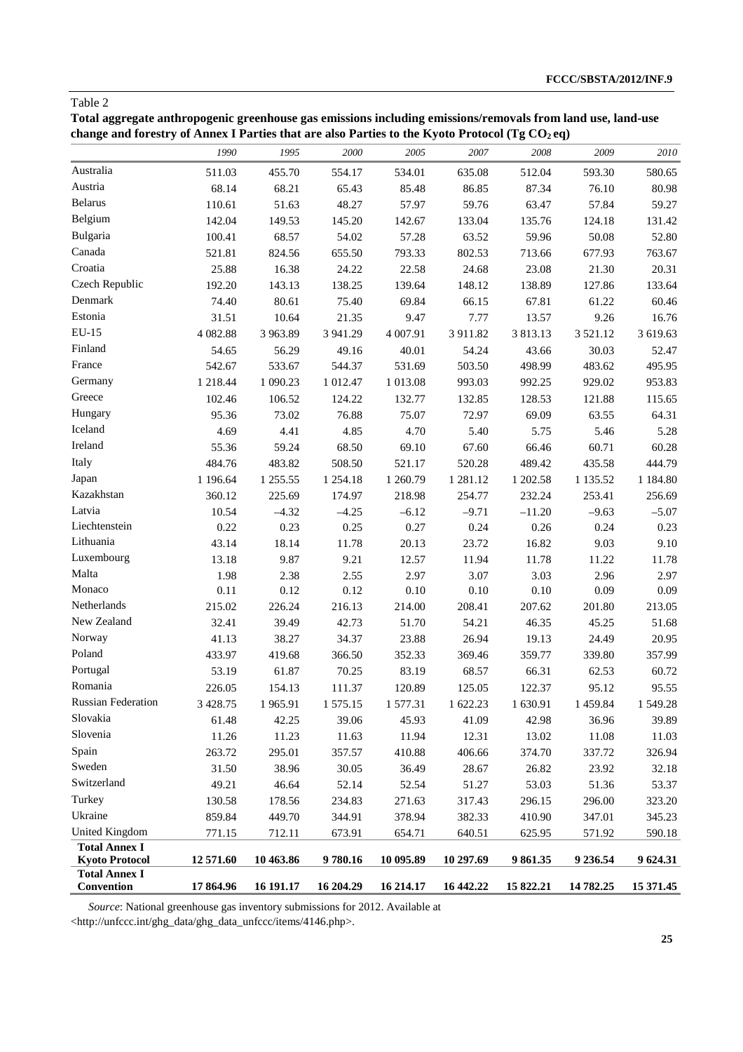Table 2

**Total aggregate anthropogenic greenhouse gas emissions including emissions/removals from land use, land-use change and forestry of Annex I Parties that are also Parties to the Kyoto Protocol (Tg $CO_2$ eq)**

| | *1990* | *1995* | *2000* | *2005* | *2007* | *2008* | *2009* | *2010* |
|---|---|---|---|---|---|---|---|---|
| Australia | 511.03 | 455.70 | 554.17 | 534.01 | 635.08 | 512.04 | 593.30 | 580.65 |
| Austria | 68.14 | 68.21 | 65.43 | 85.48 | 86.85 | 87.34 | 76.10 | 80.98 |
| Belarus | 110.61 | 51.63 | 48.27 | 57.97 | 59.76 | 63.47 | 57.84 | 59.27 |
| Belgium | 142.04 | 149.53 | 145.20 | 142.67 | 133.04 | 135.76 | 124.18 | 131.42 |
| Bulgaria | 100.41 | 68.57 | 54.02 | 57.28 | 63.52 | 59.96 | 50.08 | 52.80 |
| Canada | 521.81 | 824.56 | 655.50 | 793.33 | 802.53 | 713.66 | 677.93 | 763.67 |
| Croatia | 25.88 | 16.38 | 24.22 | 22.58 | 24.68 | 23.08 | 21.30 | 20.31 |
| Czech Republic | 192.20 | 143.13 | 138.25 | 139.64 | 148.12 | 138.89 | 127.86 | 133.64 |
| Denmark | 74.40 | 80.61 | 75.40 | 69.84 | 66.15 | 67.81 | 61.22 | 60.46 |
| Estonia | 31.51 | 10.64 | 21.35 | 9.47 | 7.77 | 13.57 | 9.26 | 16.76 |
| EU-15 | 4 082.88 | 3 963.89 | 3 941.29 | 4 007.91 | 3 911.82 | 3 813.13 | 3 521.12 | 3 619.63 |
| Finland | 54.65 | 56.29 | 49.16 | 40.01 | 54.24 | 43.66 | 30.03 | 52.47 |
| France | 542.67 | 533.67 | 544.37 | 531.69 | 503.50 | 498.99 | 483.62 | 495.95 |
| Germany | 1 218.44 | 1 090.23 | 1 012.47 | 1 013.08 | 993.03 | 992.25 | 929.02 | 953.83 |
| Greece | 102.46 | 106.52 | 124.22 | 132.77 | 132.85 | 128.53 | 121.88 | 115.65 |
| Hungary | 95.36 | 73.02 | 76.88 | 75.07 | 72.97 | 69.09 | 63.55 | 64.31 |
| Iceland | 4.69 | 4.41 | 4.85 | 4.70 | 5.40 | 5.75 | 5.46 | 5.28 |
| Ireland | 55.36 | 59.24 | 68.50 | 69.10 | 67.60 | 66.46 | 60.71 | 60.28 |
| Italy | 484.76 | 483.82 | 508.50 | 521.17 | 520.28 | 489.42 | 435.58 | 444.79 |
| Japan | 1 196.64 | 1 255.55 | 1 254.18 | 1 260.79 | 1 281.12 | 1 202.58 | 1 135.52 | 1 184.80 |
| Kazakhstan | 360.12 | 225.69 | 174.97 | 218.98 | 254.77 | 232.24 | 253.41 | 256.69 |
| Latvia | 10.54 | –4.32 | –4.25 | –6.12 | –9.71 | –11.20 | –9.63 | –5.07 |
| Liechtenstein | 0.22 | 0.23 | 0.25 | 0.27 | 0.24 | 0.26 | 0.24 | 0.23 |
| Lithuania | 43.14 | 18.14 | 11.78 | 20.13 | 23.72 | 16.82 | 9.03 | 9.10 |
| Luxembourg | 13.18 | 9.87 | 9.21 | 12.57 | 11.94 | 11.78 | 11.22 | 11.78 |
| Malta | 1.98 | 2.38 | 2.55 | 2.97 | 3.07 | 3.03 | 2.96 | 2.97 |
| Monaco | 0.11 | 0.12 | 0.12 | 0.10 | 0.10 | 0.10 | 0.09 | 0.09 |
| Netherlands | 215.02 | 226.24 | 216.13 | 214.00 | 208.41 | 207.62 | 201.80 | 213.05 |
| New Zealand | 32.41 | 39.49 | 42.73 | 51.70 | 54.21 | 46.35 | 45.25 | 51.68 |
| Norway | 41.13 | 38.27 | 34.37 | 23.88 | 26.94 | 19.13 | 24.49 | 20.95 |
| Poland | 433.97 | 419.68 | 366.50 | 352.33 | 369.46 | 359.77 | 339.80 | 357.99 |
| Portugal | 53.19 | 61.87 | 70.25 | 83.19 | 68.57 | 66.31 | 62.53 | 60.72 |
| Romania | 226.05 | 154.13 | 111.37 | 120.89 | 125.05 | 122.37 | 95.12 | 95.55 |
| Russian Federation | 3 428.75 | 1 965.91 | 1 575.15 | 1 577.31 | 1 622.23 | 1 630.91 | 1 459.84 | 1 549.28 |
| Slovakia | 61.48 | 42.25 | 39.06 | 45.93 | 41.09 | 42.98 | 36.96 | 39.89 |
| Slovenia | 11.26 | 11.23 | 11.63 | 11.94 | 12.31 | 13.02 | 11.08 | 11.03 |
| Spain | 263.72 | 295.01 | 357.57 | 410.88 | 406.66 | 374.70 | 337.72 | 326.94 |
| Sweden | 31.50 | 38.96 | 30.05 | 36.49 | 28.67 | 26.82 | 23.92 | 32.18 |
| Switzerland | 49.21 | 46.64 | 52.14 | 52.54 | 51.27 | 53.03 | 51.36 | 53.37 |
| Turkey | 130.58 | 178.56 | 234.83 | 271.63 | 317.43 | 296.15 | 296.00 | 323.20 |
| Ukraine | 859.84 | 449.70 | 344.91 | 378.94 | 382.33 | 410.90 | 347.01 | 345.23 |
| United Kingdom | 771.15 | 712.11 | 673.91 | 654.71 | 640.51 | 625.95 | 571.92 | 590.18 |
| **Total Annex I Kyoto Protocol** | **12 571.60** | **10 463.86** | **9 780.16** | **10 095.89** | **10 297.69** | **9 861.35** | **9 236.54** | **9 624.31** |
| **Total Annex I Convention** | **17 864.96** | **16 191.17** | **16 204.29** | **16 214.17** | **16 442.22** | **15 822.21** | **14 782.25** | **15 371.45** |

*Source*: National greenhouse gas inventory submissions for 2012. Available at <http://unfccc.int/ghg_data/ghg_data_unfccc/items/4146.php>.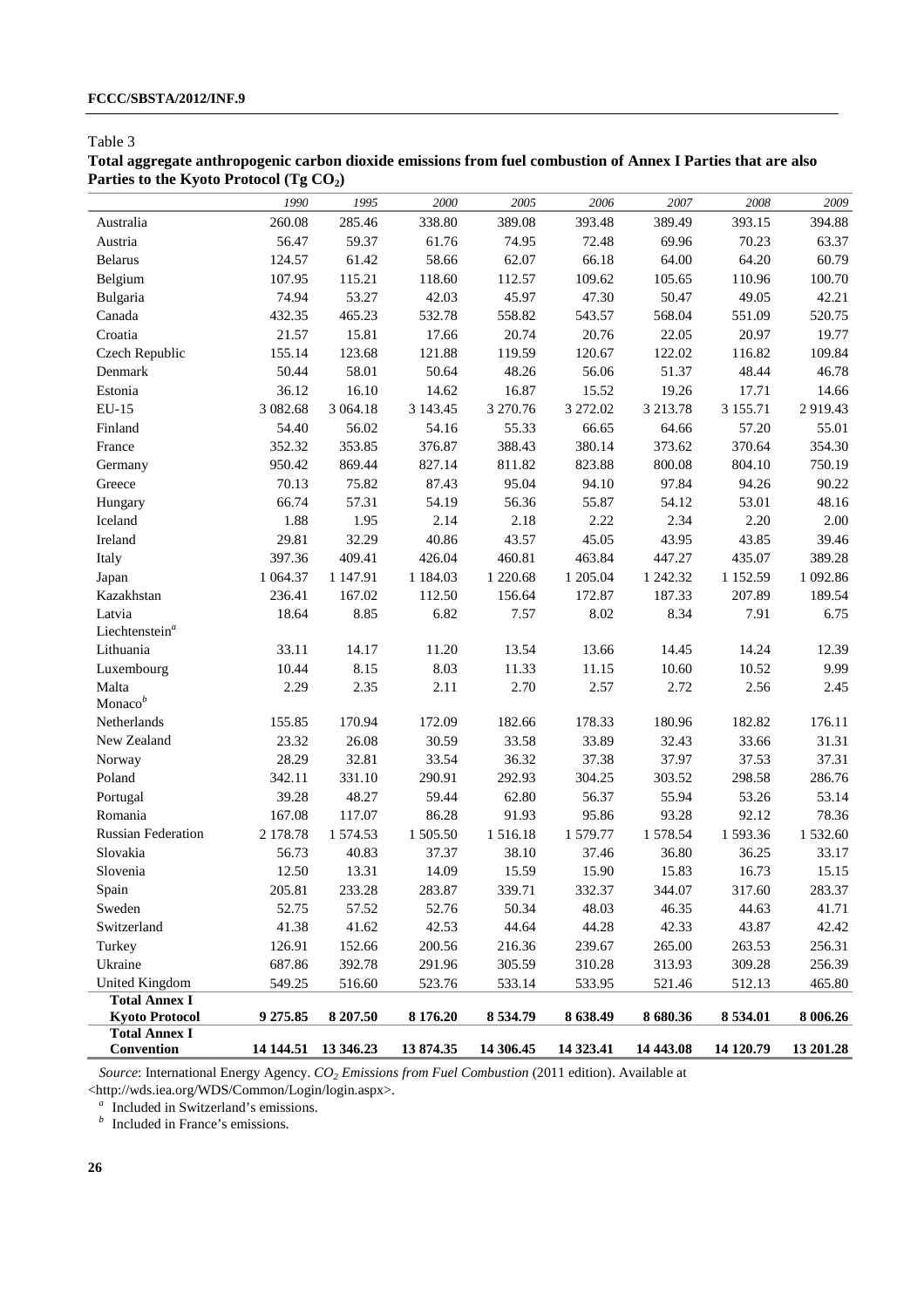Table 3

**Total aggregate anthropogenic carbon dioxide emissions from fuel combustion of Annex I Parties that are also Parties to the Kyoto Protocol (Tg $CO_2$)**

| | *1990* | *1995* | *2000* | *2005* | *2006* | *2007* | *2008* | *2009* |
|---|---|---|---|---|---|---|---|---|
| Australia | 260.08 | 285.46 | 338.80 | 389.08 | 393.48 | 389.49 | 393.15 | 394.88 |
| Austria | 56.47 | 59.37 | 61.76 | 74.95 | 72.48 | 69.96 | 70.23 | 63.37 |
| Belarus | 124.57 | 61.42 | 58.66 | 62.07 | 66.18 | 64.00 | 64.20 | 60.79 |
| Belgium | 107.95 | 115.21 | 118.60 | 112.57 | 109.62 | 105.65 | 110.96 | 100.70 |
| Bulgaria | 74.94 | 53.27 | 42.03 | 45.97 | 47.30 | 50.47 | 49.05 | 42.21 |
| Canada | 432.35 | 465.23 | 532.78 | 558.82 | 543.57 | 568.04 | 551.09 | 520.75 |
| Croatia | 21.57 | 15.81 | 17.66 | 20.74 | 20.76 | 22.05 | 20.97 | 19.77 |
| Czech Republic | 155.14 | 123.68 | 121.88 | 119.59 | 120.67 | 122.02 | 116.82 | 109.84 |
| Denmark | 50.44 | 58.01 | 50.64 | 48.26 | 56.06 | 51.37 | 48.44 | 46.78 |
| Estonia | 36.12 | 16.10 | 14.62 | 16.87 | 15.52 | 19.26 | 17.71 | 14.66 |
| EU-15 | 3 082.68 | 3 064.18 | 3 143.45 | 3 270.76 | 3 272.02 | 3 213.78 | 3 155.71 | 2 919.43 |
| Finland | 54.40 | 56.02 | 54.16 | 55.33 | 66.65 | 64.66 | 57.20 | 55.01 |
| France | 352.32 | 353.85 | 376.87 | 388.43 | 380.14 | 373.62 | 370.64 | 354.30 |
| Germany | 950.42 | 869.44 | 827.14 | 811.82 | 823.88 | 800.08 | 804.10 | 750.19 |
| Greece | 70.13 | 75.82 | 87.43 | 95.04 | 94.10 | 97.84 | 94.26 | 90.22 |
| Hungary | 66.74 | 57.31 | 54.19 | 56.36 | 55.87 | 54.12 | 53.01 | 48.16 |
| Iceland | 1.88 | 1.95 | 2.14 | 2.18 | 2.22 | 2.34 | 2.20 | 2.00 |
| Ireland | 29.81 | 32.29 | 40.86 | 43.57 | 45.05 | 43.95 | 43.85 | 39.46 |
| Italy | 397.36 | 409.41 | 426.04 | 460.81 | 463.84 | 447.27 | 435.07 | 389.28 |
| Japan | 1 064.37 | 1 147.91 | 1 184.03 | 1 220.68 | 1 205.04 | 1 242.32 | 1 152.59 | 1 092.86 |
| Kazakhstan | 236.41 | 167.02 | 112.50 | 156.64 | 172.87 | 187.33 | 207.89 | 189.54 |
| Latvia | 18.64 | 8.85 | 6.82 | 7.57 | 8.02 | 8.34 | 7.91 | 6.75 |
| Liechtenstein[a] | | | | | | | | |
| Lithuania | 33.11 | 14.17 | 11.20 | 13.54 | 13.66 | 14.45 | 14.24 | 12.39 |
| Luxembourg | 10.44 | 8.15 | 8.03 | 11.33 | 11.15 | 10.60 | 10.52 | 9.99 |
| Malta | 2.29 | 2.35 | 2.11 | 2.70 | 2.57 | 2.72 | 2.56 | 2.45 |
| Monaco[b] | | | | | | | | |
| Netherlands | 155.85 | 170.94 | 172.09 | 182.66 | 178.33 | 180.96 | 182.82 | 176.11 |
| New Zealand | 23.32 | 26.08 | 30.59 | 33.58 | 33.89 | 32.43 | 33.66 | 31.31 |
| Norway | 28.29 | 32.81 | 33.54 | 36.32 | 37.38 | 37.97 | 37.53 | 37.31 |
| Poland | 342.11 | 331.10 | 290.91 | 292.93 | 304.25 | 303.52 | 298.58 | 286.76 |
| Portugal | 39.28 | 48.27 | 59.44 | 62.80 | 56.37 | 55.94 | 53.26 | 53.14 |
| Romania | 167.08 | 117.07 | 86.28 | 91.93 | 95.86 | 93.28 | 92.12 | 78.36 |
| Russian Federation | 2 178.78 | 1 574.53 | 1 505.50 | 1 516.18 | 1 579.77 | 1 578.54 | 1 593.36 | 1 532.60 |
| Slovakia | 56.73 | 40.83 | 37.37 | 38.10 | 37.46 | 36.80 | 36.25 | 33.17 |
| Slovenia | 12.50 | 13.31 | 14.09 | 15.59 | 15.90 | 15.83 | 16.73 | 15.15 |
| Spain | 205.81 | 233.28 | 283.87 | 339.71 | 332.37 | 344.07 | 317.60 | 283.37 |
| Sweden | 52.75 | 57.52 | 52.76 | 50.34 | 48.03 | 46.35 | 44.63 | 41.71 |
| Switzerland | 41.38 | 41.62 | 42.53 | 44.64 | 44.28 | 42.33 | 43.87 | 42.42 |
| Turkey | 126.91 | 152.66 | 200.56 | 216.36 | 239.67 | 265.00 | 263.53 | 256.31 |
| Ukraine | 687.86 | 392.78 | 291.96 | 305.59 | 310.28 | 313.93 | 309.28 | 256.39 |
| United Kingdom | 549.25 | 516.60 | 523.76 | 533.14 | 533.95 | 521.46 | 512.13 | 465.80 |
| **Total Annex I Kyoto Protocol** | **9 275.85** | **8 207.50** | **8 176.20** | **8 534.79** | **8 638.49** | **8 680.36** | **8 534.01** | **8 006.26** |
| **Total Annex I Convention** | **14 144.51** | **13 346.23** | **13 874.35** | **14 306.45** | **14 323.41** | **14 443.08** | **14 120.79** | **13 201.28** |

*Source*: International Energy Agency. *$CO_2$ Emissions from Fuel Combustion* (2011 edition). Available at <http://wds.iea.org/WDS/Common/Login/login.aspx>.

[a] Included in Switzerland's emissions.

[b] Included in France's emissions.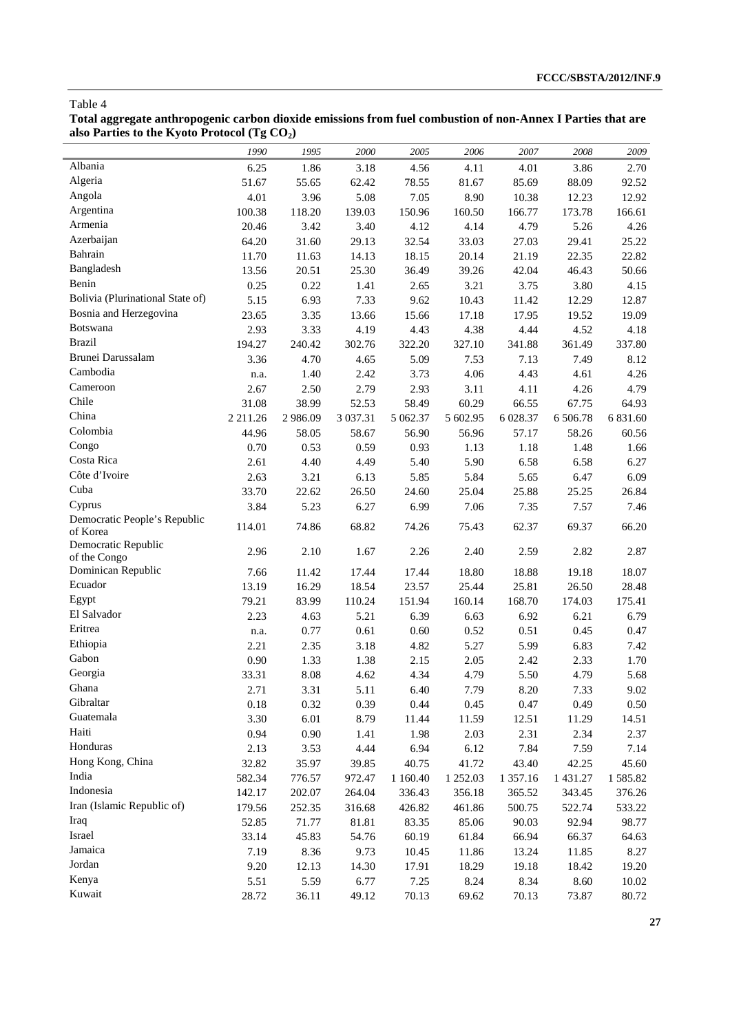Table 4

**Total aggregate anthropogenic carbon dioxide emissions from fuel combustion of non-Annex I Parties that are also Parties to the Kyoto Protocol (Tg $CO_2$)**

| | *1990* | *1995* | *2000* | *2005* | *2006* | *2007* | *2008* | *2009* |
|---|---|---|---|---|---|---|---|---|
| Albania | 6.25 | 1.86 | 3.18 | 4.56 | 4.11 | 4.01 | 3.86 | 2.70 |
| Algeria | 51.67 | 55.65 | 62.42 | 78.55 | 81.67 | 85.69 | 88.09 | 92.52 |
| Angola | 4.01 | 3.96 | 5.08 | 7.05 | 8.90 | 10.38 | 12.23 | 12.92 |
| Argentina | 100.38 | 118.20 | 139.03 | 150.96 | 160.50 | 166.77 | 173.78 | 166.61 |
| Armenia | 20.46 | 3.42 | 3.40 | 4.12 | 4.14 | 4.79 | 5.26 | 4.26 |
| Azerbaijan | 64.20 | 31.60 | 29.13 | 32.54 | 33.03 | 27.03 | 29.41 | 25.22 |
| Bahrain | 11.70 | 11.63 | 14.13 | 18.15 | 20.14 | 21.19 | 22.35 | 22.82 |
| Bangladesh | 13.56 | 20.51 | 25.30 | 36.49 | 39.26 | 42.04 | 46.43 | 50.66 |
| Benin | 0.25 | 0.22 | 1.41 | 2.65 | 3.21 | 3.75 | 3.80 | 4.15 |
| Bolivia (Plurinational State of) | 5.15 | 6.93 | 7.33 | 9.62 | 10.43 | 11.42 | 12.29 | 12.87 |
| Bosnia and Herzegovina | 23.65 | 3.35 | 13.66 | 15.66 | 17.18 | 17.95 | 19.52 | 19.09 |
| Botswana | 2.93 | 3.33 | 4.19 | 4.43 | 4.38 | 4.44 | 4.52 | 4.18 |
| Brazil | 194.27 | 240.42 | 302.76 | 322.20 | 327.10 | 341.88 | 361.49 | 337.80 |
| Brunei Darussalam | 3.36 | 4.70 | 4.65 | 5.09 | 7.53 | 7.13 | 7.49 | 8.12 |
| Cambodia | n.a. | 1.40 | 2.42 | 3.73 | 4.06 | 4.43 | 4.61 | 4.26 |
| Cameroon | 2.67 | 2.50 | 2.79 | 2.93 | 3.11 | 4.11 | 4.26 | 4.79 |
| Chile | 31.08 | 38.99 | 52.53 | 58.49 | 60.29 | 66.55 | 67.75 | 64.93 |
| China | 2 211.26 | 2 986.09 | 3 037.31 | 5 062.37 | 5 602.95 | 6 028.37 | 6 506.78 | 6 831.60 |
| Colombia | 44.96 | 58.05 | 58.67 | 56.90 | 56.96 | 57.17 | 58.26 | 60.56 |
| Congo | 0.70 | 0.53 | 0.59 | 0.93 | 1.13 | 1.18 | 1.48 | 1.66 |
| Costa Rica | 2.61 | 4.40 | 4.49 | 5.40 | 5.90 | 6.58 | 6.58 | 6.27 |
| Côte d'Ivoire | 2.63 | 3.21 | 6.13 | 5.85 | 5.84 | 5.65 | 6.47 | 6.09 |
| Cuba | 33.70 | 22.62 | 26.50 | 24.60 | 25.04 | 25.88 | 25.25 | 26.84 |
| Cyprus | 3.84 | 5.23 | 6.27 | 6.99 | 7.06 | 7.35 | 7.57 | 7.46 |
| Democratic People's Republic of Korea | 114.01 | 74.86 | 68.82 | 74.26 | 75.43 | 62.37 | 69.37 | 66.20 |
| Democratic Republic of the Congo | 2.96 | 2.10 | 1.67 | 2.26 | 2.40 | 2.59 | 2.82 | 2.87 |
| Dominican Republic | 7.66 | 11.42 | 17.44 | 17.44 | 18.80 | 18.88 | 19.18 | 18.07 |
| Ecuador | 13.19 | 16.29 | 18.54 | 23.57 | 25.44 | 25.81 | 26.50 | 28.48 |
| Egypt | 79.21 | 83.99 | 110.24 | 151.94 | 160.14 | 168.70 | 174.03 | 175.41 |
| El Salvador | 2.23 | 4.63 | 5.21 | 6.39 | 6.63 | 6.92 | 6.21 | 6.79 |
| Eritrea | n.a. | 0.77 | 0.61 | 0.60 | 0.52 | 0.51 | 0.45 | 0.47 |
| Ethiopia | 2.21 | 2.35 | 3.18 | 4.82 | 5.27 | 5.99 | 6.83 | 7.42 |
| Gabon | 0.90 | 1.33 | 1.38 | 2.15 | 2.05 | 2.42 | 2.33 | 1.70 |
| Georgia | 33.31 | 8.08 | 4.62 | 4.34 | 4.79 | 5.50 | 4.79 | 5.68 |
| Ghana | 2.71 | 3.31 | 5.11 | 6.40 | 7.79 | 8.20 | 7.33 | 9.02 |
| Gibraltar | 0.18 | 0.32 | 0.39 | 0.44 | 0.45 | 0.47 | 0.49 | 0.50 |
| Guatemala | 3.30 | 6.01 | 8.79 | 11.44 | 11.59 | 12.51 | 11.29 | 14.51 |
| Haiti | 0.94 | 0.90 | 1.41 | 1.98 | 2.03 | 2.31 | 2.34 | 2.37 |
| Honduras | 2.13 | 3.53 | 4.44 | 6.94 | 6.12 | 7.84 | 7.59 | 7.14 |
| Hong Kong, China | 32.82 | 35.97 | 39.85 | 40.75 | 41.72 | 43.40 | 42.25 | 45.60 |
| India | 582.34 | 776.57 | 972.47 | 1 160.40 | 1 252.03 | 1 357.16 | 1 431.27 | 1 585.82 |
| Indonesia | 142.17 | 202.07 | 264.04 | 336.43 | 356.18 | 365.52 | 343.45 | 376.26 |
| Iran (Islamic Republic of) | 179.56 | 252.35 | 316.68 | 426.82 | 461.86 | 500.75 | 522.74 | 533.22 |
| Iraq | 52.85 | 71.77 | 81.81 | 83.35 | 85.06 | 90.03 | 92.94 | 98.77 |
| Israel | 33.14 | 45.83 | 54.76 | 60.19 | 61.84 | 66.94 | 66.37 | 64.63 |
| Jamaica | 7.19 | 8.36 | 9.73 | 10.45 | 11.86 | 13.24 | 11.85 | 8.27 |
| Jordan | 9.20 | 12.13 | 14.30 | 17.91 | 18.29 | 19.18 | 18.42 | 19.20 |
| Kenya | 5.51 | 5.59 | 6.77 | 7.25 | 8.24 | 8.34 | 8.60 | 10.02 |
| Kuwait | 28.72 | 36.11 | 49.12 | 70.13 | 69.62 | 70.13 | 73.87 | 80.72 |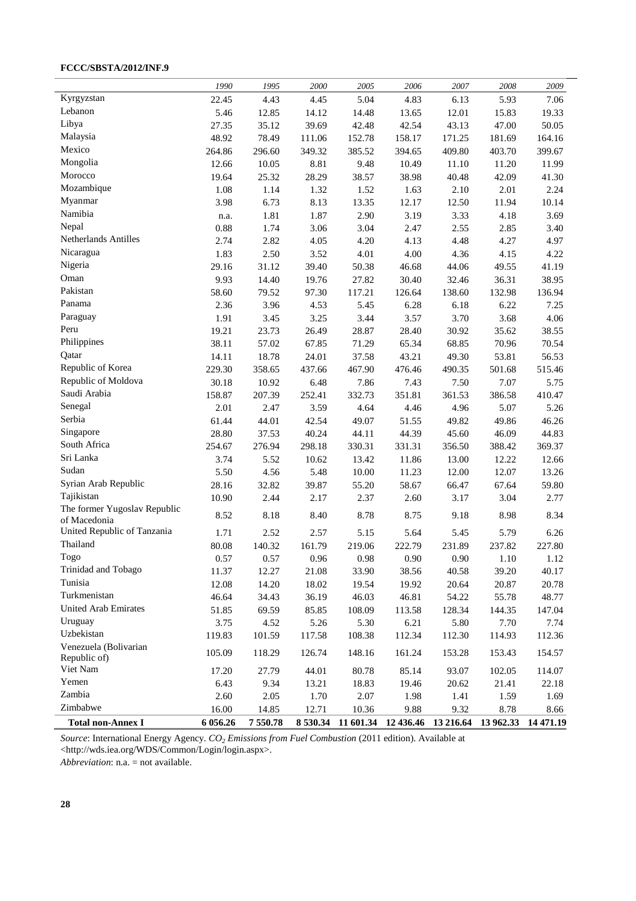| | 1990 | 1995 | 2000 | 2005 | 2006 | 2007 | 2008 | 2009 |
|---|---|---|---|---|---|---|---|---|
| Kyrgyzstan | 22.45 | 4.43 | 4.45 | 5.04 | 4.83 | 6.13 | 5.93 | 7.06 |
| Lebanon | 5.46 | 12.85 | 14.12 | 14.48 | 13.65 | 12.01 | 15.83 | 19.33 |
| Libya | 27.35 | 35.12 | 39.69 | 42.48 | 42.54 | 43.13 | 47.00 | 50.05 |
| Malaysia | 48.92 | 78.49 | 111.06 | 152.78 | 158.17 | 171.25 | 181.69 | 164.16 |
| Mexico | 264.86 | 296.60 | 349.32 | 385.52 | 394.65 | 409.80 | 403.70 | 399.67 |
| Mongolia | 12.66 | 10.05 | 8.81 | 9.48 | 10.49 | 11.10 | 11.20 | 11.99 |
| Morocco | 19.64 | 25.32 | 28.29 | 38.57 | 38.98 | 40.48 | 42.09 | 41.30 |
| Mozambique | 1.08 | 1.14 | 1.32 | 1.52 | 1.63 | 2.10 | 2.01 | 2.24 |
| Myanmar | 3.98 | 6.73 | 8.13 | 13.35 | 12.17 | 12.50 | 11.94 | 10.14 |
| Namibia | n.a. | 1.81 | 1.87 | 2.90 | 3.19 | 3.33 | 4.18 | 3.69 |
| Nepal | 0.88 | 1.74 | 3.06 | 3.04 | 2.47 | 2.55 | 2.85 | 3.40 |
| Netherlands Antilles | 2.74 | 2.82 | 4.05 | 4.20 | 4.13 | 4.48 | 4.27 | 4.97 |
| Nicaragua | 1.83 | 2.50 | 3.52 | 4.01 | 4.00 | 4.36 | 4.15 | 4.22 |
| Nigeria | 29.16 | 31.12 | 39.40 | 50.38 | 46.68 | 44.06 | 49.55 | 41.19 |
| Oman | 9.93 | 14.40 | 19.76 | 27.82 | 30.40 | 32.46 | 36.31 | 38.95 |
| Pakistan | 58.60 | 79.52 | 97.30 | 117.21 | 126.64 | 138.60 | 132.98 | 136.94 |
| Panama | 2.36 | 3.96 | 4.53 | 5.45 | 6.28 | 6.18 | 6.22 | 7.25 |
| Paraguay | 1.91 | 3.45 | 3.25 | 3.44 | 3.57 | 3.70 | 3.68 | 4.06 |
| Peru | 19.21 | 23.73 | 26.49 | 28.87 | 28.40 | 30.92 | 35.62 | 38.55 |
| Philippines | 38.11 | 57.02 | 67.85 | 71.29 | 65.34 | 68.85 | 70.96 | 70.54 |
| Qatar | 14.11 | 18.78 | 24.01 | 37.58 | 43.21 | 49.30 | 53.81 | 56.53 |
| Republic of Korea | 229.30 | 358.65 | 437.66 | 467.90 | 476.46 | 490.35 | 501.68 | 515.46 |
| Republic of Moldova | 30.18 | 10.92 | 6.48 | 7.86 | 7.43 | 7.50 | 7.07 | 5.75 |
| Saudi Arabia | 158.87 | 207.39 | 252.41 | 332.73 | 351.81 | 361.53 | 386.58 | 410.47 |
| Senegal | 2.01 | 2.47 | 3.59 | 4.64 | 4.46 | 4.96 | 5.07 | 5.26 |
| Serbia | 61.44 | 44.01 | 42.54 | 49.07 | 51.55 | 49.82 | 49.86 | 46.26 |
| Singapore | 28.80 | 37.53 | 40.24 | 44.11 | 44.39 | 45.60 | 46.09 | 44.83 |
| South Africa | 254.67 | 276.94 | 298.18 | 330.31 | 331.31 | 356.50 | 388.42 | 369.37 |
| Sri Lanka | 3.74 | 5.52 | 10.62 | 13.42 | 11.86 | 13.00 | 12.22 | 12.66 |
| Sudan | 5.50 | 4.56 | 5.48 | 10.00 | 11.23 | 12.00 | 12.07 | 13.26 |
| Syrian Arab Republic | 28.16 | 32.82 | 39.87 | 55.20 | 58.67 | 66.47 | 67.64 | 59.80 |
| Tajikistan | 10.90 | 2.44 | 2.17 | 2.37 | 2.60 | 3.17 | 3.04 | 2.77 |
| The former Yugoslav Republic of Macedonia | 8.52 | 8.18 | 8.40 | 8.78 | 8.75 | 9.18 | 8.98 | 8.34 |
| United Republic of Tanzania | 1.71 | 2.52 | 2.57 | 5.15 | 5.64 | 5.45 | 5.79 | 6.26 |
| Thailand | 80.08 | 140.32 | 161.79 | 219.06 | 222.79 | 231.89 | 237.82 | 227.80 |
| Togo | 0.57 | 0.57 | 0.96 | 0.98 | 0.90 | 0.90 | 1.10 | 1.12 |
| Trinidad and Tobago | 11.37 | 12.27 | 21.08 | 33.90 | 38.56 | 40.58 | 39.20 | 40.17 |
| Tunisia | 12.08 | 14.20 | 18.02 | 19.54 | 19.92 | 20.64 | 20.87 | 20.78 |
| Turkmenistan | 46.64 | 34.43 | 36.19 | 46.03 | 46.81 | 54.22 | 55.78 | 48.77 |
| United Arab Emirates | 51.85 | 69.59 | 85.85 | 108.09 | 113.58 | 128.34 | 144.35 | 147.04 |
| Uruguay | 3.75 | 4.52 | 5.26 | 5.30 | 6.21 | 5.80 | 7.70 | 7.74 |
| Uzbekistan | 119.83 | 101.59 | 117.58 | 108.38 | 112.34 | 112.30 | 114.93 | 112.36 |
| Venezuela (Bolivarian Republic of) | 105.09 | 118.29 | 126.74 | 148.16 | 161.24 | 153.28 | 153.43 | 154.57 |
| Viet Nam | 17.20 | 27.79 | 44.01 | 80.78 | 85.14 | 93.07 | 102.05 | 114.07 |
| Yemen | 6.43 | 9.34 | 13.21 | 18.83 | 19.46 | 20.62 | 21.41 | 22.18 |
| Zambia | 2.60 | 2.05 | 1.70 | 2.07 | 1.98 | 1.41 | 1.59 | 1.69 |
| Zimbabwe | 16.00 | 14.85 | 12.71 | 10.36 | 9.88 | 9.32 | 8.78 | 8.66 |
| **Total non-Annex I** | **6 056.26** | **7 550.78** | **8 530.34** | **11 601.34** | **12 436.46** | **13 216.64** | **13 962.33** | **14 471.19** |

*Source*: International Energy Agency. *$CO_2$ Emissions from Fuel Combustion* (2011 edition). Available at <http://wds.iea.org/WDS/Common/Login/login.aspx>.

*Abbreviation*: n.a. = not available.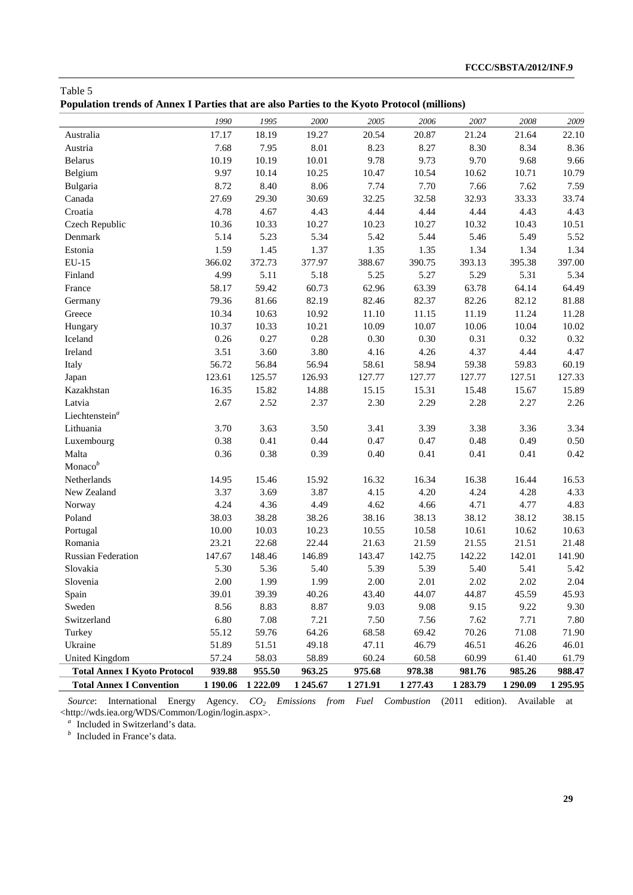Table 5

**Population trends of Annex I Parties that are also Parties to the Kyoto Protocol (millions)**

| | *1990* | *1995* | *2000* | *2005* | *2006* | *2007* | *2008* | *2009* |
|---|---|---|---|---|---|---|---|---|
| Australia | 17.17 | 18.19 | 19.27 | 20.54 | 20.87 | 21.24 | 21.64 | 22.10 |
| Austria | 7.68 | 7.95 | 8.01 | 8.23 | 8.27 | 8.30 | 8.34 | 8.36 |
| Belarus | 10.19 | 10.19 | 10.01 | 9.78 | 9.73 | 9.70 | 9.68 | 9.66 |
| Belgium | 9.97 | 10.14 | 10.25 | 10.47 | 10.54 | 10.62 | 10.71 | 10.79 |
| Bulgaria | 8.72 | 8.40 | 8.06 | 7.74 | 7.70 | 7.66 | 7.62 | 7.59 |
| Canada | 27.69 | 29.30 | 30.69 | 32.25 | 32.58 | 32.93 | 33.33 | 33.74 |
| Croatia | 4.78 | 4.67 | 4.43 | 4.44 | 4.44 | 4.44 | 4.43 | 4.43 |
| Czech Republic | 10.36 | 10.33 | 10.27 | 10.23 | 10.27 | 10.32 | 10.43 | 10.51 |
| Denmark | 5.14 | 5.23 | 5.34 | 5.42 | 5.44 | 5.46 | 5.49 | 5.52 |
| Estonia | 1.59 | 1.45 | 1.37 | 1.35 | 1.35 | 1.34 | 1.34 | 1.34 |
| EU-15 | 366.02 | 372.73 | 377.97 | 388.67 | 390.75 | 393.13 | 395.38 | 397.00 |
| Finland | 4.99 | 5.11 | 5.18 | 5.25 | 5.27 | 5.29 | 5.31 | 5.34 |
| France | 58.17 | 59.42 | 60.73 | 62.96 | 63.39 | 63.78 | 64.14 | 64.49 |
| Germany | 79.36 | 81.66 | 82.19 | 82.46 | 82.37 | 82.26 | 82.12 | 81.88 |
| Greece | 10.34 | 10.63 | 10.92 | 11.10 | 11.15 | 11.19 | 11.24 | 11.28 |
| Hungary | 10.37 | 10.33 | 10.21 | 10.09 | 10.07 | 10.06 | 10.04 | 10.02 |
| Iceland | 0.26 | 0.27 | 0.28 | 0.30 | 0.30 | 0.31 | 0.32 | 0.32 |
| Ireland | 3.51 | 3.60 | 3.80 | 4.16 | 4.26 | 4.37 | 4.44 | 4.47 |
| Italy | 56.72 | 56.84 | 56.94 | 58.61 | 58.94 | 59.38 | 59.83 | 60.19 |
| Japan | 123.61 | 125.57 | 126.93 | 127.77 | 127.77 | 127.77 | 127.51 | 127.33 |
| Kazakhstan | 16.35 | 15.82 | 14.88 | 15.15 | 15.31 | 15.48 | 15.67 | 15.89 |
| Latvia | 2.67 | 2.52 | 2.37 | 2.30 | 2.29 | 2.28 | 2.27 | 2.26 |
| Liechtenstein[a] | | | | | | | | |
| Lithuania | 3.70 | 3.63 | 3.50 | 3.41 | 3.39 | 3.38 | 3.36 | 3.34 |
| Luxembourg | 0.38 | 0.41 | 0.44 | 0.47 | 0.47 | 0.48 | 0.49 | 0.50 |
| Malta | 0.36 | 0.38 | 0.39 | 0.40 | 0.41 | 0.41 | 0.41 | 0.42 |
| Monaco[b] | | | | | | | | |
| Netherlands | 14.95 | 15.46 | 15.92 | 16.32 | 16.34 | 16.38 | 16.44 | 16.53 |
| New Zealand | 3.37 | 3.69 | 3.87 | 4.15 | 4.20 | 4.24 | 4.28 | 4.33 |
| Norway | 4.24 | 4.36 | 4.49 | 4.62 | 4.66 | 4.71 | 4.77 | 4.83 |
| Poland | 38.03 | 38.28 | 38.26 | 38.16 | 38.13 | 38.12 | 38.12 | 38.15 |
| Portugal | 10.00 | 10.03 | 10.23 | 10.55 | 10.58 | 10.61 | 10.62 | 10.63 |
| Romania | 23.21 | 22.68 | 22.44 | 21.63 | 21.59 | 21.55 | 21.51 | 21.48 |
| Russian Federation | 147.67 | 148.46 | 146.89 | 143.47 | 142.75 | 142.22 | 142.01 | 141.90 |
| Slovakia | 5.30 | 5.36 | 5.40 | 5.39 | 5.39 | 5.40 | 5.41 | 5.42 |
| Slovenia | 2.00 | 1.99 | 1.99 | 2.00 | 2.01 | 2.02 | 2.02 | 2.04 |
| Spain | 39.01 | 39.39 | 40.26 | 43.40 | 44.07 | 44.87 | 45.59 | 45.93 |
| Sweden | 8.56 | 8.83 | 8.87 | 9.03 | 9.08 | 9.15 | 9.22 | 9.30 |
| Switzerland | 6.80 | 7.08 | 7.21 | 7.50 | 7.56 | 7.62 | 7.71 | 7.80 |
| Turkey | 55.12 | 59.76 | 64.26 | 68.58 | 69.42 | 70.26 | 71.08 | 71.90 |
| Ukraine | 51.89 | 51.51 | 49.18 | 47.11 | 46.79 | 46.51 | 46.26 | 46.01 |
| United Kingdom | 57.24 | 58.03 | 58.89 | 60.24 | 60.58 | 60.99 | 61.40 | 61.79 |
| **Total Annex I Kyoto Protocol** | **939.88** | **955.50** | **963.25** | **975.68** | **978.38** | **981.76** | **985.26** | **988.47** |
| **Total Annex I Convention** | **1 190.06** | **1 222.09** | **1 245.67** | **1 271.91** | **1 277.43** | **1 283.79** | **1 290.09** | **1 295.95** |

*Source*: International Energy Agency. *$CO_2$ Emissions from Fuel Combustion* (2011 edition). Available at <http://wds.iea.org/WDS/Common/Login/login.aspx>.

[a] Included in Switzerland's data.

[b] Included in France's data.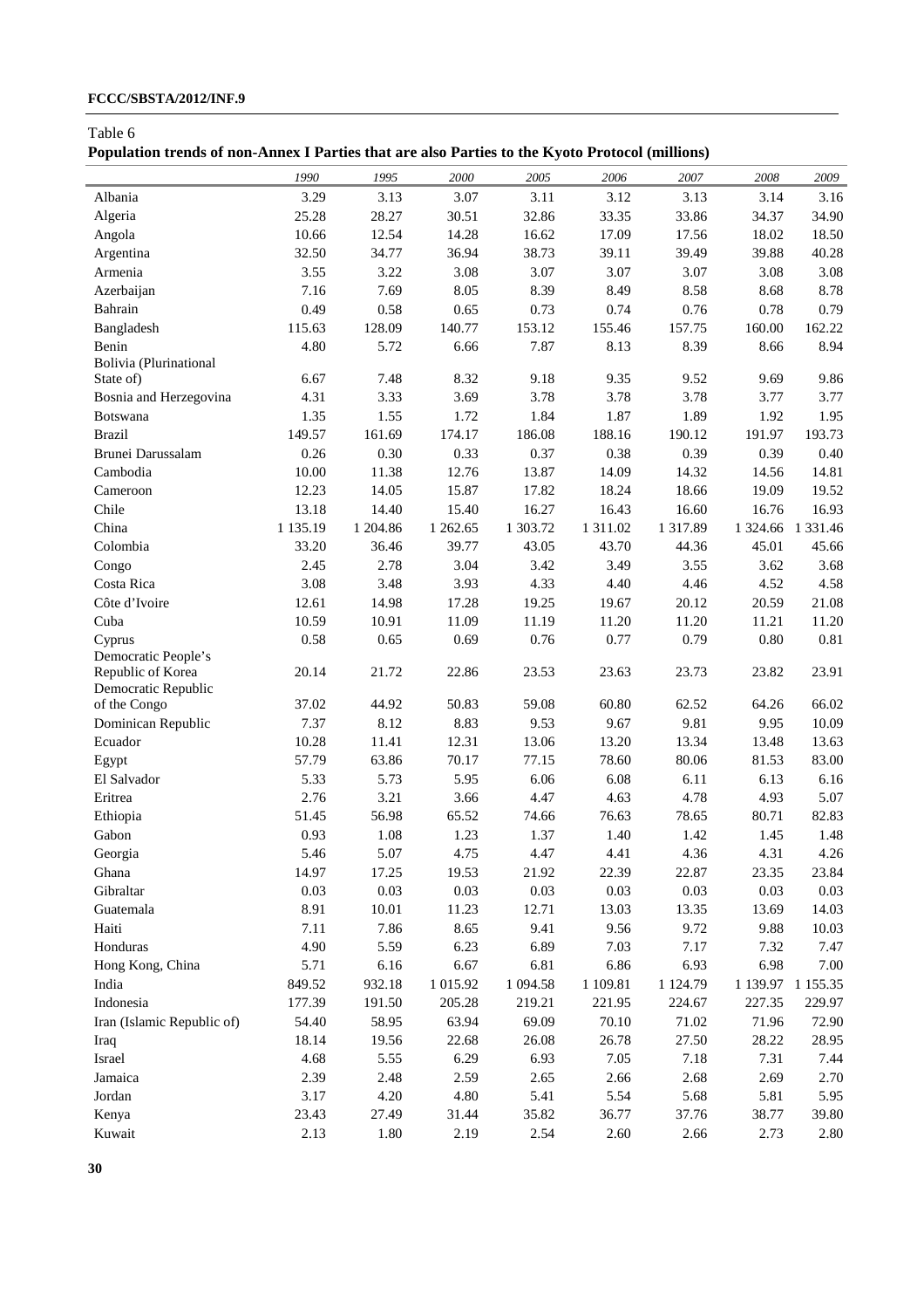Table 6

**Population trends of non-Annex I Parties that are also Parties to the Kyoto Protocol (millions)**

| | *1990* | *1995* | *2000* | *2005* | *2006* | *2007* | *2008* | *2009* |
|---|---|---|---|---|---|---|---|---|
| Albania | 3.29 | 3.13 | 3.07 | 3.11 | 3.12 | 3.13 | 3.14 | 3.16 |
| Algeria | 25.28 | 28.27 | 30.51 | 32.86 | 33.35 | 33.86 | 34.37 | 34.90 |
| Angola | 10.66 | 12.54 | 14.28 | 16.62 | 17.09 | 17.56 | 18.02 | 18.50 |
| Argentina | 32.50 | 34.77 | 36.94 | 38.73 | 39.11 | 39.49 | 39.88 | 40.28 |
| Armenia | 3.55 | 3.22 | 3.08 | 3.07 | 3.07 | 3.07 | 3.08 | 3.08 |
| Azerbaijan | 7.16 | 7.69 | 8.05 | 8.39 | 8.49 | 8.58 | 8.68 | 8.78 |
| Bahrain | 0.49 | 0.58 | 0.65 | 0.73 | 0.74 | 0.76 | 0.78 | 0.79 |
| Bangladesh | 115.63 | 128.09 | 140.77 | 153.12 | 155.46 | 157.75 | 160.00 | 162.22 |
| Benin | 4.80 | 5.72 | 6.66 | 7.87 | 8.13 | 8.39 | 8.66 | 8.94 |
| Bolivia (Plurinational State of) | 6.67 | 7.48 | 8.32 | 9.18 | 9.35 | 9.52 | 9.69 | 9.86 |
| Bosnia and Herzegovina | 4.31 | 3.33 | 3.69 | 3.78 | 3.78 | 3.78 | 3.77 | 3.77 |
| Botswana | 1.35 | 1.55 | 1.72 | 1.84 | 1.87 | 1.89 | 1.92 | 1.95 |
| Brazil | 149.57 | 161.69 | 174.17 | 186.08 | 188.16 | 190.12 | 191.97 | 193.73 |
| Brunei Darussalam | 0.26 | 0.30 | 0.33 | 0.37 | 0.38 | 0.39 | 0.39 | 0.40 |
| Cambodia | 10.00 | 11.38 | 12.76 | 13.87 | 14.09 | 14.32 | 14.56 | 14.81 |
| Cameroon | 12.23 | 14.05 | 15.87 | 17.82 | 18.24 | 18.66 | 19.09 | 19.52 |
| Chile | 13.18 | 14.40 | 15.40 | 16.27 | 16.43 | 16.60 | 16.76 | 16.93 |
| China | 1 135.19 | 1 204.86 | 1 262.65 | 1 303.72 | 1 311.02 | 1 317.89 | 1 324.66 | 1 331.46 |
| Colombia | 33.20 | 36.46 | 39.77 | 43.05 | 43.70 | 44.36 | 45.01 | 45.66 |
| Congo | 2.45 | 2.78 | 3.04 | 3.42 | 3.49 | 3.55 | 3.62 | 3.68 |
| Costa Rica | 3.08 | 3.48 | 3.93 | 4.33 | 4.40 | 4.46 | 4.52 | 4.58 |
| Côte d'Ivoire | 12.61 | 14.98 | 17.28 | 19.25 | 19.67 | 20.12 | 20.59 | 21.08 |
| Cuba | 10.59 | 10.91 | 11.09 | 11.19 | 11.20 | 11.20 | 11.21 | 11.20 |
| Cyprus | 0.58 | 0.65 | 0.69 | 0.76 | 0.77 | 0.79 | 0.80 | 0.81 |
| Democratic People's Republic of Korea | 20.14 | 21.72 | 22.86 | 23.53 | 23.63 | 23.73 | 23.82 | 23.91 |
| Democratic Republic of the Congo | 37.02 | 44.92 | 50.83 | 59.08 | 60.80 | 62.52 | 64.26 | 66.02 |
| Dominican Republic | 7.37 | 8.12 | 8.83 | 9.53 | 9.67 | 9.81 | 9.95 | 10.09 |
| Ecuador | 10.28 | 11.41 | 12.31 | 13.06 | 13.20 | 13.34 | 13.48 | 13.63 |
| Egypt | 57.79 | 63.86 | 70.17 | 77.15 | 78.60 | 80.06 | 81.53 | 83.00 |
| El Salvador | 5.33 | 5.73 | 5.95 | 6.06 | 6.08 | 6.11 | 6.13 | 6.16 |
| Eritrea | 2.76 | 3.21 | 3.66 | 4.47 | 4.63 | 4.78 | 4.93 | 5.07 |
| Ethiopia | 51.45 | 56.98 | 65.52 | 74.66 | 76.63 | 78.65 | 80.71 | 82.83 |
| Gabon | 0.93 | 1.08 | 1.23 | 1.37 | 1.40 | 1.42 | 1.45 | 1.48 |
| Georgia | 5.46 | 5.07 | 4.75 | 4.47 | 4.41 | 4.36 | 4.31 | 4.26 |
| Ghana | 14.97 | 17.25 | 19.53 | 21.92 | 22.39 | 22.87 | 23.35 | 23.84 |
| Gibraltar | 0.03 | 0.03 | 0.03 | 0.03 | 0.03 | 0.03 | 0.03 | 0.03 |
| Guatemala | 8.91 | 10.01 | 11.23 | 12.71 | 13.03 | 13.35 | 13.69 | 14.03 |
| Haiti | 7.11 | 7.86 | 8.65 | 9.41 | 9.56 | 9.72 | 9.88 | 10.03 |
| Honduras | 4.90 | 5.59 | 6.23 | 6.89 | 7.03 | 7.17 | 7.32 | 7.47 |
| Hong Kong, China | 5.71 | 6.16 | 6.67 | 6.81 | 6.86 | 6.93 | 6.98 | 7.00 |
| India | 849.52 | 932.18 | 1 015.92 | 1 094.58 | 1 109.81 | 1 124.79 | 1 139.97 | 1 155.35 |
| Indonesia | 177.39 | 191.50 | 205.28 | 219.21 | 221.95 | 224.67 | 227.35 | 229.97 |
| Iran (Islamic Republic of) | 54.40 | 58.95 | 63.94 | 69.09 | 70.10 | 71.02 | 71.96 | 72.90 |
| Iraq | 18.14 | 19.56 | 22.68 | 26.08 | 26.78 | 27.50 | 28.22 | 28.95 |
| Israel | 4.68 | 5.55 | 6.29 | 6.93 | 7.05 | 7.18 | 7.31 | 7.44 |
| Jamaica | 2.39 | 2.48 | 2.59 | 2.65 | 2.66 | 2.68 | 2.69 | 2.70 |
| Jordan | 3.17 | 4.20 | 4.80 | 5.41 | 5.54 | 5.68 | 5.81 | 5.95 |
| Kenya | 23.43 | 27.49 | 31.44 | 35.82 | 36.77 | 37.76 | 38.77 | 39.80 |
| Kuwait | 2.13 | 1.80 | 2.19 | 2.54 | 2.60 | 2.66 | 2.73 | 2.80 |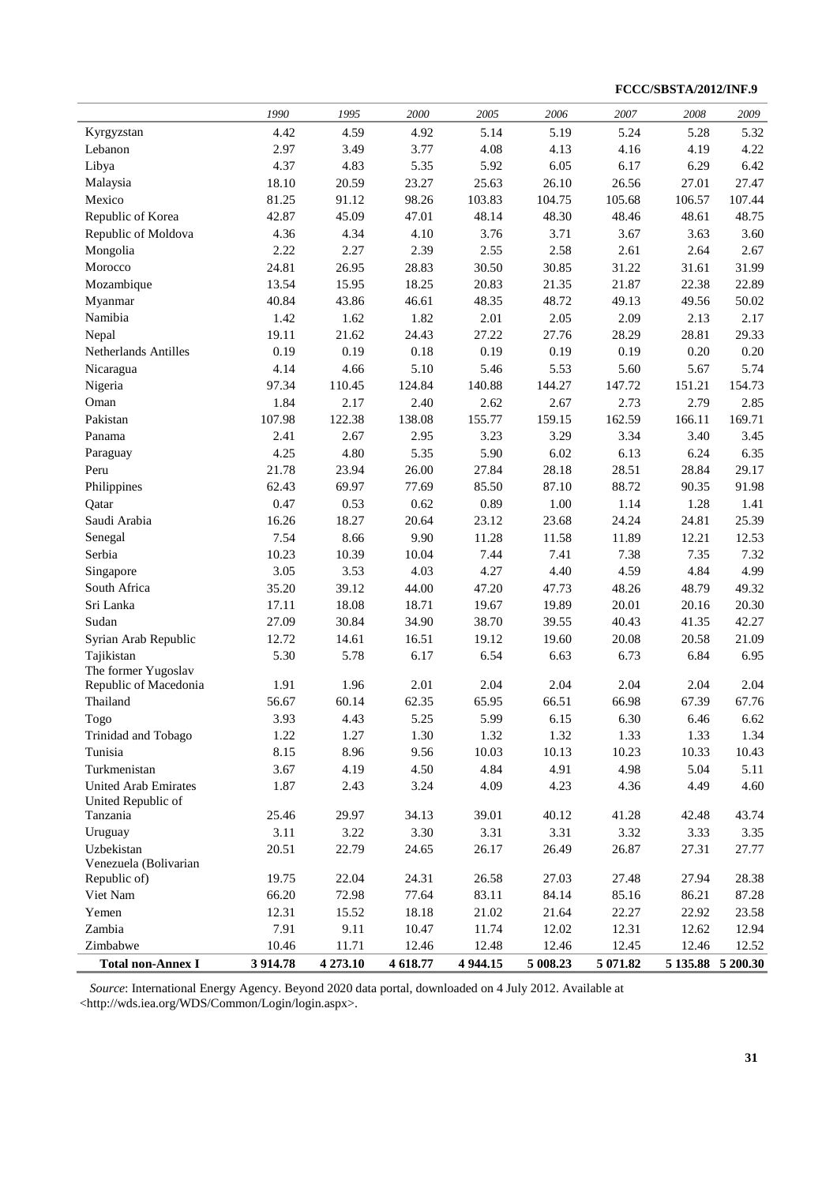| | 1990 | 1995 | 2000 | 2005 | 2006 | 2007 | 2008 | 2009 |
|---|---|---|---|---|---|---|---|---|
| Kyrgyzstan | 4.42 | 4.59 | 4.92 | 5.14 | 5.19 | 5.24 | 5.28 | 5.32 |
| Lebanon | 2.97 | 3.49 | 3.77 | 4.08 | 4.13 | 4.16 | 4.19 | 4.22 |
| Libya | 4.37 | 4.83 | 5.35 | 5.92 | 6.05 | 6.17 | 6.29 | 6.42 |
| Malaysia | 18.10 | 20.59 | 23.27 | 25.63 | 26.10 | 26.56 | 27.01 | 27.47 |
| Mexico | 81.25 | 91.12 | 98.26 | 103.83 | 104.75 | 105.68 | 106.57 | 107.44 |
| Republic of Korea | 42.87 | 45.09 | 47.01 | 48.14 | 48.30 | 48.46 | 48.61 | 48.75 |
| Republic of Moldova | 4.36 | 4.34 | 4.10 | 3.76 | 3.71 | 3.67 | 3.63 | 3.60 |
| Mongolia | 2.22 | 2.27 | 2.39 | 2.55 | 2.58 | 2.61 | 2.64 | 2.67 |
| Morocco | 24.81 | 26.95 | 28.83 | 30.50 | 30.85 | 31.22 | 31.61 | 31.99 |
| Mozambique | 13.54 | 15.95 | 18.25 | 20.83 | 21.35 | 21.87 | 22.38 | 22.89 |
| Myanmar | 40.84 | 43.86 | 46.61 | 48.35 | 48.72 | 49.13 | 49.56 | 50.02 |
| Namibia | 1.42 | 1.62 | 1.82 | 2.01 | 2.05 | 2.09 | 2.13 | 2.17 |
| Nepal | 19.11 | 21.62 | 24.43 | 27.22 | 27.76 | 28.29 | 28.81 | 29.33 |
| Netherlands Antilles | 0.19 | 0.19 | 0.18 | 0.19 | 0.19 | 0.19 | 0.20 | 0.20 |
| Nicaragua | 4.14 | 4.66 | 5.10 | 5.46 | 5.53 | 5.60 | 5.67 | 5.74 |
| Nigeria | 97.34 | 110.45 | 124.84 | 140.88 | 144.27 | 147.72 | 151.21 | 154.73 |
| Oman | 1.84 | 2.17 | 2.40 | 2.62 | 2.67 | 2.73 | 2.79 | 2.85 |
| Pakistan | 107.98 | 122.38 | 138.08 | 155.77 | 159.15 | 162.59 | 166.11 | 169.71 |
| Panama | 2.41 | 2.67 | 2.95 | 3.23 | 3.29 | 3.34 | 3.40 | 3.45 |
| Paraguay | 4.25 | 4.80 | 5.35 | 5.90 | 6.02 | 6.13 | 6.24 | 6.35 |
| Peru | 21.78 | 23.94 | 26.00 | 27.84 | 28.18 | 28.51 | 28.84 | 29.17 |
| Philippines | 62.43 | 69.97 | 77.69 | 85.50 | 87.10 | 88.72 | 90.35 | 91.98 |
| Qatar | 0.47 | 0.53 | 0.62 | 0.89 | 1.00 | 1.14 | 1.28 | 1.41 |
| Saudi Arabia | 16.26 | 18.27 | 20.64 | 23.12 | 23.68 | 24.24 | 24.81 | 25.39 |
| Senegal | 7.54 | 8.66 | 9.90 | 11.28 | 11.58 | 11.89 | 12.21 | 12.53 |
| Serbia | 10.23 | 10.39 | 10.04 | 7.44 | 7.41 | 7.38 | 7.35 | 7.32 |
| Singapore | 3.05 | 3.53 | 4.03 | 4.27 | 4.40 | 4.59 | 4.84 | 4.99 |
| South Africa | 35.20 | 39.12 | 44.00 | 47.20 | 47.73 | 48.26 | 48.79 | 49.32 |
| Sri Lanka | 17.11 | 18.08 | 18.71 | 19.67 | 19.89 | 20.01 | 20.16 | 20.30 |
| Sudan | 27.09 | 30.84 | 34.90 | 38.70 | 39.55 | 40.43 | 41.35 | 42.27 |
| Syrian Arab Republic | 12.72 | 14.61 | 16.51 | 19.12 | 19.60 | 20.08 | 20.58 | 21.09 |
| Tajikistan | 5.30 | 5.78 | 6.17 | 6.54 | 6.63 | 6.73 | 6.84 | 6.95 |
| The former Yugoslav Republic of Macedonia | 1.91 | 1.96 | 2.01 | 2.04 | 2.04 | 2.04 | 2.04 | 2.04 |
| Thailand | 56.67 | 60.14 | 62.35 | 65.95 | 66.51 | 66.98 | 67.39 | 67.76 |
| Togo | 3.93 | 4.43 | 5.25 | 5.99 | 6.15 | 6.30 | 6.46 | 6.62 |
| Trinidad and Tobago | 1.22 | 1.27 | 1.30 | 1.32 | 1.32 | 1.33 | 1.33 | 1.34 |
| Tunisia | 8.15 | 8.96 | 9.56 | 10.03 | 10.13 | 10.23 | 10.33 | 10.43 |
| Turkmenistan | 3.67 | 4.19 | 4.50 | 4.84 | 4.91 | 4.98 | 5.04 | 5.11 |
| United Arab Emirates | 1.87 | 2.43 | 3.24 | 4.09 | 4.23 | 4.36 | 4.49 | 4.60 |
| United Republic of Tanzania | 25.46 | 29.97 | 34.13 | 39.01 | 40.12 | 41.28 | 42.48 | 43.74 |
| Uruguay | 3.11 | 3.22 | 3.30 | 3.31 | 3.31 | 3.32 | 3.33 | 3.35 |
| Uzbekistan | 20.51 | 22.79 | 24.65 | 26.17 | 26.49 | 26.87 | 27.31 | 27.77 |
| Venezuela (Bolivarian Republic of) | 19.75 | 22.04 | 24.31 | 26.58 | 27.03 | 27.48 | 27.94 | 28.38 |
| Viet Nam | 66.20 | 72.98 | 77.64 | 83.11 | 84.14 | 85.16 | 86.21 | 87.28 |
| Yemen | 12.31 | 15.52 | 18.18 | 21.02 | 21.64 | 22.27 | 22.92 | 23.58 |
| Zambia | 7.91 | 9.11 | 10.47 | 11.74 | 12.02 | 12.31 | 12.62 | 12.94 |
| Zimbabwe | 10.46 | 11.71 | 12.46 | 12.48 | 12.46 | 12.45 | 12.46 | 12.52 |
| **Total non-Annex I** | **3 914.78** | **4 273.10** | **4 618.77** | **4 944.15** | **5 008.23** | **5 071.82** | **5 135.88** | **5 200.30** |

*Source*: International Energy Agency. Beyond 2020 data portal, downloaded on 4 July 2012. Available at <http://wds.iea.org/WDS/Common/Login/login.aspx>.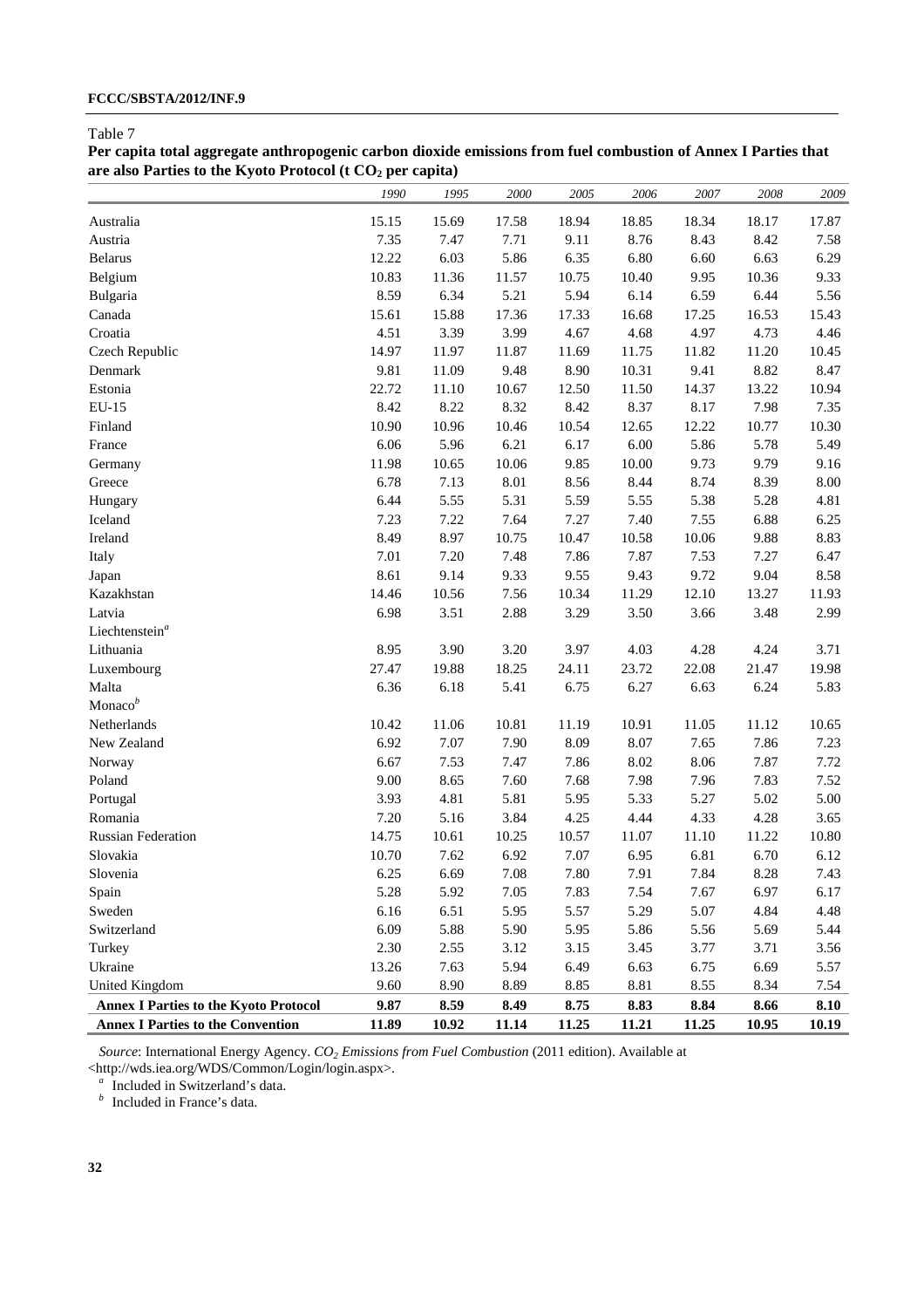Table 7

**Per capita total aggregate anthropogenic carbon dioxide emissions from fuel combustion of Annex I Parties that are also Parties to the Kyoto Protocol (t $CO_2$ per capita)**

| | *1990* | *1995* | *2000* | *2005* | *2006* | *2007* | *2008* | *2009* |
|---|---|---|---|---|---|---|---|---|
| Australia | 15.15 | 15.69 | 17.58 | 18.94 | 18.85 | 18.34 | 18.17 | 17.87 |
| Austria | 7.35 | 7.47 | 7.71 | 9.11 | 8.76 | 8.43 | 8.42 | 7.58 |
| Belarus | 12.22 | 6.03 | 5.86 | 6.35 | 6.80 | 6.60 | 6.63 | 6.29 |
| Belgium | 10.83 | 11.36 | 11.57 | 10.75 | 10.40 | 9.95 | 10.36 | 9.33 |
| Bulgaria | 8.59 | 6.34 | 5.21 | 5.94 | 6.14 | 6.59 | 6.44 | 5.56 |
| Canada | 15.61 | 15.88 | 17.36 | 17.33 | 16.68 | 17.25 | 16.53 | 15.43 |
| Croatia | 4.51 | 3.39 | 3.99 | 4.67 | 4.68 | 4.97 | 4.73 | 4.46 |
| Czech Republic | 14.97 | 11.97 | 11.87 | 11.69 | 11.75 | 11.82 | 11.20 | 10.45 |
| Denmark | 9.81 | 11.09 | 9.48 | 8.90 | 10.31 | 9.41 | 8.82 | 8.47 |
| Estonia | 22.72 | 11.10 | 10.67 | 12.50 | 11.50 | 14.37 | 13.22 | 10.94 |
| EU-15 | 8.42 | 8.22 | 8.32 | 8.42 | 8.37 | 8.17 | 7.98 | 7.35 |
| Finland | 10.90 | 10.96 | 10.46 | 10.54 | 12.65 | 12.22 | 10.77 | 10.30 |
| France | 6.06 | 5.96 | 6.21 | 6.17 | 6.00 | 5.86 | 5.78 | 5.49 |
| Germany | 11.98 | 10.65 | 10.06 | 9.85 | 10.00 | 9.73 | 9.79 | 9.16 |
| Greece | 6.78 | 7.13 | 8.01 | 8.56 | 8.44 | 8.74 | 8.39 | 8.00 |
| Hungary | 6.44 | 5.55 | 5.31 | 5.59 | 5.55 | 5.38 | 5.28 | 4.81 |
| Iceland | 7.23 | 7.22 | 7.64 | 7.27 | 7.40 | 7.55 | 6.88 | 6.25 |
| Ireland | 8.49 | 8.97 | 10.75 | 10.47 | 10.58 | 10.06 | 9.88 | 8.83 |
| Italy | 7.01 | 7.20 | 7.48 | 7.86 | 7.87 | 7.53 | 7.27 | 6.47 |
| Japan | 8.61 | 9.14 | 9.33 | 9.55 | 9.43 | 9.72 | 9.04 | 8.58 |
| Kazakhstan | 14.46 | 10.56 | 7.56 | 10.34 | 11.29 | 12.10 | 13.27 | 11.93 |
| Latvia | 6.98 | 3.51 | 2.88 | 3.29 | 3.50 | 3.66 | 3.48 | 2.99 |
| Liechtenstein[a] | | | | | | | | |
| Lithuania | 8.95 | 3.90 | 3.20 | 3.97 | 4.03 | 4.28 | 4.24 | 3.71 |
| Luxembourg | 27.47 | 19.88 | 18.25 | 24.11 | 23.72 | 22.08 | 21.47 | 19.98 |
| Malta | 6.36 | 6.18 | 5.41 | 6.75 | 6.27 | 6.63 | 6.24 | 5.83 |
| Monaco[b] | | | | | | | | |
| Netherlands | 10.42 | 11.06 | 10.81 | 11.19 | 10.91 | 11.05 | 11.12 | 10.65 |
| New Zealand | 6.92 | 7.07 | 7.90 | 8.09 | 8.07 | 7.65 | 7.86 | 7.23 |
| Norway | 6.67 | 7.53 | 7.47 | 7.86 | 8.02 | 8.06 | 7.87 | 7.72 |
| Poland | 9.00 | 8.65 | 7.60 | 7.68 | 7.98 | 7.96 | 7.83 | 7.52 |
| Portugal | 3.93 | 4.81 | 5.81 | 5.95 | 5.33 | 5.27 | 5.02 | 5.00 |
| Romania | 7.20 | 5.16 | 3.84 | 4.25 | 4.44 | 4.33 | 4.28 | 3.65 |
| Russian Federation | 14.75 | 10.61 | 10.25 | 10.57 | 11.07 | 11.10 | 11.22 | 10.80 |
| Slovakia | 10.70 | 7.62 | 6.92 | 7.07 | 6.95 | 6.81 | 6.70 | 6.12 |
| Slovenia | 6.25 | 6.69 | 7.08 | 7.80 | 7.91 | 7.84 | 8.28 | 7.43 |
| Spain | 5.28 | 5.92 | 7.05 | 7.83 | 7.54 | 7.67 | 6.97 | 6.17 |
| Sweden | 6.16 | 6.51 | 5.95 | 5.57 | 5.29 | 5.07 | 4.84 | 4.48 |
| Switzerland | 6.09 | 5.88 | 5.90 | 5.95 | 5.86 | 5.56 | 5.69 | 5.44 |
| Turkey | 2.30 | 2.55 | 3.12 | 3.15 | 3.45 | 3.77 | 3.71 | 3.56 |
| Ukraine | 13.26 | 7.63 | 5.94 | 6.49 | 6.63 | 6.75 | 6.69 | 5.57 |
| United Kingdom | 9.60 | 8.90 | 8.89 | 8.85 | 8.81 | 8.55 | 8.34 | 7.54 |
| **Annex I Parties to the Kyoto Protocol** | **9.87** | **8.59** | **8.49** | **8.75** | **8.83** | **8.84** | **8.66** | **8.10** |
| **Annex I Parties to the Convention** | **11.89** | **10.92** | **11.14** | **11.25** | **11.21** | **11.25** | **10.95** | **10.19** |

*Source*: International Energy Agency. *$CO_2$ Emissions from Fuel Combustion* (2011 edition). Available at <http://wds.iea.org/WDS/Common/Login/login.aspx>.

[a] Included in Switzerland's data.

[b] Included in France's data.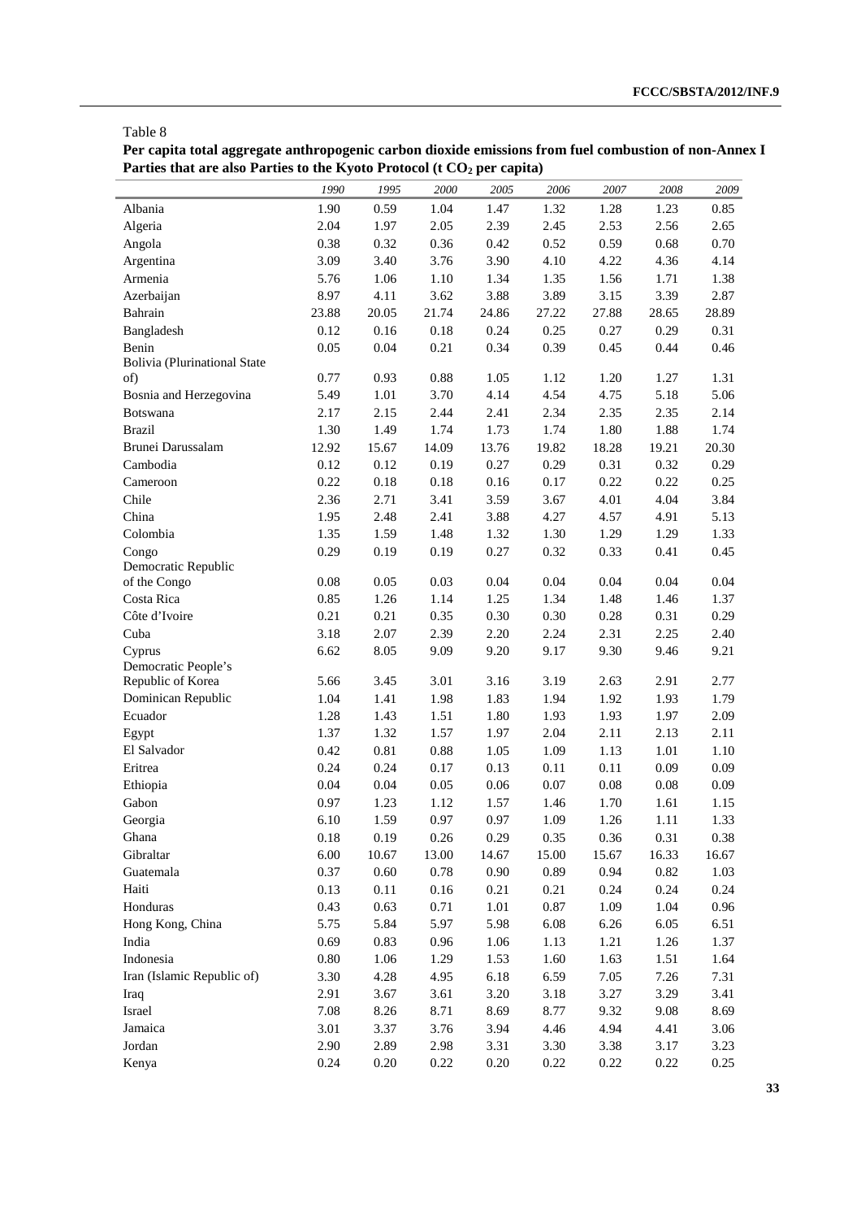Table 8

**Per capita total aggregate anthropogenic carbon dioxide emissions from fuel combustion of non-Annex I Parties that are also Parties to the Kyoto Protocol (t $CO_2$ per capita)**

| | *1990* | *1995* | *2000* | *2005* | *2006* | *2007* | *2008* | *2009* |
|---|---|---|---|---|---|---|---|---|
| Albania | 1.90 | 0.59 | 1.04 | 1.47 | 1.32 | 1.28 | 1.23 | 0.85 |
| Algeria | 2.04 | 1.97 | 2.05 | 2.39 | 2.45 | 2.53 | 2.56 | 2.65 |
| Angola | 0.38 | 0.32 | 0.36 | 0.42 | 0.52 | 0.59 | 0.68 | 0.70 |
| Argentina | 3.09 | 3.40 | 3.76 | 3.90 | 4.10 | 4.22 | 4.36 | 4.14 |
| Armenia | 5.76 | 1.06 | 1.10 | 1.34 | 1.35 | 1.56 | 1.71 | 1.38 |
| Azerbaijan | 8.97 | 4.11 | 3.62 | 3.88 | 3.89 | 3.15 | 3.39 | 2.87 |
| Bahrain | 23.88 | 20.05 | 21.74 | 24.86 | 27.22 | 27.88 | 28.65 | 28.89 |
| Bangladesh | 0.12 | 0.16 | 0.18 | 0.24 | 0.25 | 0.27 | 0.29 | 0.31 |
| Benin | 0.05 | 0.04 | 0.21 | 0.34 | 0.39 | 0.45 | 0.44 | 0.46 |
| Bolivia (Plurinational State of) | 0.77 | 0.93 | 0.88 | 1.05 | 1.12 | 1.20 | 1.27 | 1.31 |
| Bosnia and Herzegovina | 5.49 | 1.01 | 3.70 | 4.14 | 4.54 | 4.75 | 5.18 | 5.06 |
| Botswana | 2.17 | 2.15 | 2.44 | 2.41 | 2.34 | 2.35 | 2.35 | 2.14 |
| Brazil | 1.30 | 1.49 | 1.74 | 1.73 | 1.74 | 1.80 | 1.88 | 1.74 |
| Brunei Darussalam | 12.92 | 15.67 | 14.09 | 13.76 | 19.82 | 18.28 | 19.21 | 20.30 |
| Cambodia | 0.12 | 0.12 | 0.19 | 0.27 | 0.29 | 0.31 | 0.32 | 0.29 |
| Cameroon | 0.22 | 0.18 | 0.18 | 0.16 | 0.17 | 0.22 | 0.22 | 0.25 |
| Chile | 2.36 | 2.71 | 3.41 | 3.59 | 3.67 | 4.01 | 4.04 | 3.84 |
| China | 1.95 | 2.48 | 2.41 | 3.88 | 4.27 | 4.57 | 4.91 | 5.13 |
| Colombia | 1.35 | 1.59 | 1.48 | 1.32 | 1.30 | 1.29 | 1.29 | 1.33 |
| Congo | 0.29 | 0.19 | 0.19 | 0.27 | 0.32 | 0.33 | 0.41 | 0.45 |
| Democratic Republic of the Congo | 0.08 | 0.05 | 0.03 | 0.04 | 0.04 | 0.04 | 0.04 | 0.04 |
| Costa Rica | 0.85 | 1.26 | 1.14 | 1.25 | 1.34 | 1.48 | 1.46 | 1.37 |
| Côte d'Ivoire | 0.21 | 0.21 | 0.35 | 0.30 | 0.30 | 0.28 | 0.31 | 0.29 |
| Cuba | 3.18 | 2.07 | 2.39 | 2.20 | 2.24 | 2.31 | 2.25 | 2.40 |
| Cyprus | 6.62 | 8.05 | 9.09 | 9.20 | 9.17 | 9.30 | 9.46 | 9.21 |
| Democratic People's Republic of Korea | 5.66 | 3.45 | 3.01 | 3.16 | 3.19 | 2.63 | 2.91 | 2.77 |
| Dominican Republic | 1.04 | 1.41 | 1.98 | 1.83 | 1.94 | 1.92 | 1.93 | 1.79 |
| Ecuador | 1.28 | 1.43 | 1.51 | 1.80 | 1.93 | 1.93 | 1.97 | 2.09 |
| Egypt | 1.37 | 1.32 | 1.57 | 1.97 | 2.04 | 2.11 | 2.13 | 2.11 |
| El Salvador | 0.42 | 0.81 | 0.88 | 1.05 | 1.09 | 1.13 | 1.01 | 1.10 |
| Eritrea | 0.24 | 0.24 | 0.17 | 0.13 | 0.11 | 0.11 | 0.09 | 0.09 |
| Ethiopia | 0.04 | 0.04 | 0.05 | 0.06 | 0.07 | 0.08 | 0.08 | 0.09 |
| Gabon | 0.97 | 1.23 | 1.12 | 1.57 | 1.46 | 1.70 | 1.61 | 1.15 |
| Georgia | 6.10 | 1.59 | 0.97 | 0.97 | 1.09 | 1.26 | 1.11 | 1.33 |
| Ghana | 0.18 | 0.19 | 0.26 | 0.29 | 0.35 | 0.36 | 0.31 | 0.38 |
| Gibraltar | 6.00 | 10.67 | 13.00 | 14.67 | 15.00 | 15.67 | 16.33 | 16.67 |
| Guatemala | 0.37 | 0.60 | 0.78 | 0.90 | 0.89 | 0.94 | 0.82 | 1.03 |
| Haiti | 0.13 | 0.11 | 0.16 | 0.21 | 0.21 | 0.24 | 0.24 | 0.24 |
| Honduras | 0.43 | 0.63 | 0.71 | 1.01 | 0.87 | 1.09 | 1.04 | 0.96 |
| Hong Kong, China | 5.75 | 5.84 | 5.97 | 5.98 | 6.08 | 6.26 | 6.05 | 6.51 |
| India | 0.69 | 0.83 | 0.96 | 1.06 | 1.13 | 1.21 | 1.26 | 1.37 |
| Indonesia | 0.80 | 1.06 | 1.29 | 1.53 | 1.60 | 1.63 | 1.51 | 1.64 |
| Iran (Islamic Republic of) | 3.30 | 4.28 | 4.95 | 6.18 | 6.59 | 7.05 | 7.26 | 7.31 |
| Iraq | 2.91 | 3.67 | 3.61 | 3.20 | 3.18 | 3.27 | 3.29 | 3.41 |
| Israel | 7.08 | 8.26 | 8.71 | 8.69 | 8.77 | 9.32 | 9.08 | 8.69 |
| Jamaica | 3.01 | 3.37 | 3.76 | 3.94 | 4.46 | 4.94 | 4.41 | 3.06 |
| Jordan | 2.90 | 2.89 | 2.98 | 3.31 | 3.30 | 3.38 | 3.17 | 3.23 |
| Kenya | 0.24 | 0.20 | 0.22 | 0.20 | 0.22 | 0.22 | 0.22 | 0.25 |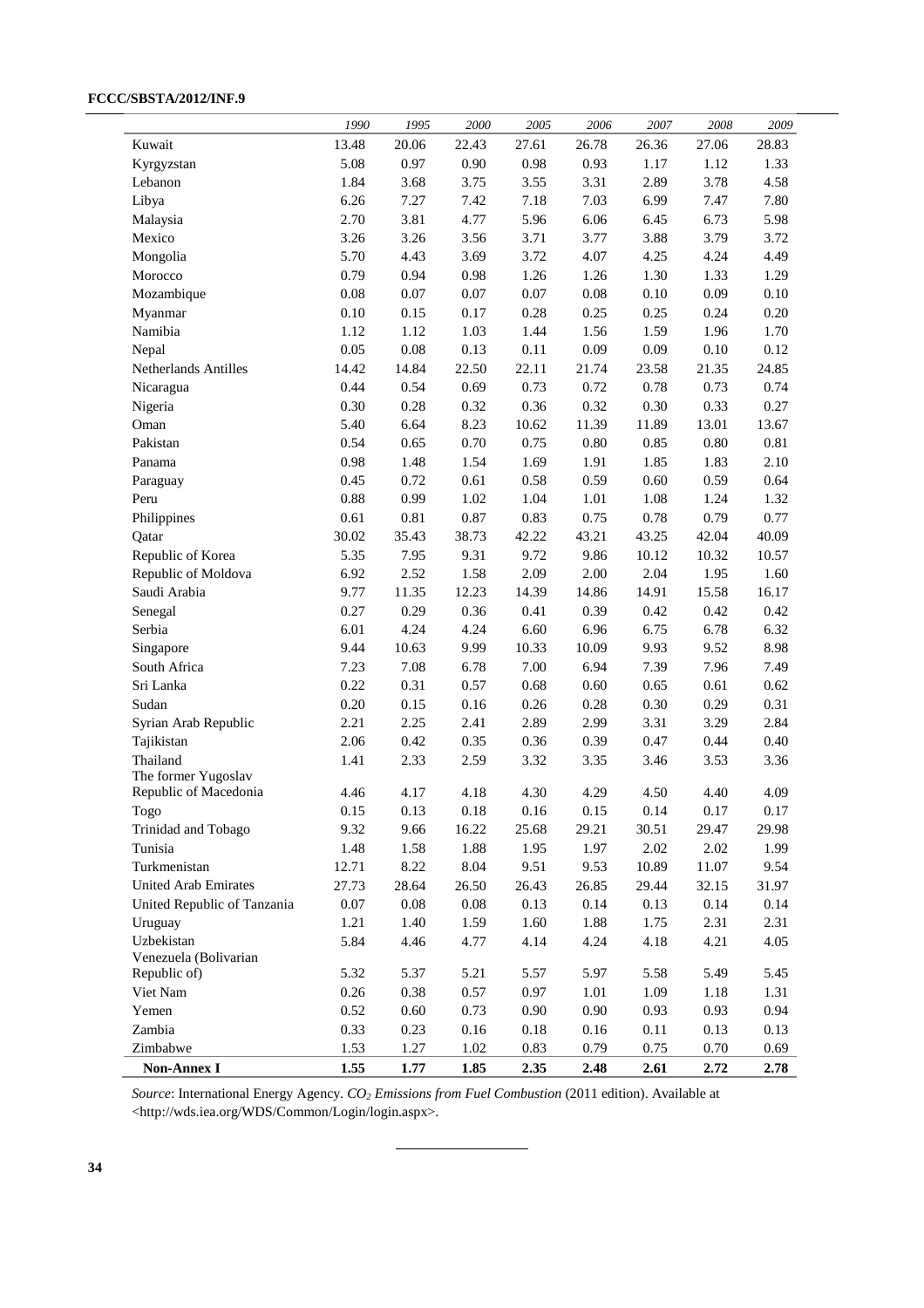| | 1990 | 1995 | 2000 | 2005 | 2006 | 2007 | 2008 | 2009 |
|---|---|---|---|---|---|---|---|---|
| Kuwait | 13.48 | 20.06 | 22.43 | 27.61 | 26.78 | 26.36 | 27.06 | 28.83 |
| Kyrgyzstan | 5.08 | 0.97 | 0.90 | 0.98 | 0.93 | 1.17 | 1.12 | 1.33 |
| Lebanon | 1.84 | 3.68 | 3.75 | 3.55 | 3.31 | 2.89 | 3.78 | 4.58 |
| Libya | 6.26 | 7.27 | 7.42 | 7.18 | 7.03 | 6.99 | 7.47 | 7.80 |
| Malaysia | 2.70 | 3.81 | 4.77 | 5.96 | 6.06 | 6.45 | 6.73 | 5.98 |
| Mexico | 3.26 | 3.26 | 3.56 | 3.71 | 3.77 | 3.88 | 3.79 | 3.72 |
| Mongolia | 5.70 | 4.43 | 3.69 | 3.72 | 4.07 | 4.25 | 4.24 | 4.49 |
| Morocco | 0.79 | 0.94 | 0.98 | 1.26 | 1.26 | 1.30 | 1.33 | 1.29 |
| Mozambique | 0.08 | 0.07 | 0.07 | 0.07 | 0.08 | 0.10 | 0.09 | 0.10 |
| Myanmar | 0.10 | 0.15 | 0.17 | 0.28 | 0.25 | 0.25 | 0.24 | 0.20 |
| Namibia | 1.12 | 1.12 | 1.03 | 1.44 | 1.56 | 1.59 | 1.96 | 1.70 |
| Nepal | 0.05 | 0.08 | 0.13 | 0.11 | 0.09 | 0.09 | 0.10 | 0.12 |
| Netherlands Antilles | 14.42 | 14.84 | 22.50 | 22.11 | 21.74 | 23.58 | 21.35 | 24.85 |
| Nicaragua | 0.44 | 0.54 | 0.69 | 0.73 | 0.72 | 0.78 | 0.73 | 0.74 |
| Nigeria | 0.30 | 0.28 | 0.32 | 0.36 | 0.32 | 0.30 | 0.33 | 0.27 |
| Oman | 5.40 | 6.64 | 8.23 | 10.62 | 11.39 | 11.89 | 13.01 | 13.67 |
| Pakistan | 0.54 | 0.65 | 0.70 | 0.75 | 0.80 | 0.85 | 0.80 | 0.81 |
| Panama | 0.98 | 1.48 | 1.54 | 1.69 | 1.91 | 1.85 | 1.83 | 2.10 |
| Paraguay | 0.45 | 0.72 | 0.61 | 0.58 | 0.59 | 0.60 | 0.59 | 0.64 |
| Peru | 0.88 | 0.99 | 1.02 | 1.04 | 1.01 | 1.08 | 1.24 | 1.32 |
| Philippines | 0.61 | 0.81 | 0.87 | 0.83 | 0.75 | 0.78 | 0.79 | 0.77 |
| Qatar | 30.02 | 35.43 | 38.73 | 42.22 | 43.21 | 43.25 | 42.04 | 40.09 |
| Republic of Korea | 5.35 | 7.95 | 9.31 | 9.72 | 9.86 | 10.12 | 10.32 | 10.57 |
| Republic of Moldova | 6.92 | 2.52 | 1.58 | 2.09 | 2.00 | 2.04 | 1.95 | 1.60 |
| Saudi Arabia | 9.77 | 11.35 | 12.23 | 14.39 | 14.86 | 14.91 | 15.58 | 16.17 |
| Senegal | 0.27 | 0.29 | 0.36 | 0.41 | 0.39 | 0.42 | 0.42 | 0.42 |
| Serbia | 6.01 | 4.24 | 4.24 | 6.60 | 6.96 | 6.75 | 6.78 | 6.32 |
| Singapore | 9.44 | 10.63 | 9.99 | 10.33 | 10.09 | 9.93 | 9.52 | 8.98 |
| South Africa | 7.23 | 7.08 | 6.78 | 7.00 | 6.94 | 7.39 | 7.96 | 7.49 |
| Sri Lanka | 0.22 | 0.31 | 0.57 | 0.68 | 0.60 | 0.65 | 0.61 | 0.62 |
| Sudan | 0.20 | 0.15 | 0.16 | 0.26 | 0.28 | 0.30 | 0.29 | 0.31 |
| Syrian Arab Republic | 2.21 | 2.25 | 2.41 | 2.89 | 2.99 | 3.31 | 3.29 | 2.84 |
| Tajikistan | 2.06 | 0.42 | 0.35 | 0.36 | 0.39 | 0.47 | 0.44 | 0.40 |
| Thailand | 1.41 | 2.33 | 2.59 | 3.32 | 3.35 | 3.46 | 3.53 | 3.36 |
| The former Yugoslav Republic of Macedonia | 4.46 | 4.17 | 4.18 | 4.30 | 4.29 | 4.50 | 4.40 | 4.09 |
| Togo | 0.15 | 0.13 | 0.18 | 0.16 | 0.15 | 0.14 | 0.17 | 0.17 |
| Trinidad and Tobago | 9.32 | 9.66 | 16.22 | 25.68 | 29.21 | 30.51 | 29.47 | 29.98 |
| Tunisia | 1.48 | 1.58 | 1.88 | 1.95 | 1.97 | 2.02 | 2.02 | 1.99 |
| Turkmenistan | 12.71 | 8.22 | 8.04 | 9.51 | 9.53 | 10.89 | 11.07 | 9.54 |
| United Arab Emirates | 27.73 | 28.64 | 26.50 | 26.43 | 26.85 | 29.44 | 32.15 | 31.97 |
| United Republic of Tanzania | 0.07 | 0.08 | 0.08 | 0.13 | 0.14 | 0.13 | 0.14 | 0.14 |
| Uruguay | 1.21 | 1.40 | 1.59 | 1.60 | 1.88 | 1.75 | 2.31 | 2.31 |
| Uzbekistan | 5.84 | 4.46 | 4.77 | 4.14 | 4.24 | 4.18 | 4.21 | 4.05 |
| Venezuela (Bolivarian Republic of) | 5.32 | 5.37 | 5.21 | 5.57 | 5.97 | 5.58 | 5.49 | 5.45 |
| Viet Nam | 0.26 | 0.38 | 0.57 | 0.97 | 1.01 | 1.09 | 1.18 | 1.31 |
| Yemen | 0.52 | 0.60 | 0.73 | 0.90 | 0.90 | 0.93 | 0.93 | 0.94 |
| Zambia | 0.33 | 0.23 | 0.16 | 0.18 | 0.16 | 0.11 | 0.13 | 0.13 |
| Zimbabwe | 1.53 | 1.27 | 1.02 | 0.83 | 0.79 | 0.75 | 0.70 | 0.69 |
| **Non-Annex I** | **1.55** | **1.77** | **1.85** | **2.35** | **2.48** | **2.61** | **2.72** | **2.78** |

*Source*: International Energy Agency. *$CO_2$ Emissions from Fuel Combustion* (2011 edition). Available at <http://wds.iea.org/WDS/Common/Login/login.aspx>.